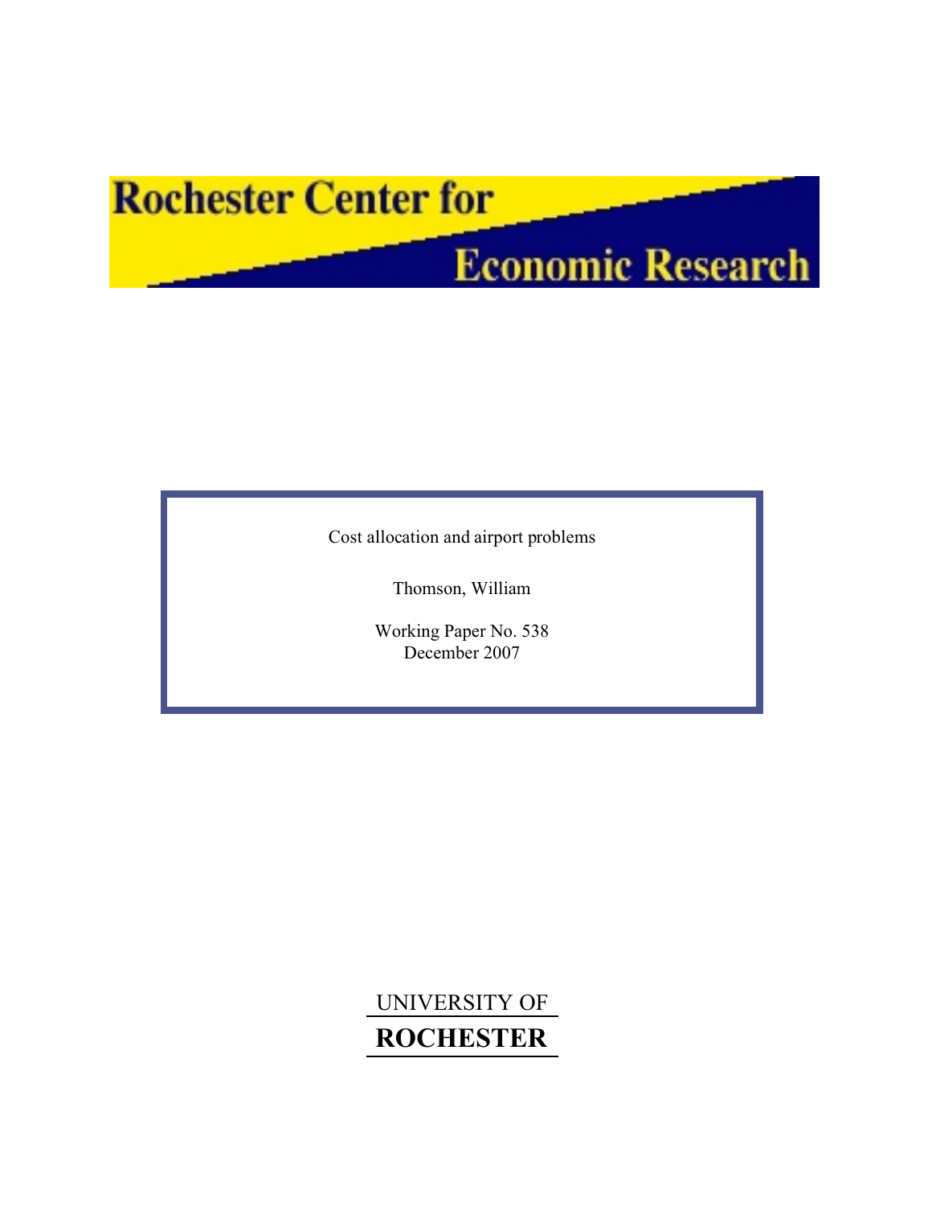Rochester Center for

Economic Research

Cost allocation and airport problems

Thomson, William

Working Paper No. 538

December 2007

UNIVERSITY OF

**ROCHESTER**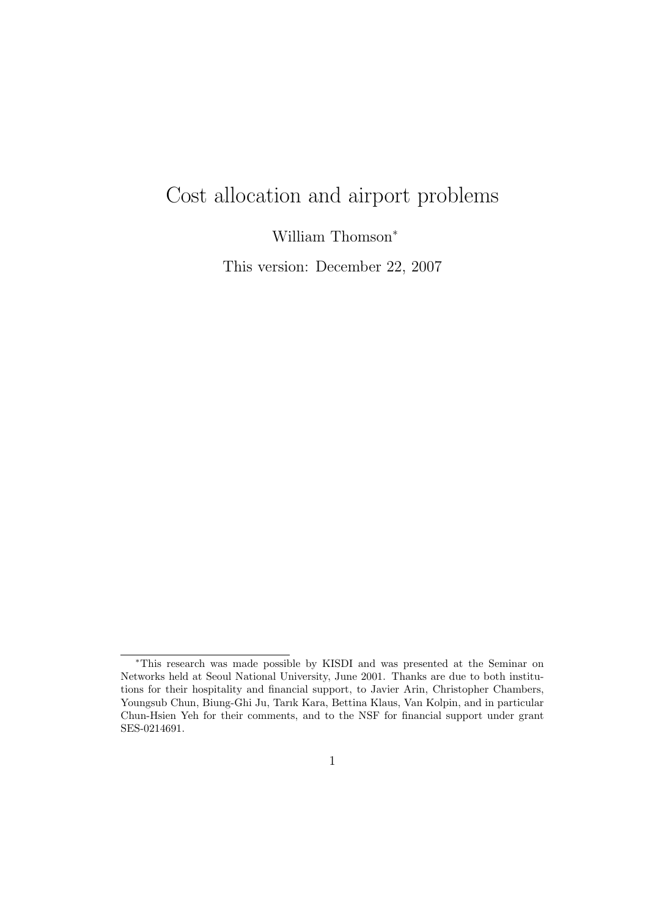# Cost allocation and airport problems

William Thomson*

This version: December 22, 2007

*This research was made possible by KISDI and was presented at the Seminar on Networks held at Seoul National University, June 2001. Thanks are due to both institutions for their hospitality and financial support, to Javier Arin, Christopher Chambers, Youngsub Chun, Biung-Ghi Ju, Tarık Kara, Bettina Klaus, Van Kolpin, and in particular Chun-Hsien Yeh for their comments, and to the NSF for financial support under grant SES-0214691.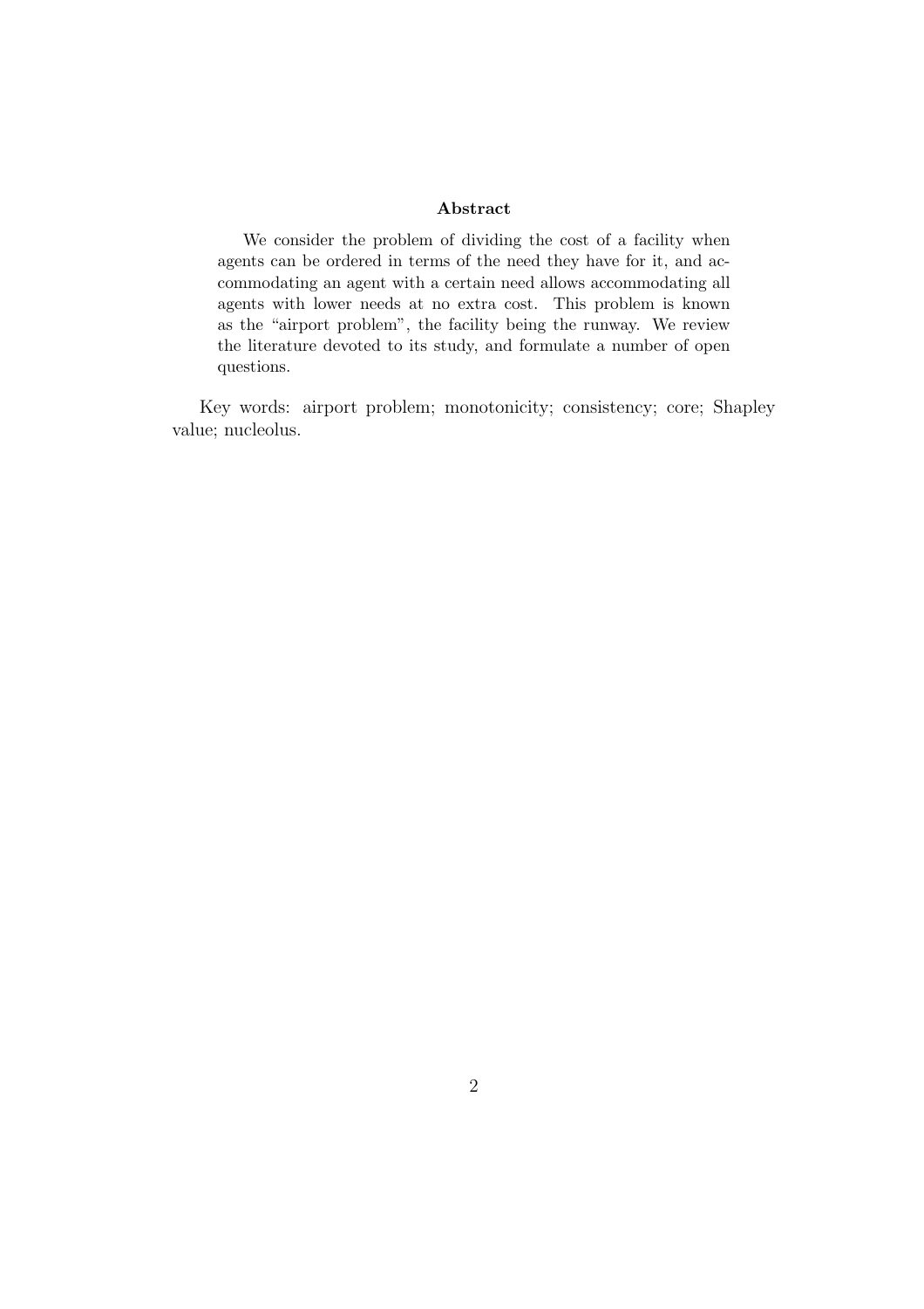**Abstract**

We consider the problem of dividing the cost of a facility when agents can be ordered in terms of the need they have for it, and accommodating an agent with a certain need allows accommodating all agents with lower needs at no extra cost. This problem is known as the "airport problem", the facility being the runway. We review the literature devoted to its study, and formulate a number of open questions.

Key words: airport problem; monotonicity; consistency; core; Shapley value; nucleolus.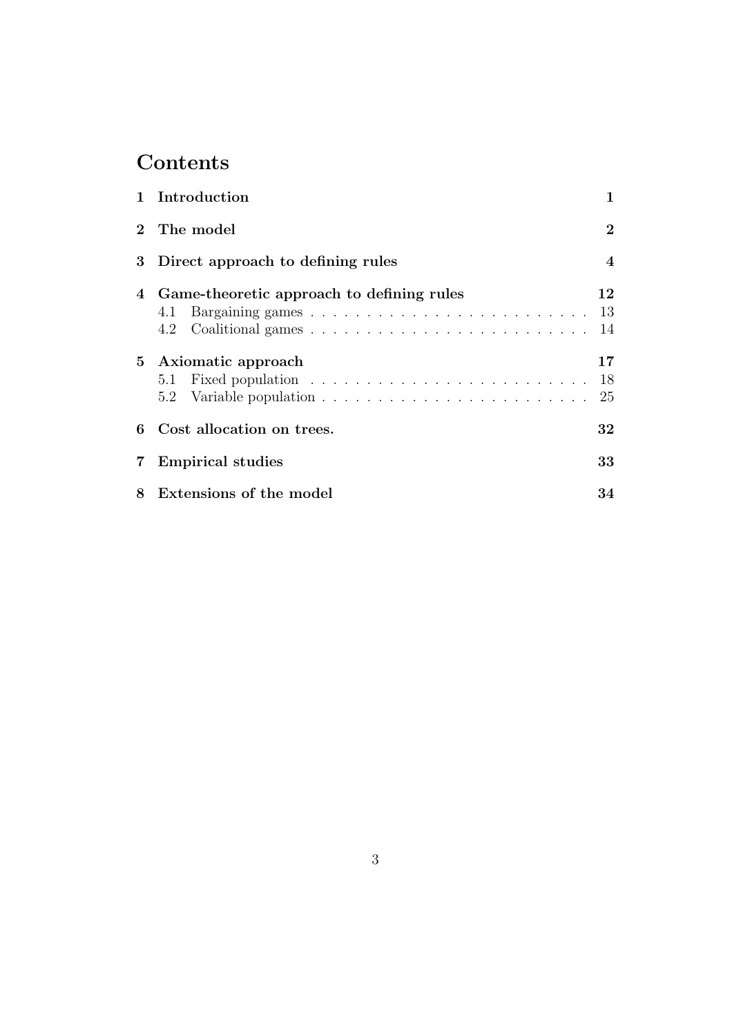# Contents

| | | |
|---|---|---|
| **1** | **Introduction** | **1** |
| **2** | **The model** | **2** |
| **3** | **Direct approach to defining rules** | **4** |
| **4** | **Game-theoretic approach to defining rules** | **12** |
| | 4.1 Bargaining games | 13 |
| | 4.2 Coalitional games | 14 |
| **5** | **Axiomatic approach** | **17** |
| | 5.1 Fixed population | 18 |
| | 5.2 Variable population | 25 |
| **6** | **Cost allocation on trees.** | **32** |
| **7** | **Empirical studies** | **33** |
| **8** | **Extensions of the model** | **34** |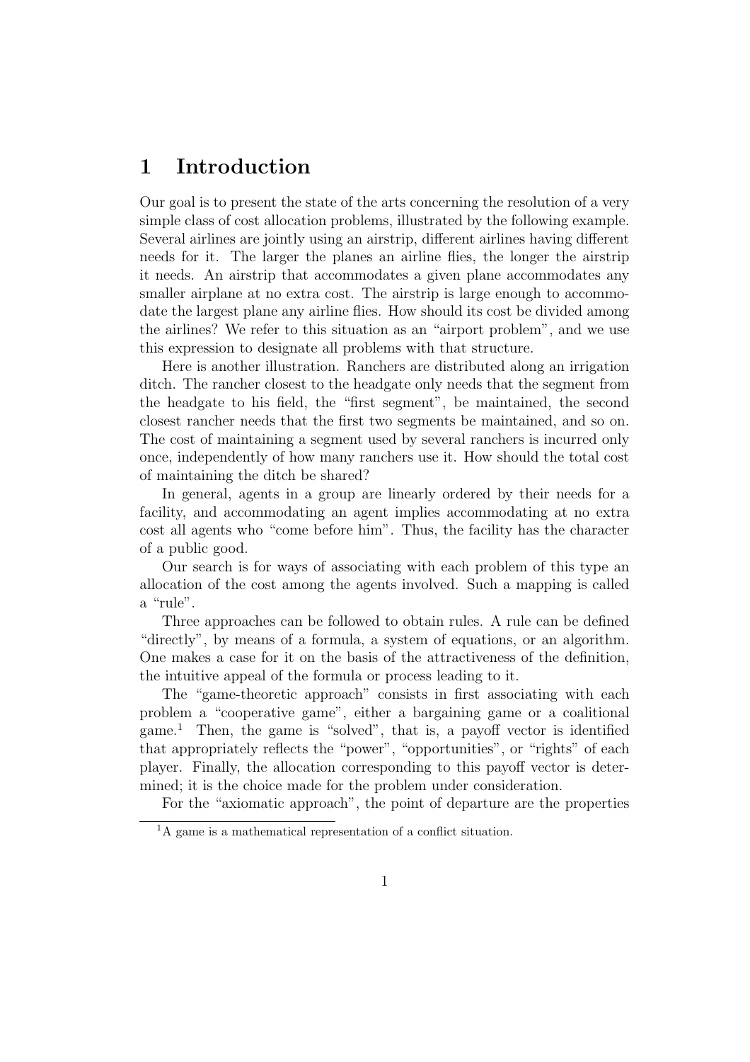# 1 Introduction

Our goal is to present the state of the arts concerning the resolution of a very simple class of cost allocation problems, illustrated by the following example. Several airlines are jointly using an airstrip, different airlines having different needs for it. The larger the planes an airline flies, the longer the airstrip it needs. An airstrip that accommodates a given plane accommodates any smaller airplane at no extra cost. The airstrip is large enough to accommodate the largest plane any airline flies. How should its cost be divided among the airlines? We refer to this situation as an "airport problem", and we use this expression to designate all problems with that structure.

Here is another illustration. Ranchers are distributed along an irrigation ditch. The rancher closest to the headgate only needs that the segment from the headgate to his field, the "first segment", be maintained, the second closest rancher needs that the first two segments be maintained, and so on. The cost of maintaining a segment used by several ranchers is incurred only once, independently of how many ranchers use it. How should the total cost of maintaining the ditch be shared?

In general, agents in a group are linearly ordered by their needs for a facility, and accommodating an agent implies accommodating at no extra cost all agents who "come before him". Thus, the facility has the character of a public good.

Our search is for ways of associating with each problem of this type an allocation of the cost among the agents involved. Such a mapping is called a "rule".

Three approaches can be followed to obtain rules. A rule can be defined "directly", by means of a formula, a system of equations, or an algorithm. One makes a case for it on the basis of the attractiveness of the definition, the intuitive appeal of the formula or process leading to it.

The "game-theoretic approach" consists in first associating with each problem a "cooperative game", either a bargaining game or a coalitional game.[1] Then, the game is "solved", that is, a payoff vector is identified that appropriately reflects the "power", "opportunities", or "rights" of each player. Finally, the allocation corresponding to this payoff vector is determined; it is the choice made for the problem under consideration.

For the "axiomatic approach", the point of departure are the properties

[1] A game is a mathematical representation of a conflict situation.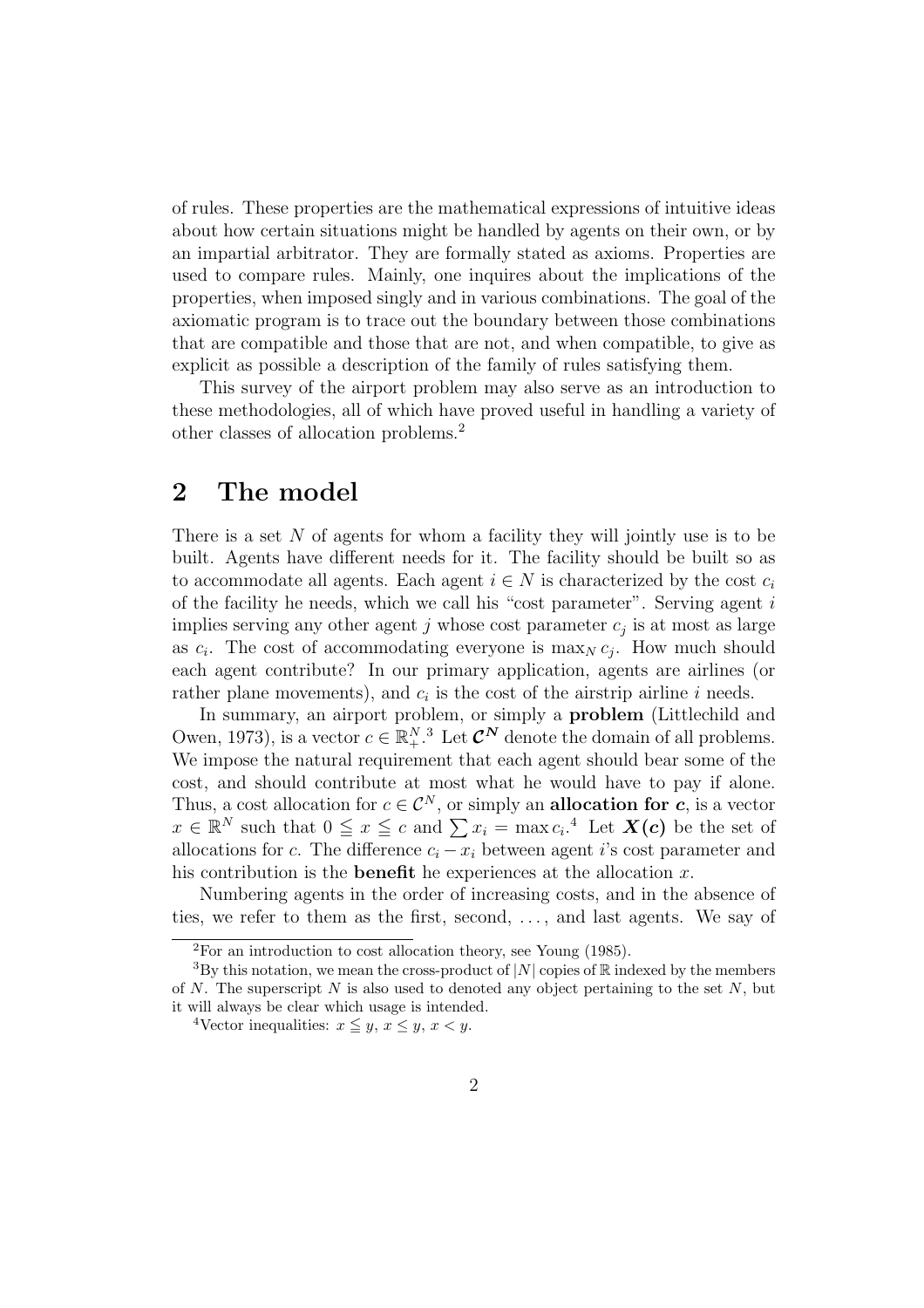of rules. These properties are the mathematical expressions of intuitive ideas about how certain situations might be handled by agents on their own, or by an impartial arbitrator. They are formally stated as axioms. Properties are used to compare rules. Mainly, one inquires about the implications of the properties, when imposed singly and in various combinations. The goal of the axiomatic program is to trace out the boundary between those combinations that are compatible and those that are not, and when compatible, to give as explicit as possible a description of the family of rules satisfying them.

This survey of the airport problem may also serve as an introduction to these methodologies, all of which have proved useful in handling a variety of other classes of allocation problems.[2]

## 2 The model

There is a set $N$ of agents for whom a facility they will jointly use is to be built. Agents have different needs for it. The facility should be built so as to accommodate all agents. Each agent $i \in N$ is characterized by the cost $c_i$ of the facility he needs, which we call his "cost parameter". Serving agent $i$ implies serving any other agent $j$ whose cost parameter $c_j$ is at most as large as $c_i$. The cost of accommodating everyone is $\max_N c_j$. How much should each agent contribute? In our primary application, agents are airlines (or rather plane movements), and $c_i$ is the cost of the airstrip airline $i$ needs.

In summary, an airport problem, or simply a **problem** (Littlechild and Owen, 1973), is a vector $c \in \mathbb{R}^N_+$.[3] Let $\boldsymbol{\mathcal{C}^N}$ denote the domain of all problems. We impose the natural requirement that each agent should bear some of the cost, and should contribute at most what he would have to pay if alone. Thus, a cost allocation for $c \in \mathcal{C}^N$, or simply an **allocation for $c$**, is a vector $x \in \mathbb{R}^N$ such that $0 \leqq x \leqq c$ and $\sum x_i = \max c_i$.[4] Let $\boldsymbol{X(c)}$ be the set of allocations for $c$. The difference $c_i - x_i$ between agent $i$'s cost parameter and his contribution is the **benefit** he experiences at the allocation $x$.

Numbering agents in the order of increasing costs, and in the absence of ties, we refer to them as the first, second, ..., and last agents. We say of

---

[2] For an introduction to cost allocation theory, see Young (1985).

[3] By this notation, we mean the cross-product of $|N|$ copies of $\mathbb{R}$ indexed by the members of $N$. The superscript $N$ is also used to denoted any object pertaining to the set $N$, but it will always be clear which usage is intended.

[4] Vector inequalities: $x \leqq y$, $x \leq y$, $x < y$.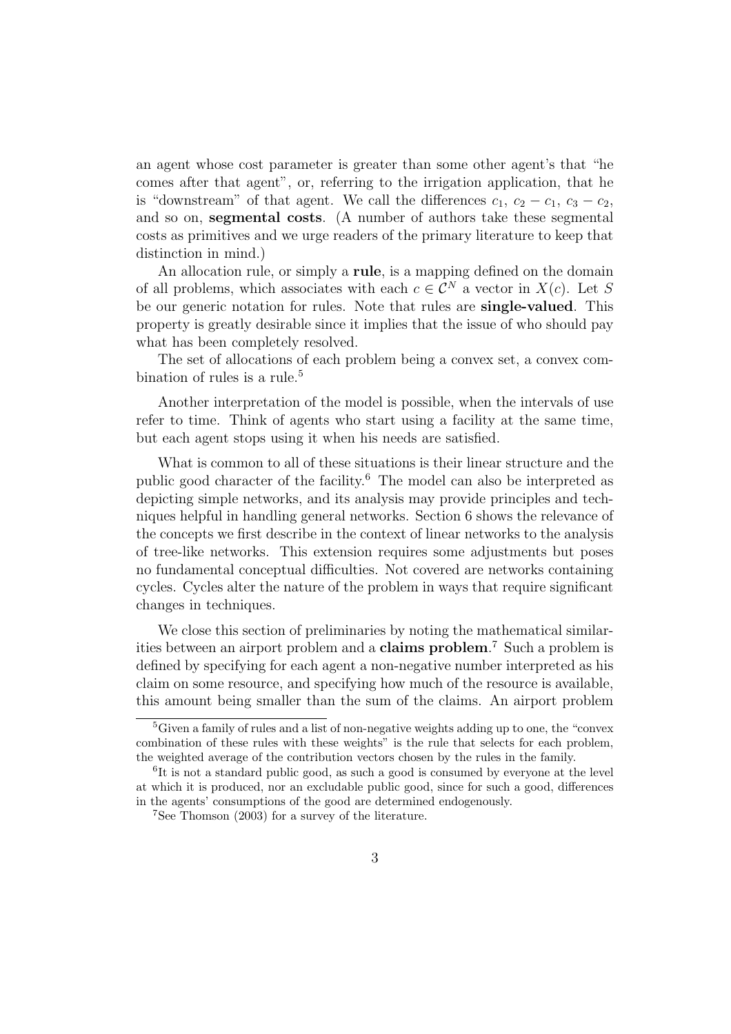an agent whose cost parameter is greater than some other agent's that "he comes after that agent", or, referring to the irrigation application, that he is "downstream" of that agent. We call the differences $c_1$, $c_2 - c_1$, $c_3 - c_2$, and so on, **segmental costs**. (A number of authors take these segmental costs as primitives and we urge readers of the primary literature to keep that distinction in mind.)

An allocation rule, or simply a **rule**, is a mapping defined on the domain of all problems, which associates with each $c \in \mathcal{C}^N$ a vector in $X(c)$. Let $S$ be our generic notation for rules. Note that rules are **single-valued**. This property is greatly desirable since it implies that the issue of who should pay what has been completely resolved.

The set of allocations of each problem being a convex set, a convex combination of rules is a rule.[5]

Another interpretation of the model is possible, when the intervals of use refer to time. Think of agents who start using a facility at the same time, but each agent stops using it when his needs are satisfied.

What is common to all of these situations is their linear structure and the public good character of the facility.[6] The model can also be interpreted as depicting simple networks, and its analysis may provide principles and techniques helpful in handling general networks. Section 6 shows the relevance of the concepts we first describe in the context of linear networks to the analysis of tree-like networks. This extension requires some adjustments but poses no fundamental conceptual difficulties. Not covered are networks containing cycles. Cycles alter the nature of the problem in ways that require significant changes in techniques.

We close this section of preliminaries by noting the mathematical similarities between an airport problem and a **claims problem**.[7] Such a problem is defined by specifying for each agent a non-negative number interpreted as his claim on some resource, and specifying how much of the resource is available, this amount being smaller than the sum of the claims. An airport problem

---

[5] Given a family of rules and a list of non-negative weights adding up to one, the "convex combination of these rules with these weights" is the rule that selects for each problem, the weighted average of the contribution vectors chosen by the rules in the family.

[6] It is not a standard public good, as such a good is consumed by everyone at the level at which it is produced, nor an excludable public good, since for such a good, differences in the agents' consumptions of the good are determined endogenously.

[7] See Thomson (2003) for a survey of the literature.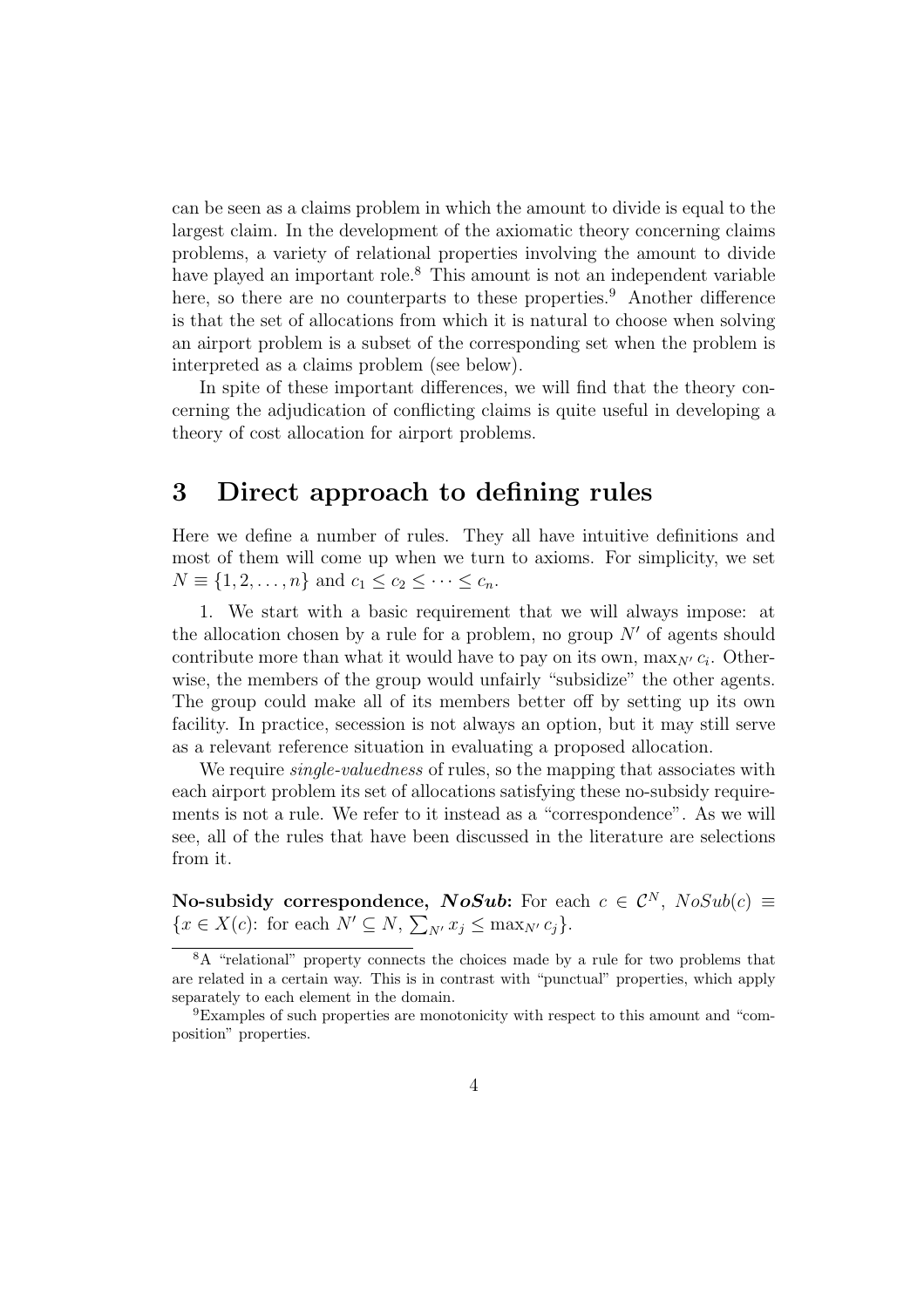can be seen as a claims problem in which the amount to divide is equal to the largest claim. In the development of the axiomatic theory concerning claims problems, a variety of relational properties involving the amount to divide have played an important role.[8] This amount is not an independent variable here, so there are no counterparts to these properties.[9] Another difference is that the set of allocations from which it is natural to choose when solving an airport problem is a subset of the corresponding set when the problem is interpreted as a claims problem (see below).

In spite of these important differences, we will find that the theory concerning the adjudication of conflicting claims is quite useful in developing a theory of cost allocation for airport problems.

# 3 Direct approach to defining rules

Here we define a number of rules. They all have intuitive definitions and most of them will come up when we turn to axioms. For simplicity, we set $N \equiv \{1, 2, \ldots, n\}$ and $c_1 \leq c_2 \leq \cdots \leq c_n$.

1. We start with a basic requirement that we will always impose: at the allocation chosen by a rule for a problem, no group $N'$ of agents should contribute more than what it would have to pay on its own, $\max_{N'} c_i$. Otherwise, the members of the group would unfairly "subsidize" the other agents. The group could make all of its members better off by setting up its own facility. In practice, secession is not always an option, but it may still serve as a relevant reference situation in evaluating a proposed allocation.

We require *single-valuedness* of rules, so the mapping that associates with each airport problem its set of allocations satisfying these no-subsidy requirements is not a rule. We refer to it instead as a "correspondence". As we will see, all of the rules that have been discussed in the literature are selections from it.

**No-subsidy correspondence, *NoSub*:** For each $c \in \mathcal{C}^N$, $NoSub(c) \equiv \{x \in X(c)\colon \text{ for each } N' \subseteq N, \sum_{N'} x_j \leq \max_{N'} c_j\}$.

[8] A "relational" property connects the choices made by a rule for two problems that are related in a certain way. This is in contrast with "punctual" properties, which apply separately to each element in the domain.

[9] Examples of such properties are monotonicity with respect to this amount and "composition" properties.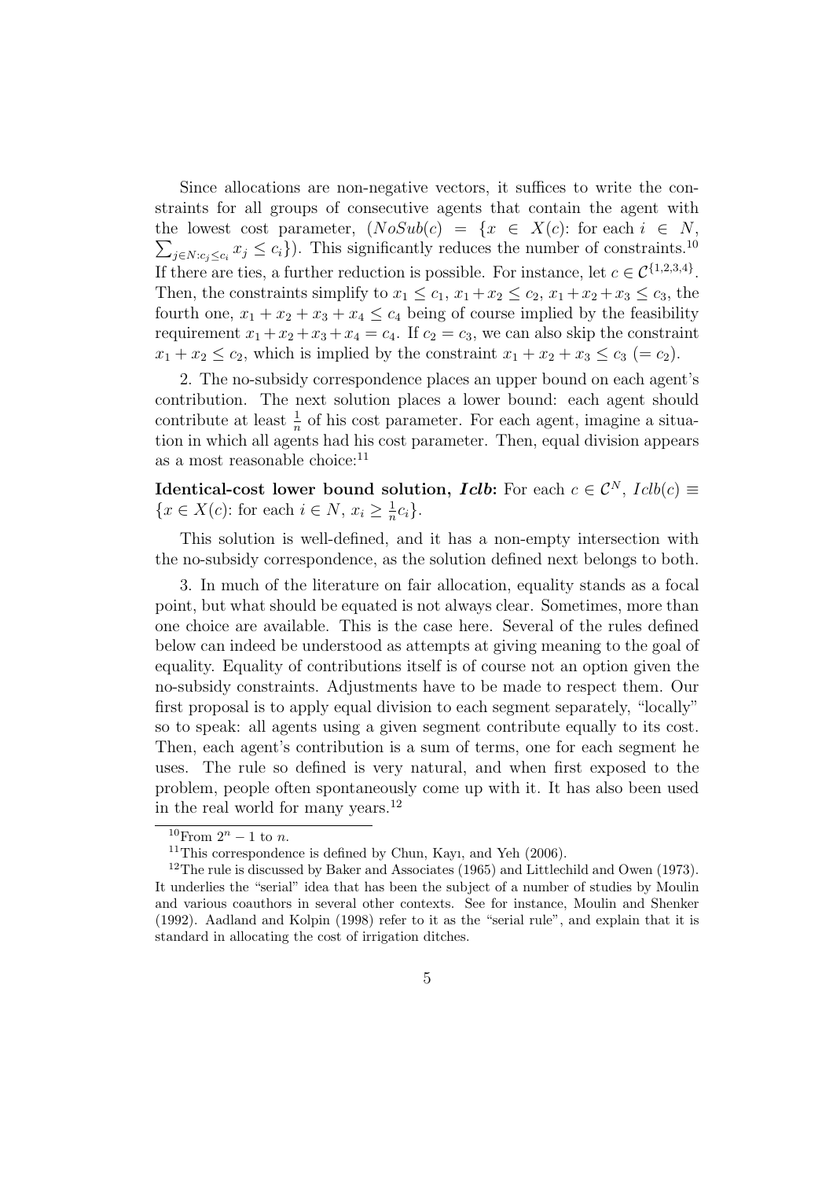Since allocations are non-negative vectors, it suffices to write the constraints for all groups of consecutive agents that contain the agent with the lowest cost parameter, ($NoSub(c) = \{x \in X(c)$: for each $i \in N$, $\sum_{j \in N: c_j \leq c_i} x_j \leq c_i\}$). This significantly reduces the number of constraints.[10] If there are ties, a further reduction is possible. For instance, let $c \in \mathcal{C}^{\{1,2,3,4\}}$. Then, the constraints simplify to $x_1 \leq c_1$, $x_1 + x_2 \leq c_2$, $x_1 + x_2 + x_3 \leq c_3$, the fourth one, $x_1 + x_2 + x_3 + x_4 \leq c_4$ being of course implied by the feasibility requirement $x_1 + x_2 + x_3 + x_4 = c_4$. If $c_2 = c_3$, we can also skip the constraint $x_1 + x_2 \leq c_2$, which is implied by the constraint $x_1 + x_2 + x_3 \leq c_3$ $(= c_2)$.

2. The no-subsidy correspondence places an upper bound on each agent's contribution. The next solution places a lower bound: each agent should contribute at least $\frac{1}{n}$ of his cost parameter. For each agent, imagine a situation in which all agents had his cost parameter. Then, equal division appears as a most reasonable choice:[11]

**Identical-cost lower bound solution, *Iclb*:** For each $c \in \mathcal{C}^N$, $Iclb(c) \equiv \{x \in X(c)$: for each $i \in N$, $x_i \geq \frac{1}{n} c_i\}$.

This solution is well-defined, and it has a non-empty intersection with the no-subsidy correspondence, as the solution defined next belongs to both.

3. In much of the literature on fair allocation, equality stands as a focal point, but what should be equated is not always clear. Sometimes, more than one choice are available. This is the case here. Several of the rules defined below can indeed be understood as attempts at giving meaning to the goal of equality. Equality of contributions itself is of course not an option given the no-subsidy constraints. Adjustments have to be made to respect them. Our first proposal is to apply equal division to each segment separately, "locally" so to speak: all agents using a given segment contribute equally to its cost. Then, each agent's contribution is a sum of terms, one for each segment he uses. The rule so defined is very natural, and when first exposed to the problem, people often spontaneously come up with it. It has also been used in the real world for many years.[12]

---

[10] From $2^n - 1$ to $n$.

[11] This correspondence is defined by Chun, Kayı, and Yeh (2006).

[12] The rule is discussed by Baker and Associates (1965) and Littlechild and Owen (1973). It underlies the "serial" idea that has been the subject of a number of studies by Moulin and various coauthors in several other contexts. See for instance, Moulin and Shenker (1992). Aadland and Kolpin (1998) refer to it as the "serial rule", and explain that it is standard in allocating the cost of irrigation ditches.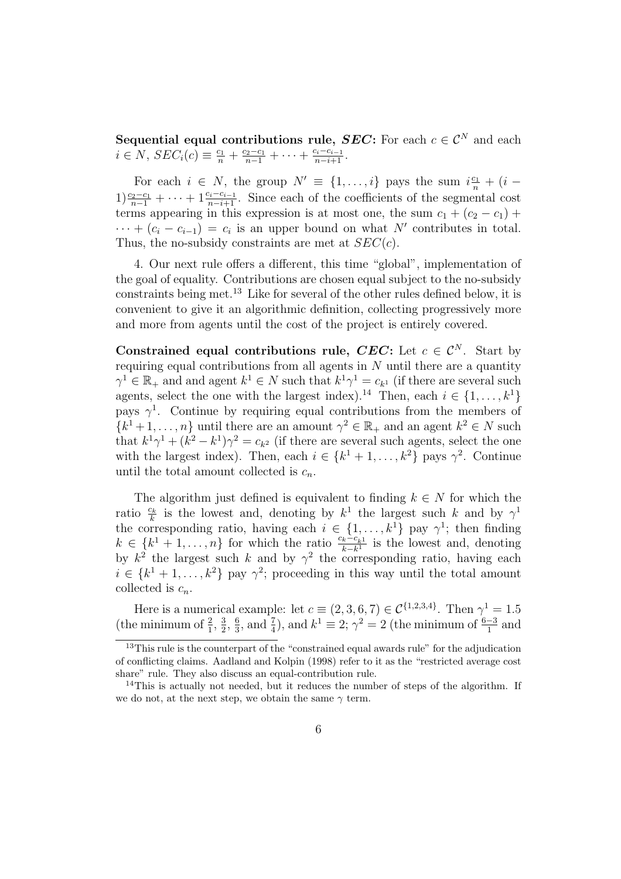**Sequential equal contributions rule, *SEC*:** For each $c \in \mathcal{C}^N$ and each $i \in N$, $SEC_i(c) \equiv \frac{c_1}{n} + \frac{c_2 - c_1}{n-1} + \cdots + \frac{c_i - c_{i-1}}{n-i+1}$.

For each $i \in N$, the group $N' \equiv \{1, \ldots, i\}$ pays the sum $i\frac{c_1}{n} + (i-1)\frac{c_2 - c_1}{n-1} + \cdots + 1\frac{c_i - c_{i-1}}{n-i+1}$. Since each of the coefficients of the segmental cost terms appearing in this expression is at most one, the sum $c_1 + (c_2 - c_1) + \cdots + (c_i - c_{i-1}) = c_i$ is an upper bound on what $N'$ contributes in total. Thus, the no-subsidy constraints are met at $SEC(c)$.

4. Our next rule offers a different, this time "global", implementation of the goal of equality. Contributions are chosen equal subject to the no-subsidy constraints being met.[13] Like for several of the other rules defined below, it is convenient to give it an algorithmic definition, collecting progressively more and more from agents until the cost of the project is entirely covered.

**Constrained equal contributions rule, *CEC*:** Let $c \in \mathcal{C}^N$. Start by requiring equal contributions from all agents in $N$ until there are a quantity $\gamma^1 \in \mathbb{R}_+$ and and agent $k^1 \in N$ such that $k^1\gamma^1 = c_{k^1}$ (if there are several such agents, select the one with the largest index).[14] Then, each $i \in \{1, \ldots, k^1\}$ pays $\gamma^1$. Continue by requiring equal contributions from the members of $\{k^1+1, \ldots, n\}$ until there are an amount $\gamma^2 \in \mathbb{R}_+$ and an agent $k^2 \in N$ such that $k^1\gamma^1 + (k^2 - k^1)\gamma^2 = c_{k^2}$ (if there are several such agents, select the one with the largest index). Then, each $i \in \{k^1+1, \ldots, k^2\}$ pays $\gamma^2$. Continue until the total amount collected is $c_n$.

The algorithm just defined is equivalent to finding $k \in N$ for which the ratio $\frac{c_k}{k}$ is the lowest and, denoting by $k^1$ the largest such $k$ and by $\gamma^1$ the corresponding ratio, having each $i \in \{1, \ldots, k^1\}$ pay $\gamma^1$; then finding $k \in \{k^1+1, \ldots, n\}$ for which the ratio $\frac{c_k - c_{k^1}}{k - k^1}$ is the lowest and, denoting by $k^2$ the largest such $k$ and by $\gamma^2$ the corresponding ratio, having each $i \in \{k^1+1, \ldots, k^2\}$ pay $\gamma^2$; proceeding in this way until the total amount collected is $c_n$.

Here is a numerical example: let $c \equiv (2, 3, 6, 7) \in \mathcal{C}^{\{1,2,3,4\}}$. Then $\gamma^1 = 1.5$ (the minimum of $\frac{2}{1}$, $\frac{3}{2}$, $\frac{6}{3}$, and $\frac{7}{4}$), and $k^1 \equiv 2$; $\gamma^2 = 2$ (the minimum of $\frac{6-3}{1}$ and

[13] This rule is the counterpart of the "constrained equal awards rule" for the adjudication of conflicting claims. Aadland and Kolpin (1998) refer to it as the "restricted average cost share" rule. They also discuss an equal-contribution rule.

[14] This is actually not needed, but it reduces the number of steps of the algorithm. If we do not, at the next step, we obtain the same $\gamma$ term.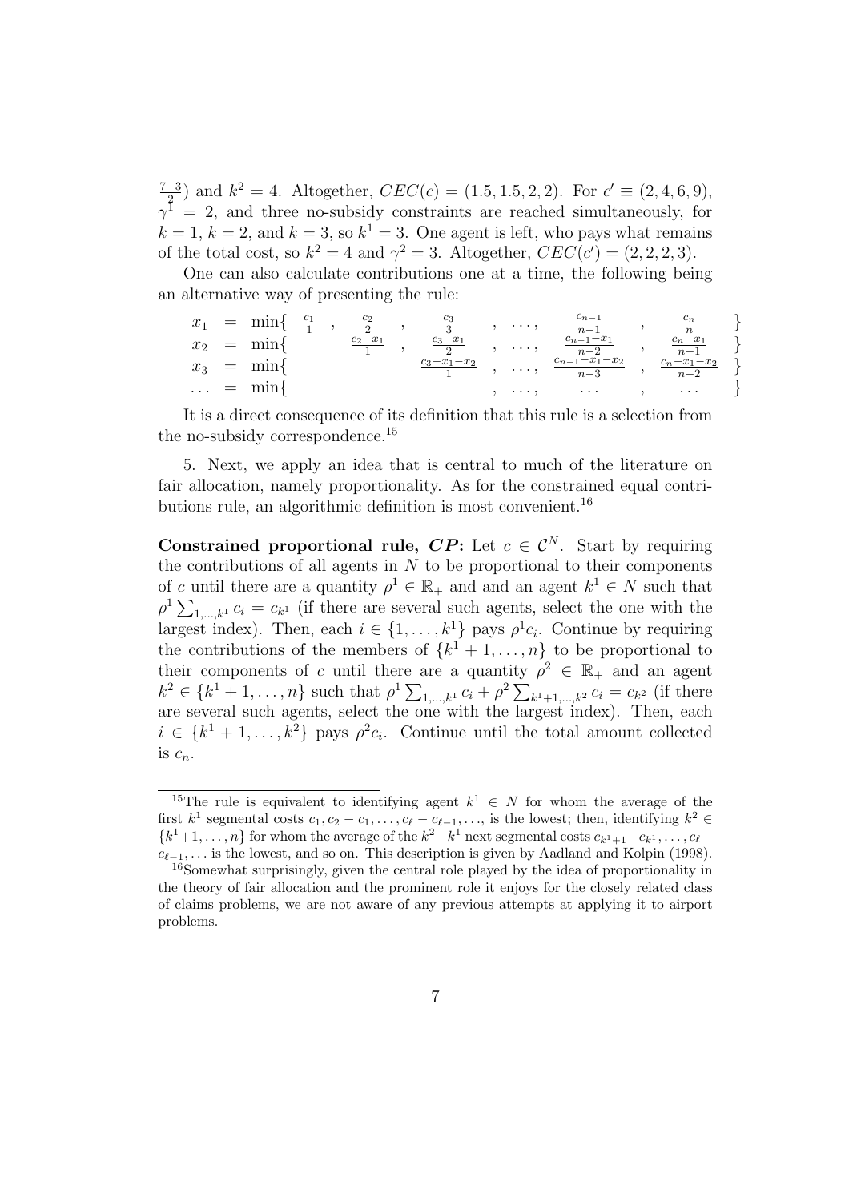$\frac{7-3}{2}$) and $k^2 = 4$. Altogether, $CEC(c) = (1.5, 1.5, 2, 2)$. For $c' \equiv (2, 4, 6, 9)$, $\gamma^1 = 2$, and three no-subsidy constraints are reached simultaneously, for $k = 1$, $k = 2$, and $k = 3$, so $k^1 = 3$. One agent is left, who pays what remains of the total cost, so $k^2 = 4$ and $\gamma^2 = 3$. Altogether, $CEC(c') = (2, 2, 2, 3)$.

One can also calculate contributions one at a time, the following being an alternative way of presenting the rule:

$$
\begin{array}{lcl}
x_1 &=& \min\{ \frac{c_1}{1}, \frac{c_2}{2}, \frac{c_3}{3}, \ldots, \frac{c_{n-1}}{n-1}, \frac{c_n}{n} \} \\
x_2 &=& \min\{ \frac{c_2 - x_1}{1}, \frac{c_3 - x_1}{2}, \ldots, \frac{c_{n-1} - x_1}{n-2}, \frac{c_n - x_1}{n-1} \} \\
x_3 &=& \min\{ \frac{c_3 - x_1 - x_2}{1}, \ldots, \frac{c_{n-1} - x_1 - x_2}{n-3}, \frac{c_n - x_1 - x_2}{n-2} \} \\
\ldots &=& \min\{ \ldots, \ldots, \ldots \}
\end{array}
$$

It is a direct consequence of its definition that this rule is a selection from the no-subsidy correspondence.[15]

5. Next, we apply an idea that is central to much of the literature on fair allocation, namely proportionality. As for the constrained equal contributions rule, an algorithmic definition is most convenient.[16]

**Constrained proportional rule, *CP*:** Let $c \in \mathcal{C}^N$. Start by requiring the contributions of all agents in $N$ to be proportional to their components of $c$ until there are a quantity $\rho^1 \in \mathbb{R}_+$ and and an agent $k^1 \in N$ such that $\rho^1 \sum_{1,\ldots,k^1} c_i = c_{k^1}$ (if there are several such agents, select the one with the largest index). Then, each $i \in \{1, \ldots, k^1\}$ pays $\rho^1 c_i$. Continue by requiring the contributions of the members of $\{k^1 + 1, \ldots, n\}$ to be proportional to their components of $c$ until there are a quantity $\rho^2 \in \mathbb{R}_+$ and an agent $k^2 \in \{k^1 + 1, \ldots, n\}$ such that $\rho^1 \sum_{1,\ldots,k^1} c_i + \rho^2 \sum_{k^1+1,\ldots,k^2} c_i = c_{k^2}$ (if there are several such agents, select the one with the largest index). Then, each $i \in \{k^1 + 1, \ldots, k^2\}$ pays $\rho^2 c_i$. Continue until the total amount collected is $c_n$.

---

[15] The rule is equivalent to identifying agent $k^1 \in N$ for whom the average of the first $k^1$ segmental costs $c_1, c_2 - c_1, \ldots, c_\ell - c_{\ell-1}, \ldots$, is the lowest; then, identifying $k^2 \in \{k^1+1, \ldots, n\}$ for whom the average of the $k^2 - k^1$ next segmental costs $c_{k^1+1} - c_{k^1}, \ldots, c_\ell - c_{\ell-1}, \ldots$ is the lowest, and so on. This description is given by Aadland and Kolpin (1998).

[16] Somewhat surprisingly, given the central role played by the idea of proportionality in the theory of fair allocation and the prominent role it enjoys for the closely related class of claims problems, we are not aware of any previous attempts at applying it to airport problems.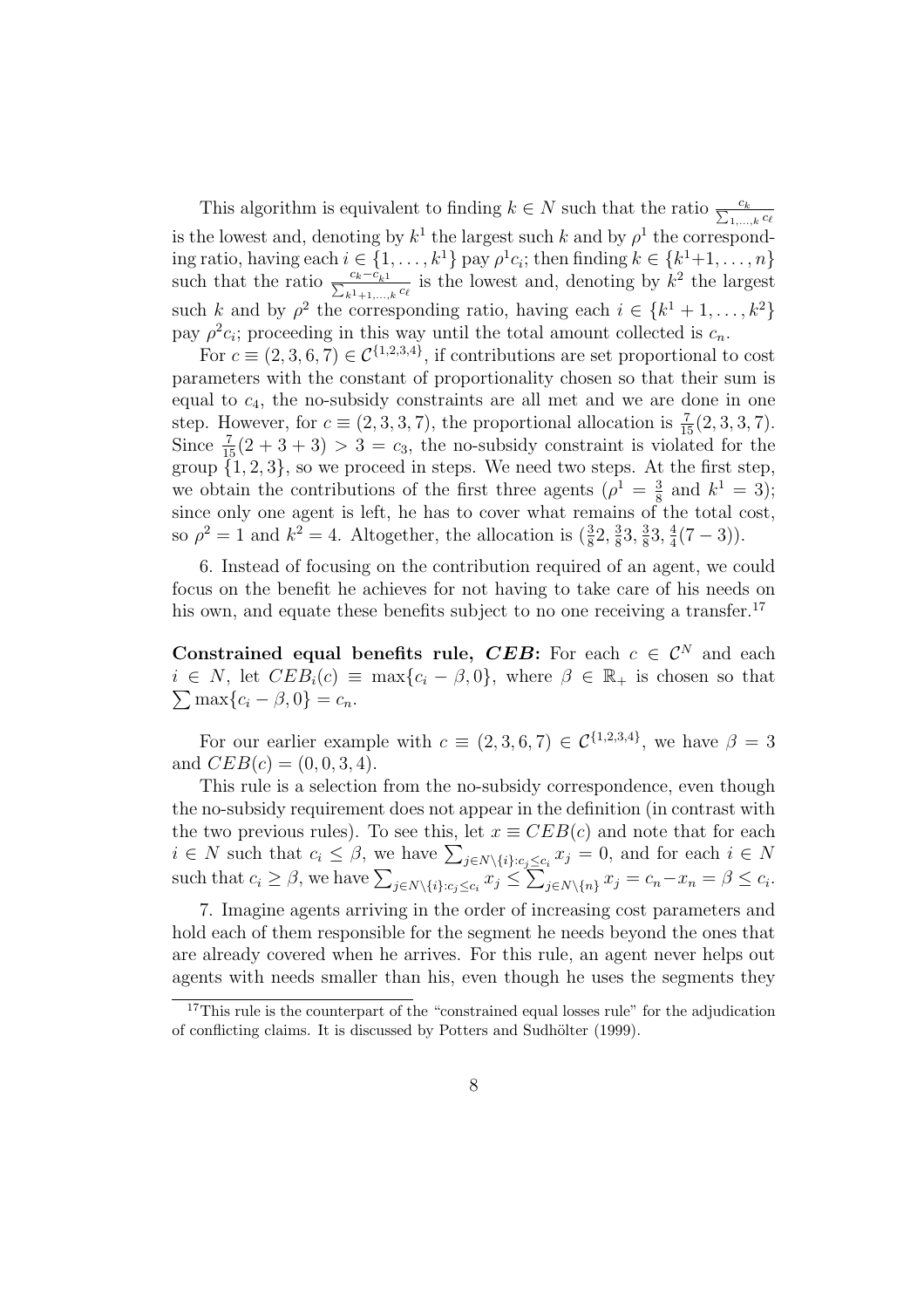This algorithm is equivalent to finding $k \in N$ such that the ratio $\frac{c_k}{\sum_{1,\ldots,k} c_\ell}$ is the lowest and, denoting by $k^1$ the largest such $k$ and by $\rho^1$ the corresponding ratio, having each $i \in \{1, \ldots, k^1\}$ pay $\rho^1 c_i$; then finding $k \in \{k^1+1, \ldots, n\}$ such that the ratio $\frac{c_k - c_{k^1}}{\sum_{k^1+1,\ldots,k} c_\ell}$ is the lowest and, denoting by $k^2$ the largest such $k$ and by $\rho^2$ the corresponding ratio, having each $i \in \{k^1+1, \ldots, k^2\}$ pay $\rho^2 c_i$; proceeding in this way until the total amount collected is $c_n$.

For $c \equiv (2, 3, 6, 7) \in \mathcal{C}^{\{1,2,3,4\}}$, if contributions are set proportional to cost parameters with the constant of proportionality chosen so that their sum is equal to $c_4$, the no-subsidy constraints are all met and we are done in one step. However, for $c \equiv (2, 3, 3, 7)$, the proportional allocation is $\frac{7}{15}(2, 3, 3, 7)$. Since $\frac{7}{15}(2 + 3 + 3) > 3 = c_3$, the no-subsidy constraint is violated for the group $\{1, 2, 3\}$, so we proceed in steps. We need two steps. At the first step, we obtain the contributions of the first three agents ($\rho^1 = \frac{3}{8}$ and $k^1 = 3$); since only one agent is left, he has to cover what remains of the total cost, so $\rho^2 = 1$ and $k^2 = 4$. Altogether, the allocation is $(\frac{3}{8}2, \frac{3}{8}3, \frac{3}{8}3, \frac{4}{4}(7 - 3))$.

6. Instead of focusing on the contribution required of an agent, we could focus on the benefit he achieves for not having to take care of his needs on his own, and equate these benefits subject to no one receiving a transfer.[17]

**Constrained equal benefits rule, *CEB*:** For each $c \in \mathcal{C}^N$ and each $i \in N$, let $CEB_i(c) \equiv \max\{c_i - \beta, 0\}$, where $\beta \in \mathbb{R}_+$ is chosen so that $\sum \max\{c_i - \beta, 0\} = c_n$.

For our earlier example with $c \equiv (2, 3, 6, 7) \in \mathcal{C}^{\{1,2,3,4\}}$, we have $\beta = 3$ and $CEB(c) = (0, 0, 3, 4)$.

This rule is a selection from the no-subsidy correspondence, even though the no-subsidy requirement does not appear in the definition (in contrast with the two previous rules). To see this, let $x \equiv CEB(c)$ and note that for each $i \in N$ such that $c_i \leq \beta$, we have $\sum_{j \in N\setminus\{i\}: c_j \leq c_i} x_j = 0$, and for each $i \in N$ such that $c_i \geq \beta$, we have $\sum_{j \in N\setminus\{i\}: c_j \leq c_i} x_j \leq \sum_{j \in N\setminus\{n\}} x_j = c_n - x_n = \beta \leq c_i$.

7. Imagine agents arriving in the order of increasing cost parameters and hold each of them responsible for the segment he needs beyond the ones that are already covered when he arrives. For this rule, an agent never helps out agents with needs smaller than his, even though he uses the segments they

[17] This rule is the counterpart of the "constrained equal losses rule" for the adjudication of conflicting claims. It is discussed by Potters and Sudhölter (1999).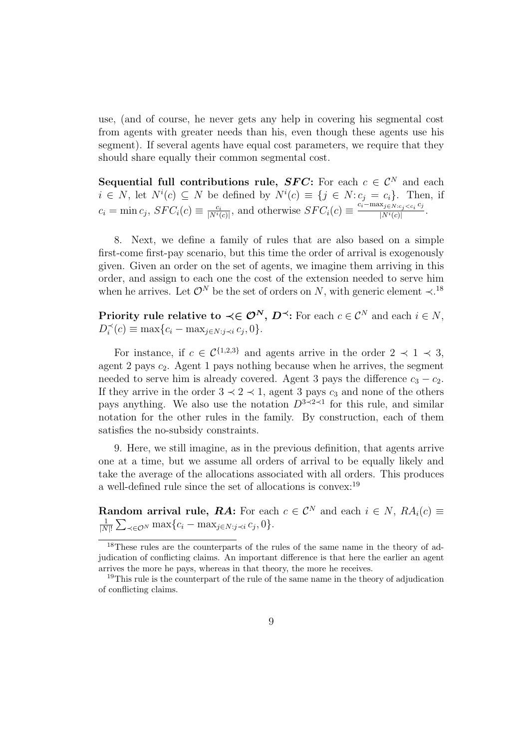use, (and of course, he never gets any help in covering his segmental cost from agents with greater needs than his, even though these agents use his segment). If several agents have equal cost parameters, we require that they should share equally their common segmental cost.

**Sequential full contributions rule, *SFC*:** For each $c \in \mathcal{C}^N$ and each $i \in N$, let $N^i(c) \subseteq N$ be defined by $N^i(c) \equiv \{j \in N : c_j = c_i\}$. Then, if $c_i = \min c_j$, $SFC_i(c) \equiv \frac{c_i}{|N^i(c)|}$, and otherwise $SFC_i(c) \equiv \frac{c_i - \max_{j \in N : c_j < c_i} c_j}{|N^i(c)|}$.

8. Next, we define a family of rules that are also based on a simple first-come first-pay scenario, but this time the order of arrival is exogenously given. Given an order on the set of agents, we imagine them arriving in this order, and assign to each one the cost of the extension needed to serve him when he arrives. Let $\mathcal{O}^N$ be the set of orders on $N$, with generic element $\prec$.[18]

**Priority rule relative to $\prec \in \mathcal{O}^N$, $D^{\prec}$:** For each $c \in \mathcal{C}^N$ and each $i \in N$, $D^{\prec}_i(c) \equiv \max\{c_i - \max_{j \in N : j \prec i} c_j, 0\}$.

For instance, if $c \in \mathcal{C}^{\{1,2,3\}}$ and agents arrive in the order $2 \prec 1 \prec 3$, agent 2 pays $c_2$. Agent 1 pays nothing because when he arrives, the segment needed to serve him is already covered. Agent 3 pays the difference $c_3 - c_2$. If they arrive in the order $3 \prec 2 \prec 1$, agent 3 pays $c_3$ and none of the others pays anything. We also use the notation $D^{3 \prec 2 \prec 1}$ for this rule, and similar notation for the other rules in the family. By construction, each of them satisfies the no-subsidy constraints.

9. Here, we still imagine, as in the previous definition, that agents arrive one at a time, but we assume all orders of arrival to be equally likely and take the average of the allocations associated with all orders. This produces a well-defined rule since the set of allocations is convex:[19]

**Random arrival rule, *RA*:** For each $c \in \mathcal{C}^N$ and each $i \in N$, $RA_i(c) \equiv \frac{1}{|N|!} \sum_{\prec \in \mathcal{O}^N} \max\{c_i - \max_{j \in N : j \prec i} c_j, 0\}$.

---

[18] These rules are the counterparts of the rules of the same name in the theory of adjudication of conflicting claims. An important difference is that here the earlier an agent arrives the more he pays, whereas in that theory, the more he receives.

[19] This rule is the counterpart of the rule of the same name in the theory of adjudication of conflicting claims.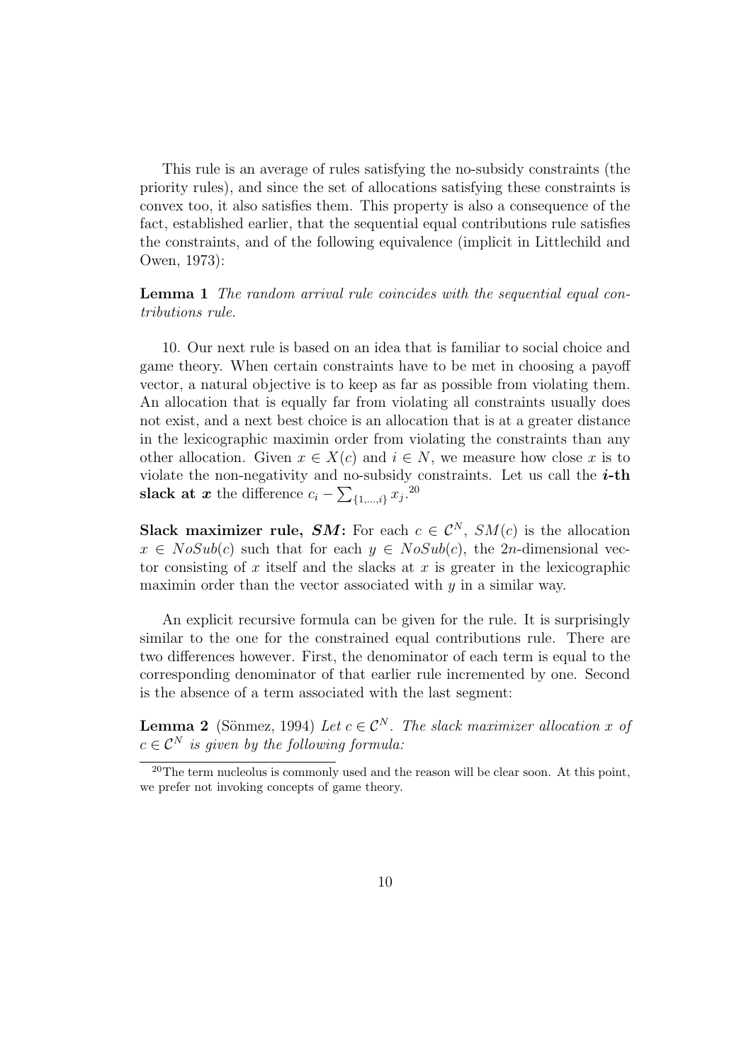This rule is an average of rules satisfying the no-subsidy constraints (the priority rules), and since the set of allocations satisfying these constraints is convex too, it also satisfies them. This property is also a consequence of the fact, established earlier, that the sequential equal contributions rule satisfies the constraints, and of the following equivalence (implicit in Littlechild and Owen, 1973):

**Lemma 1** *The random arrival rule coincides with the sequential equal contributions rule.*

10. Our next rule is based on an idea that is familiar to social choice and game theory. When certain constraints have to be met in choosing a payoff vector, a natural objective is to keep as far as possible from violating them. An allocation that is equally far from violating all constraints usually does not exist, and a next best choice is an allocation that is at a greater distance in the lexicographic maximin order from violating the constraints than any other allocation. Given $x \in X(c)$ and $i \in N$, we measure how close $x$ is to violate the non-negativity and no-subsidy constraints. Let us call the ***i*-th slack at *x*** the difference $c_i - \sum_{\{1,\ldots,i\}} x_j$.[20]

**Slack maximizer rule, *SM*:** For each $c \in \mathcal{C}^N$, $SM(c)$ is the allocation $x \in NoSub(c)$ such that for each $y \in NoSub(c)$, the $2n$-dimensional vector consisting of $x$ itself and the slacks at $x$ is greater in the lexicographic maximin order than the vector associated with $y$ in a similar way.

An explicit recursive formula can be given for the rule. It is surprisingly similar to the one for the constrained equal contributions rule. There are two differences however. First, the denominator of each term is equal to the corresponding denominator of that earlier rule incremented by one. Second is the absence of a term associated with the last segment:

**Lemma 2** (Sönmez, 1994) *Let $c \in \mathcal{C}^N$. The slack maximizer allocation $x$ of $c \in \mathcal{C}^N$ is given by the following formula:*

[20] The term nucleolus is commonly used and the reason will be clear soon. At this point, we prefer not invoking concepts of game theory.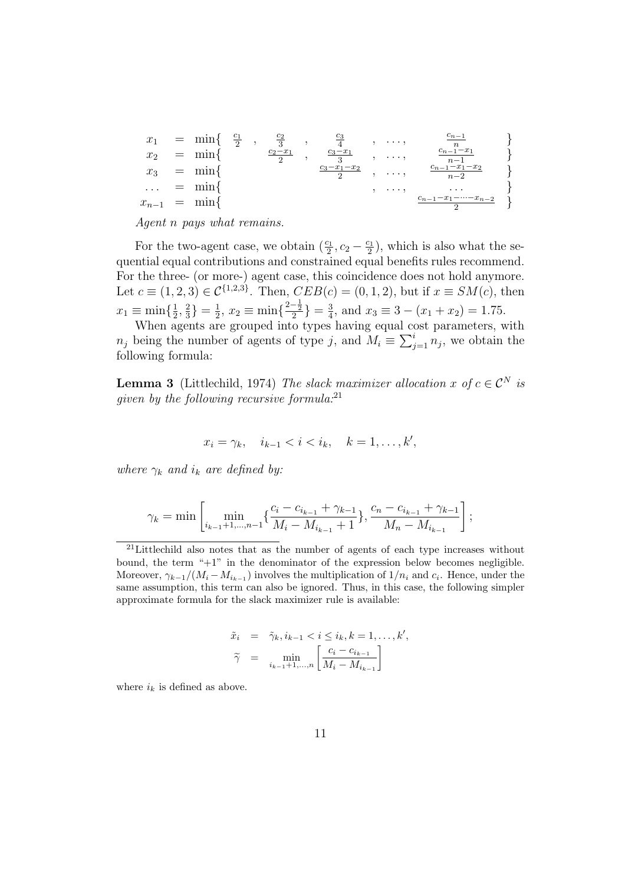$$
\begin{array}{lcllllll}
x_1 & = & \min\{ & \frac{c_1}{2} & , \frac{c_2}{3} & , \frac{c_3}{4} & , \ldots, & \frac{c_{n-1}}{n} \quad \} \\
x_2 & = & \min\{ & & \frac{c_2-x_1}{2} & , \frac{c_3-x_1}{3} & , \ldots, & \frac{c_{n-1}-x_1}{n-1} \quad \} \\
x_3 & = & \min\{ & & & \frac{c_3-x_1-x_2}{2} & , \ldots, & \frac{c_{n-1}-x_1-x_2}{n-2} \quad \} \\
\ldots & = & \min\{ & & & & , \ldots, & \ldots \quad \} \\
x_{n-1} & = & \min\{ & & & & & \frac{c_{n-1}-x_1-\cdots-x_{n-2}}{2} \quad \}
\end{array}
$$

*Agent $n$ pays what remains.*

For the two-agent case, we obtain $(\frac{c_1}{2}, c_2 - \frac{c_1}{2})$, which is also what the sequential equal contributions and constrained equal benefits rules recommend. For the three- (or more-) agent case, this coincidence does not hold anymore. Let $c \equiv (1, 2, 3) \in \mathcal{C}^{\{1,2,3\}}$. Then, $CEB(c) = (0, 1, 2)$, but if $x \equiv SM(c)$, then $x_1 \equiv \min\{\frac{1}{2}, \frac{2}{3}\} = \frac{1}{2}$, $x_2 \equiv \min\{\frac{2-\frac{1}{2}}{2}\} = \frac{3}{4}$, and $x_3 \equiv 3 - (x_1 + x_2) = 1.75$.

When agents are grouped into types having equal cost parameters, with $n_j$ being the number of agents of type $j$, and $M_i \equiv \sum_{j=1}^{i} n_j$, we obtain the following formula:

**Lemma 3** (Littlechild, 1974) *The slack maximizer allocation $x$ of $c \in \mathcal{C}^N$ is given by the following recursive formula:*[21]

$$
x_i = \gamma_k, \quad i_{k-1} < i < i_k, \quad k = 1, \ldots, k',
$$

*where $\gamma_k$ and $i_k$ are defined by:*

$$
\gamma_k = \min \left[ \min_{i_{k-1}+1,\ldots,n-1} \left\{ \frac{c_i - c_{i_{k-1}} + \gamma_{k-1}}{M_i - M_{i_{k-1}} + 1} \right\}, \frac{c_n - c_{i_{k-1}} + \gamma_{k-1}}{M_n - M_{i_{k-1}}} \right];
$$

[21] Littlechild also notes that as the number of agents of each type increases without bound, the term "+1" in the denominator of the expression below becomes negligible. Moreover, $\gamma_{k-1}/(M_i - M_{i_{k-1}})$ involves the multiplication of $1/n_i$ and $c_i$. Hence, under the same assumption, this term can also be ignored. Thus, in this case, the following simpler approximate formula for the slack maximizer rule is available:

$$
\begin{array}{rcl}
\tilde{x}_i & = & \tilde{\gamma}_k, i_{k-1} < i \leq i_k, k = 1, \ldots, k', \\
\tilde{\gamma} & = & \min\limits_{i_{k-1}+1,\ldots,n} \left[ \frac{c_i - c_{i_{k-1}}}{M_i - M_{i_{k-1}}} \right]
\end{array}
$$

where $i_k$ is defined as above.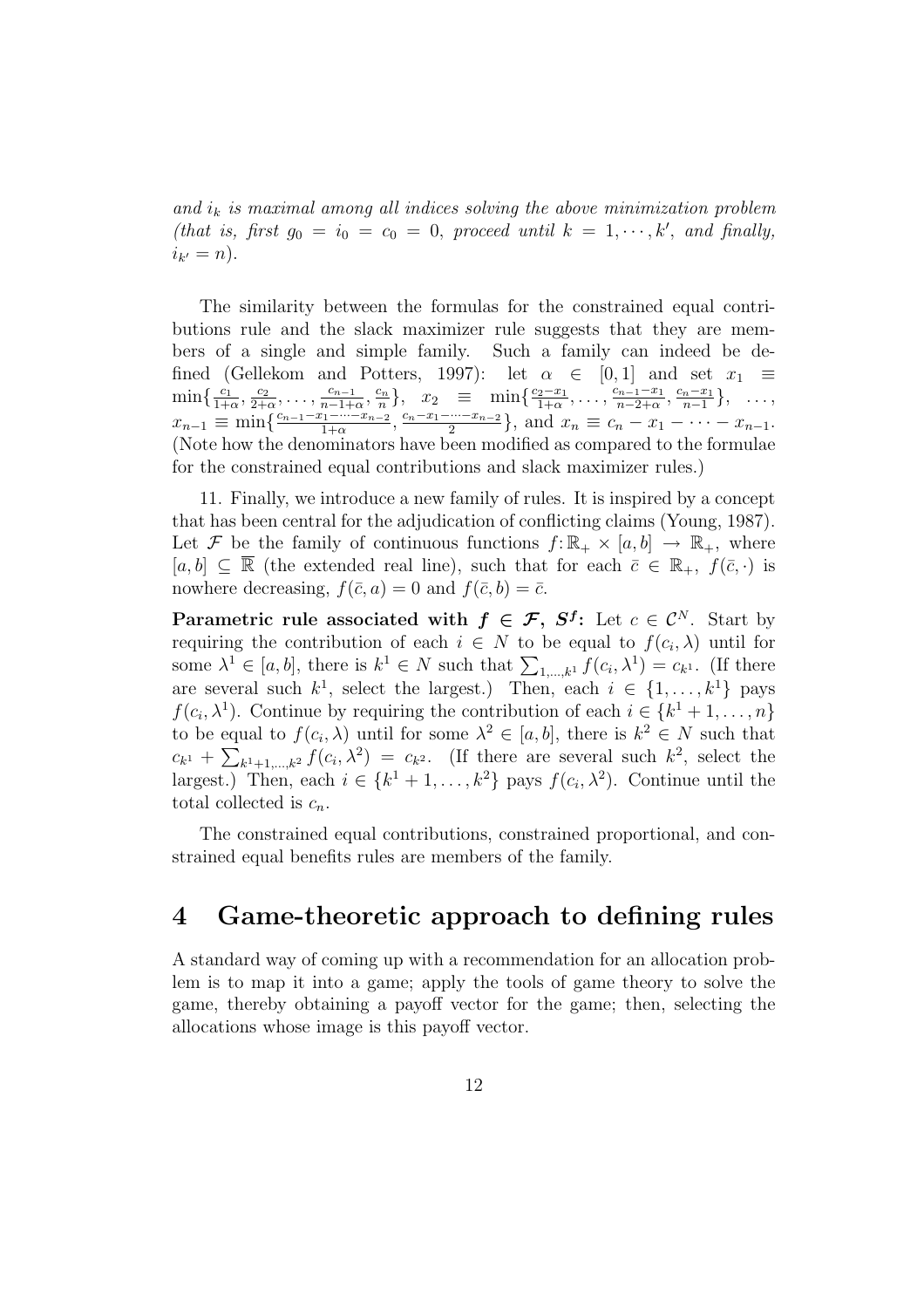*and $i_k$ is maximal among all indices solving the above minimization problem (that is, first $g_0 = i_0 = c_0 = 0$, proceed until $k = 1, \cdots, k'$, and finally, $i_{k'} = n$).*

The similarity between the formulas for the constrained equal contributions rule and the slack maximizer rule suggests that they are members of a single and simple family. Such a family can indeed be defined (Gellekom and Potters, 1997): let $\alpha \in [0, 1]$ and set $x_1 \equiv \min\{\frac{c_1}{1+\alpha}, \frac{c_2}{2+\alpha}, \ldots, \frac{c_{n-1}}{n-1+\alpha}, \frac{c_n}{n}\}$, $x_2 \equiv \min\{\frac{c_2-x_1}{1+\alpha}, \ldots, \frac{c_{n-1}-x_1}{n-2+\alpha}, \frac{c_n-x_1}{n-1}\}$, $\ldots$, $x_{n-1} \equiv \min\{\frac{c_{n-1}-x_1-\cdots-x_{n-2}}{1+\alpha}, \frac{c_n-x_1-\cdots-x_{n-2}}{2}\}$, and $x_n \equiv c_n - x_1 - \cdots - x_{n-1}$. (Note how the denominators have been modified as compared to the formulae for the constrained equal contributions and slack maximizer rules.)

11. Finally, we introduce a new family of rules. It is inspired by a concept that has been central for the adjudication of conflicting claims (Young, 1987). Let $\mathcal{F}$ be the family of continuous functions $f: \mathbb{R}_+ \times [a, b] \to \mathbb{R}_+$, where $[a, b] \subseteq \overline{\mathbb{R}}$ (the extended real line), such that for each $\bar{c} \in \mathbb{R}_+$, $f(\bar{c}, \cdot)$ is nowhere decreasing, $f(\bar{c}, a) = 0$ and $f(\bar{c}, b) = \bar{c}$.

**Parametric rule associated with $f \in \mathcal{F}$, $S^f$:** Let $c \in \mathcal{C}^N$. Start by requiring the contribution of each $i \in N$ to be equal to $f(c_i, \lambda)$ until for some $\lambda^1 \in [a, b]$, there is $k^1 \in N$ such that $\sum_{1,\ldots,k^1} f(c_i, \lambda^1) = c_{k^1}$. (If there are several such $k^1$, select the largest.) Then, each $i \in \{1, \ldots, k^1\}$ pays $f(c_i, \lambda^1)$. Continue by requiring the contribution of each $i \in \{k^1 + 1, \ldots, n\}$ to be equal to $f(c_i, \lambda)$ until for some $\lambda^2 \in [a, b]$, there is $k^2 \in N$ such that $c_{k^1} + \sum_{k^1+1,\ldots,k^2} f(c_i, \lambda^2) = c_{k^2}$. (If there are several such $k^2$, select the largest.) Then, each $i \in \{k^1 + 1, \ldots, k^2\}$ pays $f(c_i, \lambda^2)$. Continue until the total collected is $c_n$.

The constrained equal contributions, constrained proportional, and constrained equal benefits rules are members of the family.

# 4 Game-theoretic approach to defining rules

A standard way of coming up with a recommendation for an allocation problem is to map it into a game; apply the tools of game theory to solve the game, thereby obtaining a payoff vector for the game; then, selecting the allocations whose image is this payoff vector.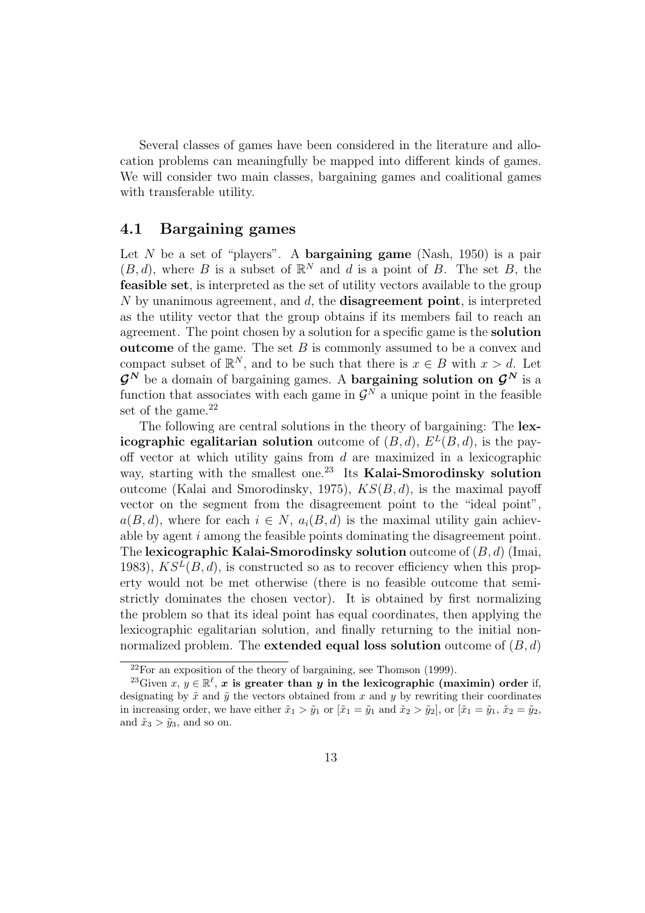Several classes of games have been considered in the literature and allocation problems can meaningfully be mapped into different kinds of games. We will consider two main classes, bargaining games and coalitional games with transferable utility.

## 4.1 Bargaining games

Let $N$ be a set of "players". A **bargaining game** (Nash, 1950) is a pair $(B, d)$, where $B$ is a subset of $\mathbb{R}^N$ and $d$ is a point of $B$. The set $B$, the **feasible set**, is interpreted as the set of utility vectors available to the group $N$ by unanimous agreement, and $d$, the **disagreement point**, is interpreted as the utility vector that the group obtains if its members fail to reach an agreement. The point chosen by a solution for a specific game is the **solution outcome** of the game. The set $B$ is commonly assumed to be a convex and compact subset of $\mathbb{R}^N$, and to be such that there is $x \in B$ with $x > d$. Let $\boldsymbol{\mathcal{G}^N}$ be a domain of bargaining games. A **bargaining solution on $\boldsymbol{\mathcal{G}^N}$** is a function that associates with each game in $\mathcal{G}^N$ a unique point in the feasible set of the game.[22]

The following are central solutions in the theory of bargaining: The **lexicographic egalitarian solution** outcome of $(B, d)$, $E^L(B, d)$, is the payoff vector at which utility gains from $d$ are maximized in a lexicographic way, starting with the smallest one.[23] Its **Kalai-Smorodinsky solution** outcome (Kalai and Smorodinsky, 1975), $KS(B, d)$, is the maximal payoff vector on the segment from the disagreement point to the "ideal point", $a(B, d)$, where for each $i \in N$, $a_i(B, d)$ is the maximal utility gain achievable by agent $i$ among the feasible points dominating the disagreement point. The **lexicographic Kalai-Smorodinsky solution** outcome of $(B, d)$ (Imai, 1983), $KS^L(B, d)$, is constructed so as to recover efficiency when this property would not be met otherwise (there is no feasible outcome that semi-strictly dominates the chosen vector). It is obtained by first normalizing the problem so that its ideal point has equal coordinates, then applying the lexicographic egalitarian solution, and finally returning to the initial non-normalized problem. The **extended equal loss solution** outcome of $(B, d)$

[22] For an exposition of the theory of bargaining, see Thomson (1999).

[23] Given $x, y \in \mathbb{R}^\ell$, **$\boldsymbol{x}$ is greater than $\boldsymbol{y}$ in the lexicographic (maximin) order** if, designating by $\tilde{x}$ and $\tilde{y}$ the vectors obtained from $x$ and $y$ by rewriting their coordinates in increasing order, we have either $\tilde{x}_1 > \tilde{y}_1$ or $[\tilde{x}_1 = \tilde{y}_1$ and $\tilde{x}_2 > \tilde{y}_2]$, or $[\tilde{x}_1 = \tilde{y}_1$, $\tilde{x}_2 = \tilde{y}_2$, and $\tilde{x}_3 > \tilde{y}_3$, and so on.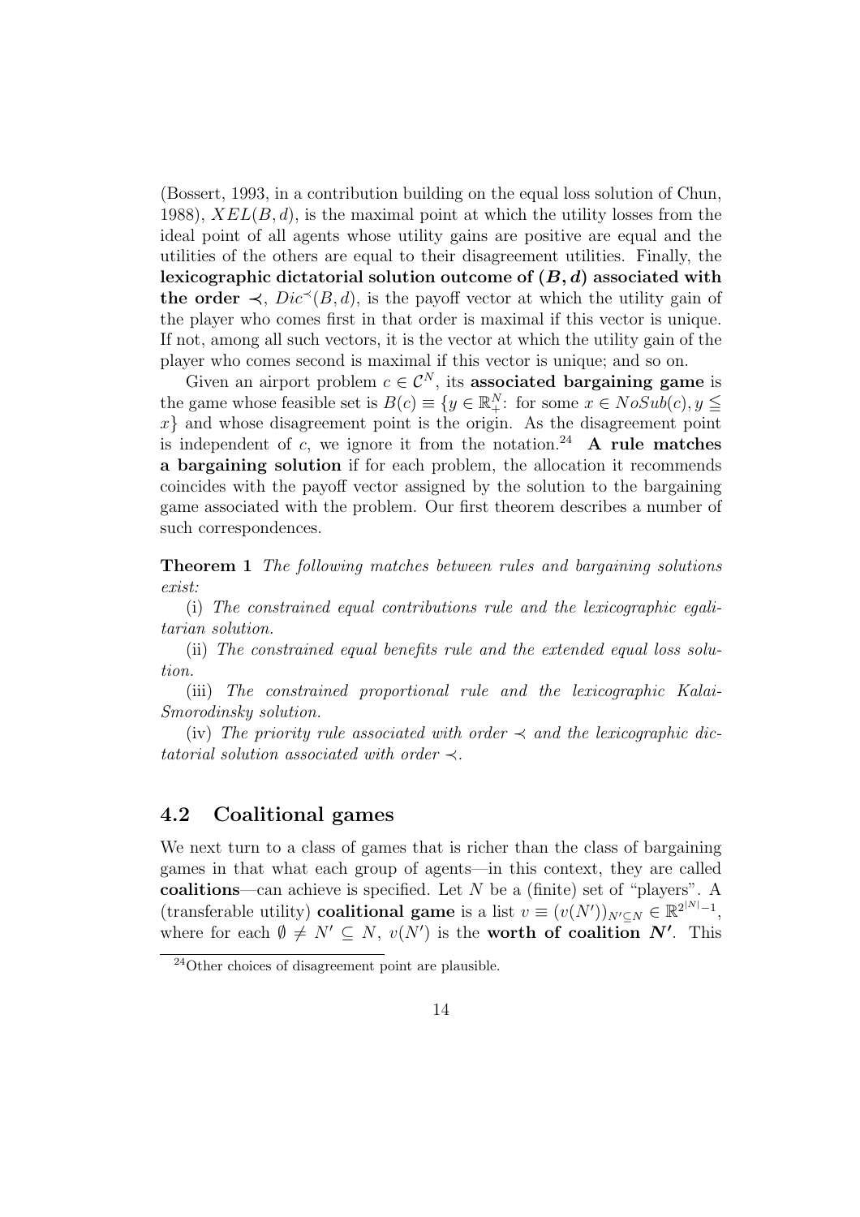(Bossert, 1993, in a contribution building on the equal loss solution of Chun, 1988), $XEL(B, d)$, is the maximal point at which the utility losses from the ideal point of all agents whose utility gains are positive are equal and the utilities of the others are equal to their disagreement utilities. Finally, the **lexicographic dictatorial solution outcome of $(B, d)$ associated with the order $\prec$**, $Dic^{\prec}(B, d)$, is the payoff vector at which the utility gain of the player who comes first in that order is maximal if this vector is unique. If not, among all such vectors, it is the vector at which the utility gain of the player who comes second is maximal if this vector is unique; and so on.

Given an airport problem $c \in \mathcal{C}^N$, its **associated bargaining game** is the game whose feasible set is $B(c) \equiv \{y \in \mathbb{R}^N_+ \colon \text{ for some } x \in NoSub(c), y \leqq x\}$ and whose disagreement point is the origin. As the disagreement point is independent of $c$, we ignore it from the notation.[24] **A rule matches a bargaining solution** if for each problem, the allocation it recommends coincides with the payoff vector assigned by the solution to the bargaining game associated with the problem. Our first theorem describes a number of such correspondences.

**Theorem 1** *The following matches between rules and bargaining solutions exist:*

(i) *The constrained equal contributions rule and the lexicographic egalitarian solution.*

(ii) *The constrained equal benefits rule and the extended equal loss solution.*

(iii) *The constrained proportional rule and the lexicographic Kalai-Smorodinsky solution.*

(iv) *The priority rule associated with order $\prec$ and the lexicographic dictatorial solution associated with order $\prec$.*

## 4.2 Coalitional games

We next turn to a class of games that is richer than the class of bargaining games in that what each group of agents—in this context, they are called **coalitions**—can achieve is specified. Let $N$ be a (finite) set of "players". A (transferable utility) **coalitional game** is a list $v \equiv (v(N'))_{N' \subseteq N} \in \mathbb{R}^{2^{|N|}-1}$, where for each $\emptyset \neq N' \subseteq N$, $v(N')$ is the **worth of coalition $N'$**. This

[24] Other choices of disagreement point are plausible.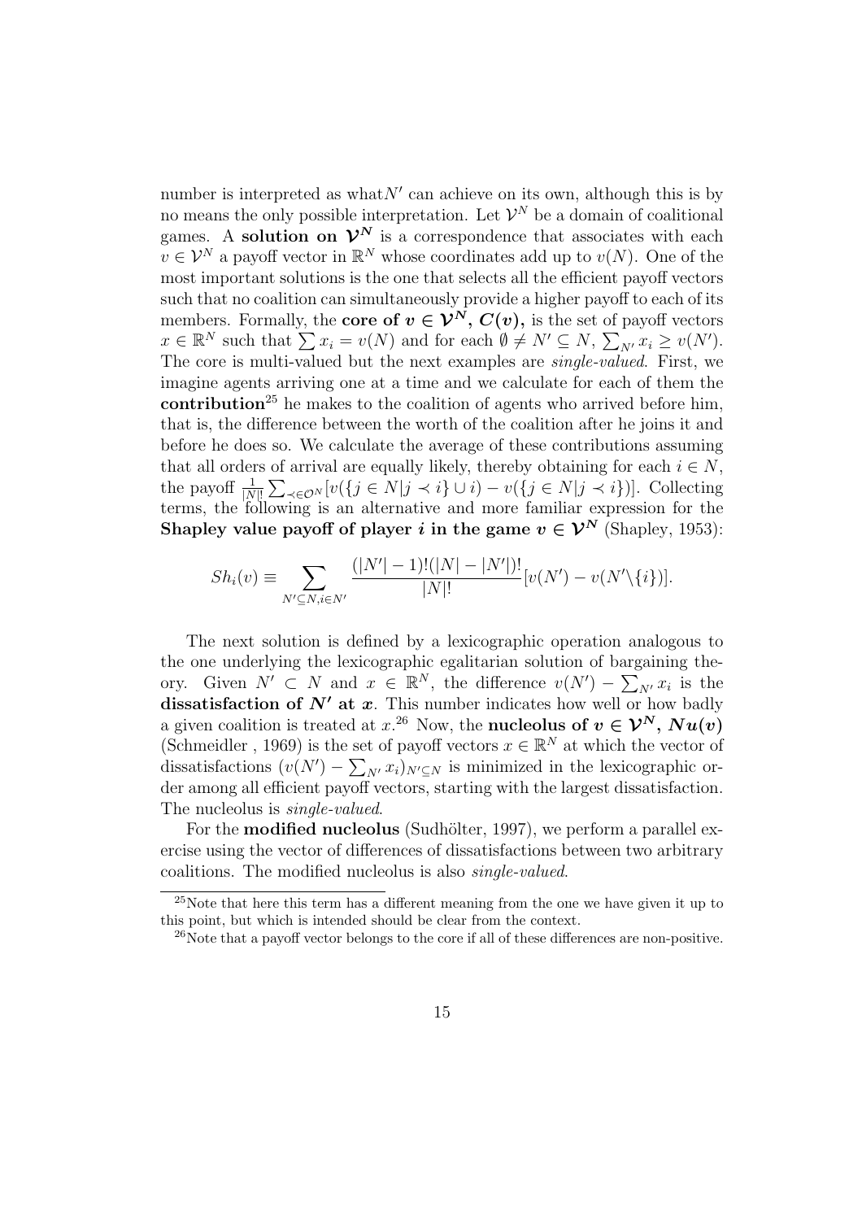number is interpreted as what$N'$ can achieve on its own, although this is by no means the only possible interpretation. Let $\mathcal{V}^N$ be a domain of coalitional games. A **solution on $\mathcal{V}^N$** is a correspondence that associates with each $v \in \mathcal{V}^N$ a payoff vector in $\mathbb{R}^N$ whose coordinates add up to $v(N)$. One of the most important solutions is the one that selects all the efficient payoff vectors such that no coalition can simultaneously provide a higher payoff to each of its members. Formally, the **core of $v \in \mathcal{V}^N$, $C(v)$,** is the set of payoff vectors $x \in \mathbb{R}^N$ such that $\sum x_i = v(N)$ and for each $\emptyset \neq N' \subseteq N$, $\sum_{N'} x_i \geq v(N')$. The core is multi-valued but the next examples are *single-valued*. First, we imagine agents arriving one at a time and we calculate for each of them the **contribution**[25] he makes to the coalition of agents who arrived before him, that is, the difference between the worth of the coalition after he joins it and before he does so. We calculate the average of these contributions assuming that all orders of arrival are equally likely, thereby obtaining for each $i \in N$, the payoff $\frac{1}{|N|!}\sum_{\prec \in \mathcal{O}^N}[v(\{j \in N | j \prec i\} \cup i) - v(\{j \in N | j \prec i\})]$. Collecting terms, the following is an alternative and more familiar expression for the **Shapley value payoff of player $i$ in the game $v \in \mathcal{V}^N$** (Shapley, 1953):

$$Sh_i(v) \equiv \sum_{N' \subseteq N, i \in N'} \frac{(|N'|-1)!(|N|-|N'|)!}{|N|!}[v(N') - v(N' \backslash \{i\})].$$

The next solution is defined by a lexicographic operation analogous to the one underlying the lexicographic egalitarian solution of bargaining theory. Given $N' \subset N$ and $x \in \mathbb{R}^N$, the difference $v(N') - \sum_{N'} x_i$ is the **dissatisfaction of $N'$ at $x$**. This number indicates how well or how badly a given coalition is treated at $x$.[26] Now, the **nucleolus of $v \in \mathcal{V}^N$, $Nu(v)$** (Schmeidler , 1969) is the set of payoff vectors $x \in \mathbb{R}^N$ at which the vector of dissatisfactions $(v(N') - \sum_{N'} x_i)_{N' \subseteq N}$ is minimized in the lexicographic order among all efficient payoff vectors, starting with the largest dissatisfaction. The nucleolus is *single-valued*.

For the **modified nucleolus** (Sudhölter, 1997), we perform a parallel exercise using the vector of differences of dissatisfactions between two arbitrary coalitions. The modified nucleolus is also *single-valued*.

[25] Note that here this term has a different meaning from the one we have given it up to this point, but which is intended should be clear from the context.

[26] Note that a payoff vector belongs to the core if all of these differences are non-positive.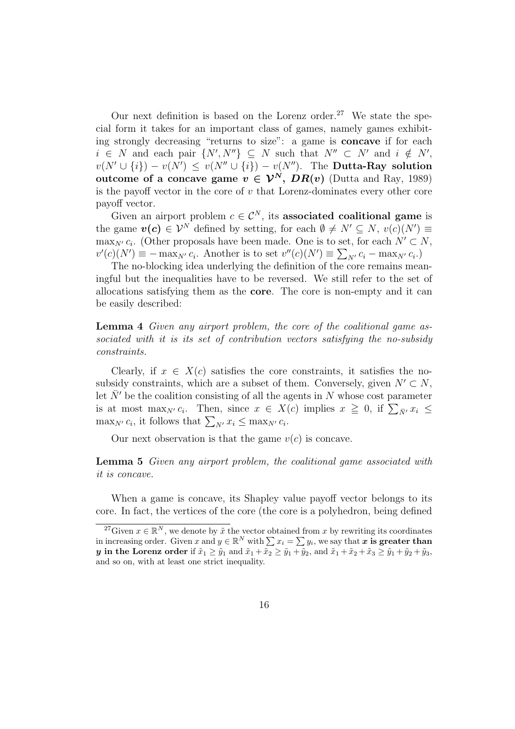Our next definition is based on the Lorenz order.[27] We state the special form it takes for an important class of games, namely games exhibiting strongly decreasing "returns to size": a game is **concave** if for each $i \in N$ and each pair $\{N', N''\} \subseteq N$ such that $N'' \subset N'$ and $i \notin N'$, $v(N' \cup \{i\}) - v(N') \leq v(N'' \cup \{i\}) - v(N'')$. The **Dutta-Ray solution outcome of a concave game $v \in \mathcal{V}^N$, $DR(v)$** (Dutta and Ray, 1989) is the payoff vector in the core of $v$ that Lorenz-dominates every other core payoff vector.

Given an airport problem $c \in \mathcal{C}^N$, its **associated coalitional game** is the game $v(c) \in \mathcal{V}^N$ defined by setting, for each $\emptyset \neq N' \subseteq N$, $v(c)(N') \equiv \max_{N'} c_i$. (Other proposals have been made. One is to set, for each $N' \subset N$, $v'(c)(N') \equiv -\max_{N'} c_i$. Another is to set $v''(c)(N') \equiv \sum_{N'} c_i - \max_{N'} c_i$.)

The no-blocking idea underlying the definition of the core remains meaningful but the inequalities have to be reversed. We still refer to the set of allocations satisfying them as the **core**. The core is non-empty and it can be easily described:

**Lemma 4** *Given any airport problem, the core of the coalitional game associated with it is its set of contribution vectors satisfying the no-subsidy constraints.*

Clearly, if $x \in X(c)$ satisfies the core constraints, it satisfies the no-subsidy constraints, which are a subset of them. Conversely, given $N' \subset N$, let $\bar{N}'$ be the coalition consisting of all the agents in $N$ whose cost parameter is at most $\max_{N'} c_i$. Then, since $x \in X(c)$ implies $x \geqq 0$, if $\sum_{\bar{N}'} x_i \leq \max_{N'} c_i$, it follows that $\sum_{N'} x_i \leq \max_{N'} c_i$.

Our next observation is that the game $v(c)$ is concave.

**Lemma 5** *Given any airport problem, the coalitional game associated with it is concave.*

When a game is concave, its Shapley value payoff vector belongs to its core. In fact, the vertices of the core (the core is a polyhedron, being defined

[27] Given $x \in \mathbb{R}^N$, we denote by $\tilde{x}$ the vector obtained from $x$ by rewriting its coordinates in increasing order. Given $x$ and $y \in \mathbb{R}^N$ with $\sum x_i = \sum y_i$, we say that **$x$ is greater than $y$ in the Lorenz order** if $\tilde{x}_1 \geq \tilde{y}_1$ and $\tilde{x}_1 + \tilde{x}_2 \geq \tilde{y}_1 + \tilde{y}_2$, and $\tilde{x}_1 + \tilde{x}_2 + \tilde{x}_3 \geq \tilde{y}_1 + \tilde{y}_2 + \tilde{y}_3$, and so on, with at least one strict inequality.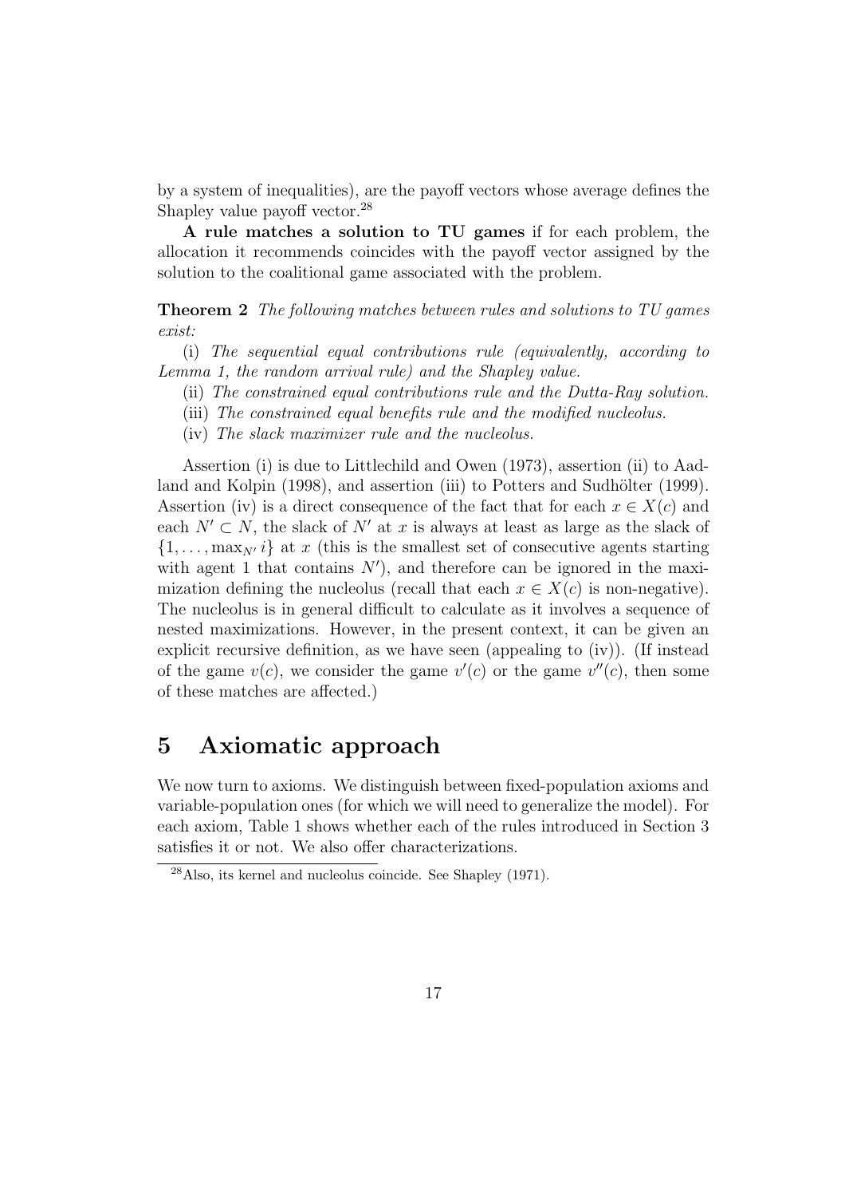by a system of inequalities), are the payoff vectors whose average defines the Shapley value payoff vector.[28]

**A rule matches a solution to TU games** if for each problem, the allocation it recommends coincides with the payoff vector assigned by the solution to the coalitional game associated with the problem.

**Theorem 2** *The following matches between rules and solutions to TU games exist:*

(i) *The sequential equal contributions rule (equivalently, according to Lemma 1, the random arrival rule) and the Shapley value.*

(ii) *The constrained equal contributions rule and the Dutta-Ray solution.*

(iii) *The constrained equal benefits rule and the modified nucleolus.*

(iv) *The slack maximizer rule and the nucleolus.*

Assertion (i) is due to Littlechild and Owen (1973), assertion (ii) to Aadland and Kolpin (1998), and assertion (iii) to Potters and Sudhölter (1999). Assertion (iv) is a direct consequence of the fact that for each $x \in X(c)$ and each $N' \subset N$, the slack of $N'$ at $x$ is always at least as large as the slack of $\{1, \ldots, \max_{N'} i\}$ at $x$ (this is the smallest set of consecutive agents starting with agent 1 that contains $N'$), and therefore can be ignored in the maximization defining the nucleolus (recall that each $x \in X(c)$ is non-negative). The nucleolus is in general difficult to calculate as it involves a sequence of nested maximizations. However, in the present context, it can be given an explicit recursive definition, as we have seen (appealing to (iv)). (If instead of the game $v(c)$, we consider the game $v'(c)$ or the game $v''(c)$, then some of these matches are affected.)

# 5 Axiomatic approach

We now turn to axioms. We distinguish between fixed-population axioms and variable-population ones (for which we will need to generalize the model). For each axiom, Table 1 shows whether each of the rules introduced in Section 3 satisfies it or not. We also offer characterizations.

[28] Also, its kernel and nucleolus coincide. See Shapley (1971).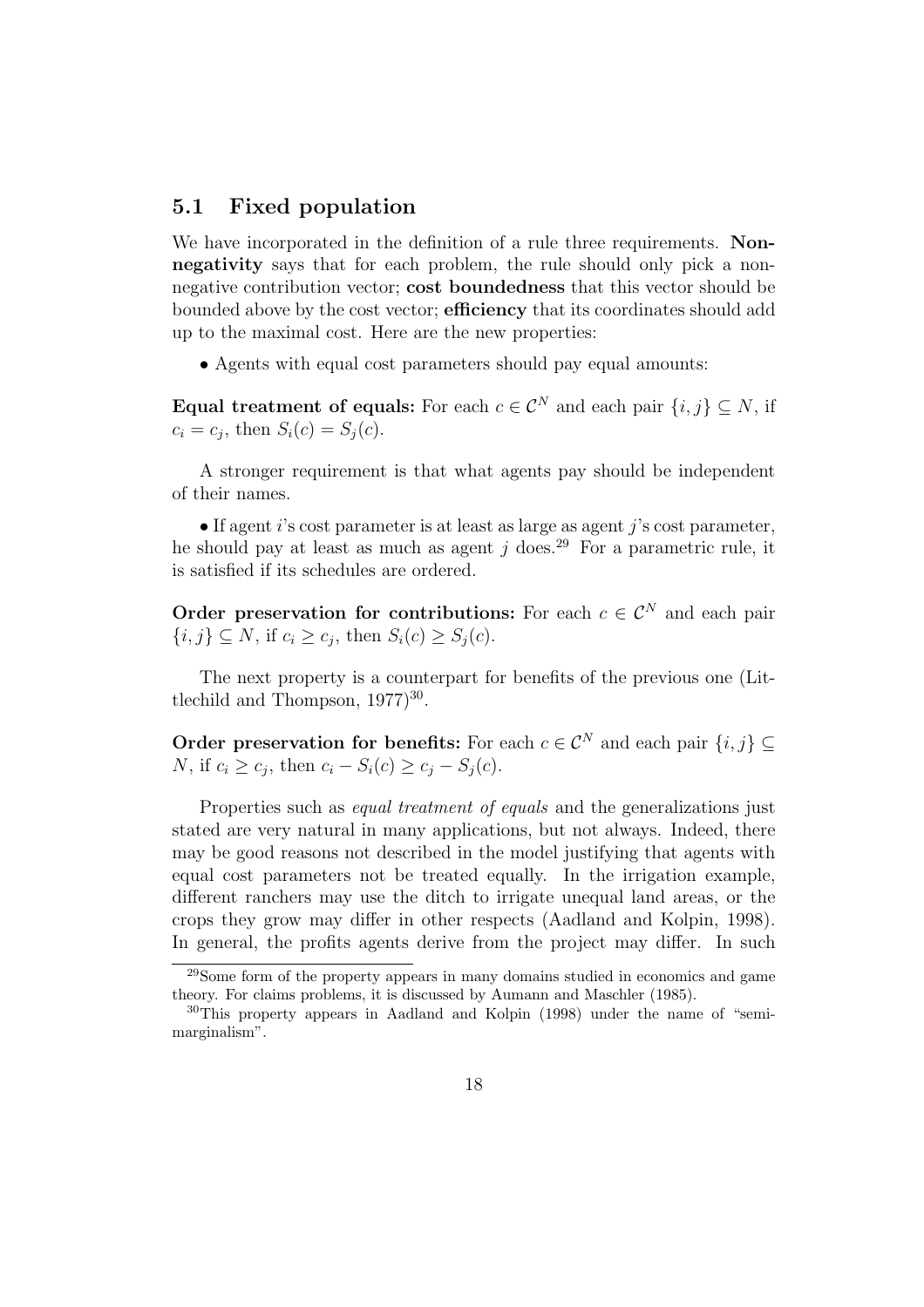## 5.1 Fixed population

We have incorporated in the definition of a rule three requirements. **Nonnegativity** says that for each problem, the rule should only pick a non-negative contribution vector; **cost boundedness** that this vector should be bounded above by the cost vector; **efficiency** that its coordinates should add up to the maximal cost. Here are the new properties:

- Agents with equal cost parameters should pay equal amounts:

**Equal treatment of equals:** For each $c \in \mathcal{C}^N$ and each pair $\{i, j\} \subseteq N$, if $c_i = c_j$, then $S_i(c) = S_j(c)$.

A stronger requirement is that what agents pay should be independent of their names.

- If agent $i$'s cost parameter is at least as large as agent $j$'s cost parameter, he should pay at least as much as agent $j$ does.[29] For a parametric rule, it is satisfied if its schedules are ordered.

**Order preservation for contributions:** For each $c \in \mathcal{C}^N$ and each pair $\{i, j\} \subseteq N$, if $c_i \geq c_j$, then $S_i(c) \geq S_j(c)$.

The next property is a counterpart for benefits of the previous one (Littlechild and Thompson, 1977)[30].

**Order preservation for benefits:** For each $c \in \mathcal{C}^N$ and each pair $\{i, j\} \subseteq N$, if $c_i \geq c_j$, then $c_i - S_i(c) \geq c_j - S_j(c)$.

Properties such as *equal treatment of equals* and the generalizations just stated are very natural in many applications, but not always. Indeed, there may be good reasons not described in the model justifying that agents with equal cost parameters not be treated equally. In the irrigation example, different ranchers may use the ditch to irrigate unequal land areas, or the crops they grow may differ in other respects (Aadland and Kolpin, 1998). In general, the profits agents derive from the project may differ. In such

[29] Some form of the property appears in many domains studied in economics and game theory. For claims problems, it is discussed by Aumann and Maschler (1985).

[30] This property appears in Aadland and Kolpin (1998) under the name of "semi-marginalism".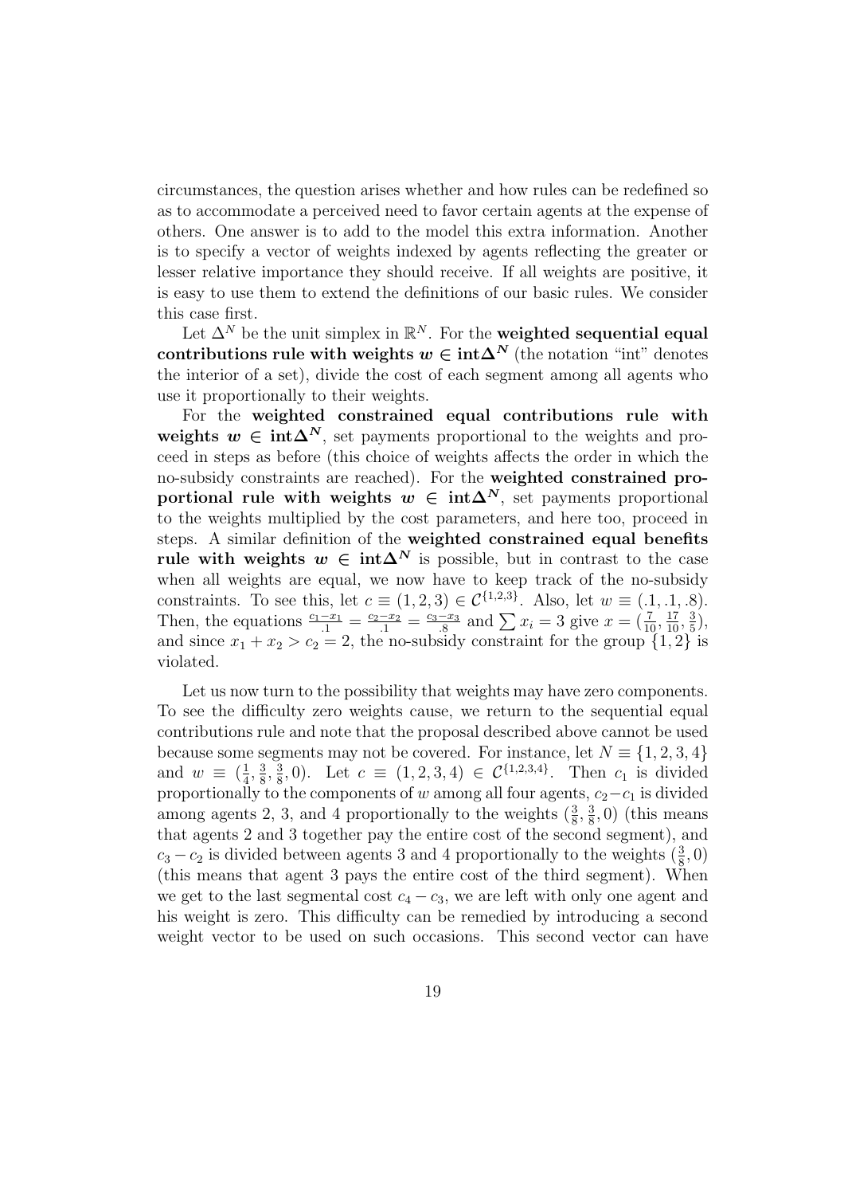circumstances, the question arises whether and how rules can be redefined so as to accommodate a perceived need to favor certain agents at the expense of others. One answer is to add to the model this extra information. Another is to specify a vector of weights indexed by agents reflecting the greater or lesser relative importance they should receive. If all weights are positive, it is easy to use them to extend the definitions of our basic rules. We consider this case first.

Let $\Delta^N$ be the unit simplex in $\mathbb{R}^N$. For the **weighted sequential equal contributions rule with weights $w \in \mathbf{int}\Delta^N$** (the notation "int" denotes the interior of a set), divide the cost of each segment among all agents who use it proportionally to their weights.

For the **weighted constrained equal contributions rule with weights $w \in \mathbf{int}\Delta^N$**, set payments proportional to the weights and proceed in steps as before (this choice of weights affects the order in which the no-subsidy constraints are reached). For the **weighted constrained proportional rule with weights $w \in \mathbf{int}\Delta^N$**, set payments proportional to the weights multiplied by the cost parameters, and here too, proceed in steps. A similar definition of the **weighted constrained equal benefits rule with weights $w \in \mathbf{int}\Delta^N$** is possible, but in contrast to the case when all weights are equal, we now have to keep track of the no-subsidy constraints. To see this, let $c \equiv (1, 2, 3) \in \mathcal{C}^{\{1,2,3\}}$. Also, let $w \equiv (.1, .1, .8)$. Then, the equations $\frac{c_1 - x_1}{.1} = \frac{c_2 - x_2}{.1} = \frac{c_3 - x_3}{.8}$ and $\sum x_i = 3$ give $x = (\frac{7}{10}, \frac{17}{10}, \frac{3}{5})$, and since $x_1 + x_2 > c_2 = 2$, the no-subsidy constraint for the group $\{1, 2\}$ is violated.

Let us now turn to the possibility that weights may have zero components. To see the difficulty zero weights cause, we return to the sequential equal contributions rule and note that the proposal described above cannot be used because some segments may not be covered. For instance, let $N \equiv \{1, 2, 3, 4\}$ and $w \equiv (\frac{1}{4}, \frac{3}{8}, \frac{3}{8}, 0)$. Let $c \equiv (1, 2, 3, 4) \in \mathcal{C}^{\{1,2,3,4\}}$. Then $c_1$ is divided proportionally to the components of $w$ among all four agents, $c_2 - c_1$ is divided among agents 2, 3, and 4 proportionally to the weights $(\frac{3}{8}, \frac{3}{8}, 0)$ (this means that agents 2 and 3 together pay the entire cost of the second segment), and $c_3 - c_2$ is divided between agents 3 and 4 proportionally to the weights $(\frac{3}{8}, 0)$ (this means that agent 3 pays the entire cost of the third segment). When we get to the last segmental cost $c_4 - c_3$, we are left with only one agent and his weight is zero. This difficulty can be remedied by introducing a second weight vector to be used on such occasions. This second vector can have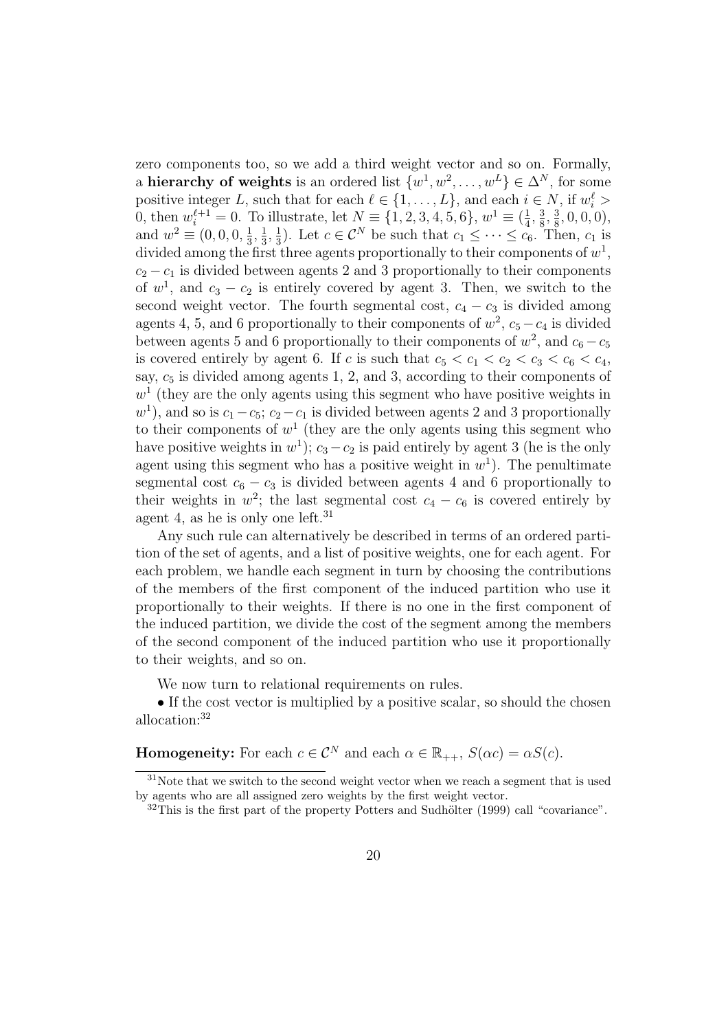zero components too, so we add a third weight vector and so on. Formally, a **hierarchy of weights** is an ordered list $\{w^1, w^2, \ldots, w^L\} \in \Delta^N$, for some positive integer $L$, such that for each $\ell \in \{1, \ldots, L\}$, and each $i \in N$, if $w_i^\ell > 0$, then $w_i^{\ell+1} = 0$. To illustrate, let $N \equiv \{1, 2, 3, 4, 5, 6\}$, $w^1 \equiv (\frac{1}{4}, \frac{3}{8}, \frac{3}{8}, 0, 0, 0)$, and $w^2 \equiv (0, 0, 0, \frac{1}{3}, \frac{1}{3}, \frac{1}{3})$. Let $c \in \mathcal{C}^N$ be such that $c_1 \leq \cdots \leq c_6$. Then, $c_1$ is divided among the first three agents proportionally to their components of $w^1$, $c_2 - c_1$ is divided between agents 2 and 3 proportionally to their components of $w^1$, and $c_3 - c_2$ is entirely covered by agent 3. Then, we switch to the second weight vector. The fourth segmental cost, $c_4 - c_3$ is divided among agents 4, 5, and 6 proportionally to their components of $w^2$, $c_5 - c_4$ is divided between agents 5 and 6 proportionally to their components of $w^2$, and $c_6 - c_5$ is covered entirely by agent 6. If $c$ is such that $c_5 < c_1 < c_2 < c_3 < c_6 < c_4$, say, $c_5$ is divided among agents 1, 2, and 3, according to their components of $w^1$ (they are the only agents using this segment who have positive weights in $w^1$), and so is $c_1 - c_5$; $c_2 - c_1$ is divided between agents 2 and 3 proportionally to their components of $w^1$ (they are the only agents using this segment who have positive weights in $w^1$); $c_3 - c_2$ is paid entirely by agent 3 (he is the only agent using this segment who has a positive weight in $w^1$). The penultimate segmental cost $c_6 - c_3$ is divided between agents 4 and 6 proportionally to their weights in $w^2$; the last segmental cost $c_4 - c_6$ is covered entirely by agent 4, as he is only one left.[31]

Any such rule can alternatively be described in terms of an ordered partition of the set of agents, and a list of positive weights, one for each agent. For each problem, we handle each segment in turn by choosing the contributions of the members of the first component of the induced partition who use it proportionally to their weights. If there is no one in the first component of the induced partition, we divide the cost of the segment among the members of the second component of the induced partition who use it proportionally to their weights, and so on.

We now turn to relational requirements on rules.

• If the cost vector is multiplied by a positive scalar, so should the chosen allocation:[32]

**Homogeneity:** For each $c \in \mathcal{C}^N$ and each $\alpha \in \mathbb{R}_{++}$, $S(\alpha c) = \alpha S(c)$.

[31] Note that we switch to the second weight vector when we reach a segment that is used by agents who are all assigned zero weights by the first weight vector.

[32] This is the first part of the property Potters and Sudhölter (1999) call "covariance".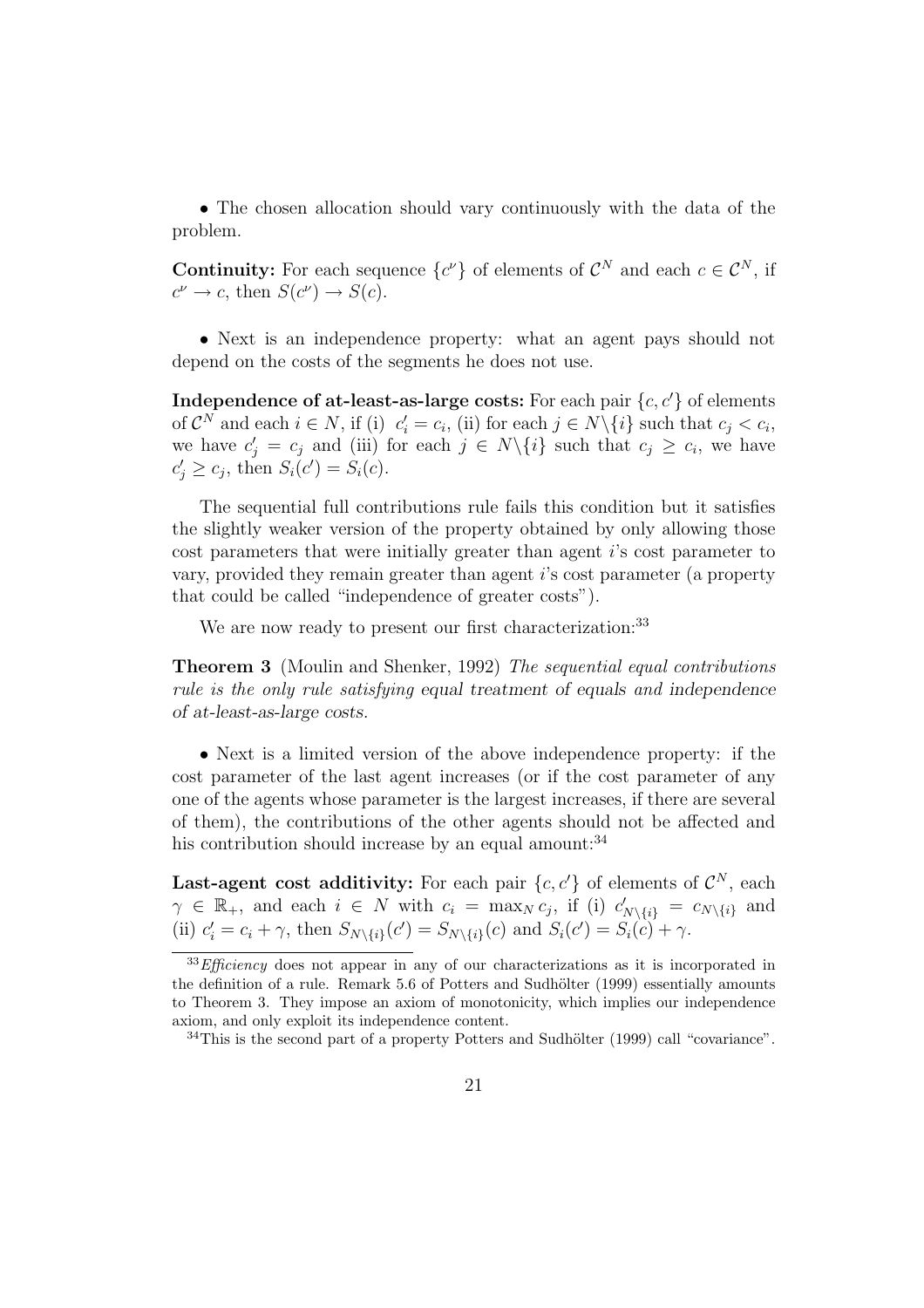• The chosen allocation should vary continuously with the data of the problem.

**Continuity:** For each sequence $\{c^\nu\}$ of elements of $\mathcal{C}^N$ and each $c \in \mathcal{C}^N$, if $c^\nu \to c$, then $S(c^\nu) \to S(c)$.

• Next is an independence property: what an agent pays should not depend on the costs of the segments he does not use.

**Independence of at-least-as-large costs:** For each pair $\{c, c'\}$ of elements of $\mathcal{C}^N$ and each $i \in N$, if (i) $c'_i = c_i$, (ii) for each $j \in N\backslash\{i\}$ such that $c_j < c_i$, we have $c'_j = c_j$ and (iii) for each $j \in N\backslash\{i\}$ such that $c_j \geq c_i$, we have $c'_j \geq c_j$, then $S_i(c') = S_i(c)$.

The sequential full contributions rule fails this condition but it satisfies the slightly weaker version of the property obtained by only allowing those cost parameters that were initially greater than agent $i$'s cost parameter to vary, provided they remain greater than agent $i$'s cost parameter (a property that could be called "independence of greater costs").

We are now ready to present our first characterization:[33]

**Theorem 3** (Moulin and Shenker, 1992) *The sequential equal contributions rule is the only rule satisfying* equal treatment of equals *and* independence of at-least-as-large costs.

• Next is a limited version of the above independence property: if the cost parameter of the last agent increases (or if the cost parameter of any one of the agents whose parameter is the largest increases, if there are several of them), the contributions of the other agents should not be affected and his contribution should increase by an equal amount:[34]

**Last-agent cost additivity:** For each pair $\{c, c'\}$ of elements of $\mathcal{C}^N$, each $\gamma \in \mathbb{R}_+$, and each $i \in N$ with $c_i = \max_N c_j$, if (i) $c'_{N\backslash\{i\}} = c_{N\backslash\{i\}}$ and (ii) $c'_i = c_i + \gamma$, then $S_{N\backslash\{i\}}(c') = S_{N\backslash\{i\}}(c)$ and $S_i(c') = S_i(c) + \gamma$.

[33] *Efficiency* does not appear in any of our characterizations as it is incorporated in the definition of a rule. Remark 5.6 of Potters and Sudhölter (1999) essentially amounts to Theorem 3. They impose an axiom of monotonicity, which implies our independence axiom, and only exploit its independence content.

[34] This is the second part of a property Potters and Sudhölter (1999) call "covariance".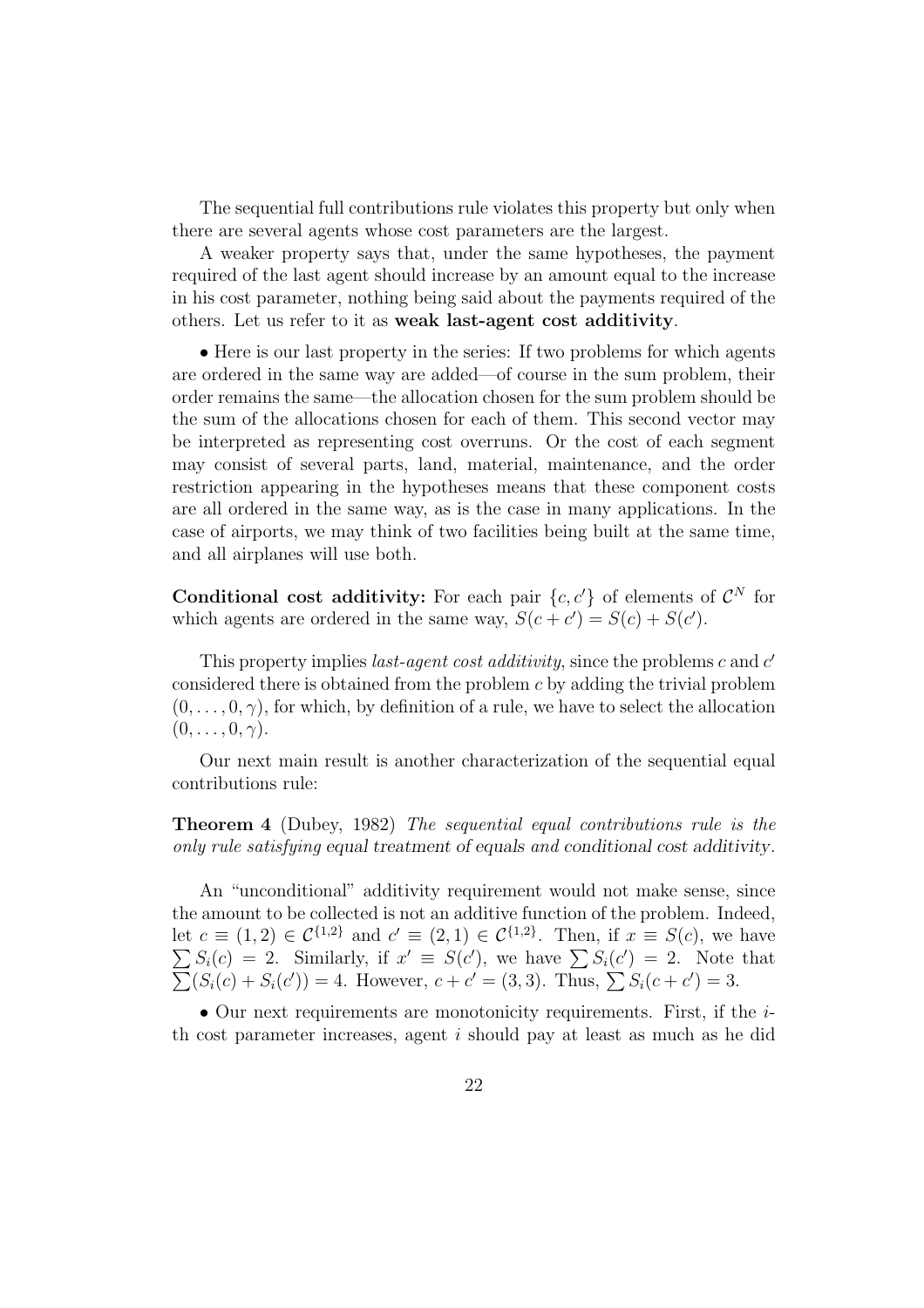The sequential full contributions rule violates this property but only when there are several agents whose cost parameters are the largest.

A weaker property says that, under the same hypotheses, the payment required of the last agent should increase by an amount equal to the increase in his cost parameter, nothing being said about the payments required of the others. Let us refer to it as **weak last-agent cost additivity**.

• Here is our last property in the series: If two problems for which agents are ordered in the same way are added—of course in the sum problem, their order remains the same—the allocation chosen for the sum problem should be the sum of the allocations chosen for each of them. This second vector may be interpreted as representing cost overruns. Or the cost of each segment may consist of several parts, land, material, maintenance, and the order restriction appearing in the hypotheses means that these component costs are all ordered in the same way, as is the case in many applications. In the case of airports, we may think of two facilities being built at the same time, and all airplanes will use both.

**Conditional cost additivity:** For each pair $\{c, c'\}$ of elements of $\mathcal{C}^N$ for which agents are ordered in the same way, $S(c + c') = S(c) + S(c')$.

This property implies *last-agent cost additivity*, since the problems $c$ and $c'$ considered there is obtained from the problem $c$ by adding the trivial problem $(0, \ldots, 0, \gamma)$, for which, by definition of a rule, we have to select the allocation $(0, \ldots, 0, \gamma)$.

Our next main result is another characterization of the sequential equal contributions rule:

**Theorem 4** (Dubey, 1982) *The sequential equal contributions rule is the only rule satisfying* equal treatment of equals *and* conditional cost additivity*.*

An "unconditional" additivity requirement would not make sense, since the amount to be collected is not an additive function of the problem. Indeed, let $c \equiv (1, 2) \in \mathcal{C}^{\{1,2\}}$ and $c' \equiv (2, 1) \in \mathcal{C}^{\{1,2\}}$. Then, if $x \equiv S(c)$, we have $\sum S_i(c) = 2$. Similarly, if $x' \equiv S(c')$, we have $\sum S_i(c') = 2$. Note that $\sum(S_i(c) + S_i(c')) = 4$. However, $c + c' = (3, 3)$. Thus, $\sum S_i(c + c') = 3$.

• Our next requirements are monotonicity requirements. First, if the $i$-th cost parameter increases, agent $i$ should pay at least as much as he did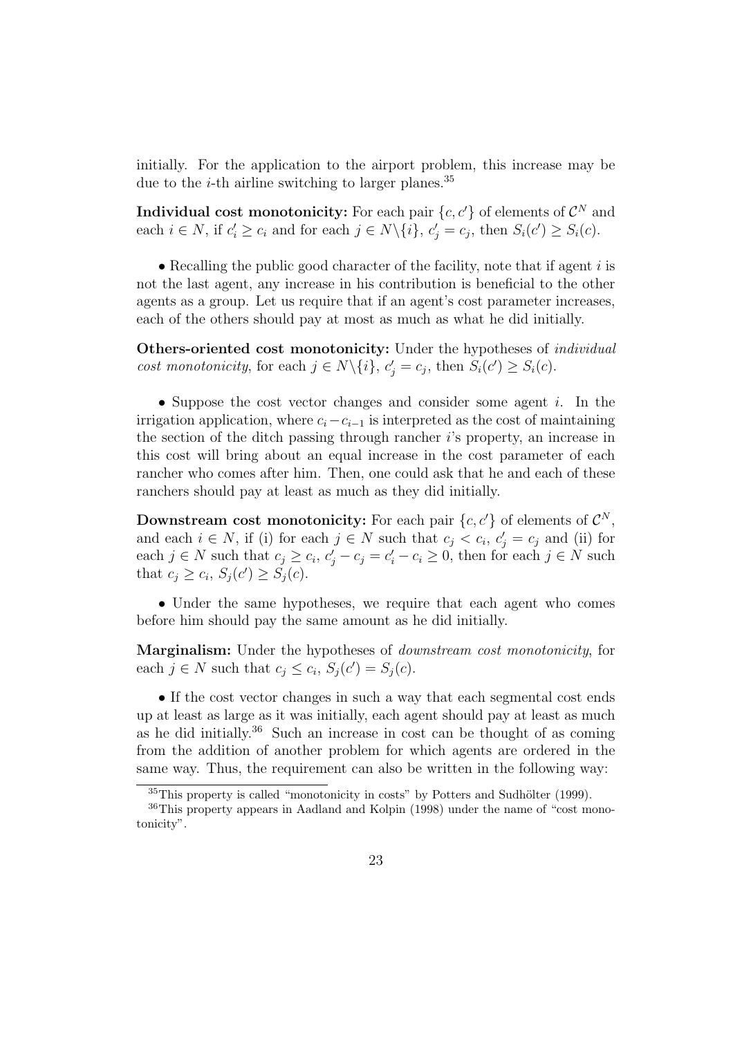initially. For the application to the airport problem, this increase may be due to the $i$-th airline switching to larger planes.[35]

**Individual cost monotonicity:** For each pair $\{c, c'\}$ of elements of $\mathcal{C}^N$ and each $i \in N$, if $c'_i \geq c_i$ and for each $j \in N \backslash \{i\}$, $c'_j = c_j$, then $S_i(c') \geq S_i(c)$.

• Recalling the public good character of the facility, note that if agent $i$ is not the last agent, any increase in his contribution is beneficial to the other agents as a group. Let us require that if an agent's cost parameter increases, each of the others should pay at most as much as what he did initially.

**Others-oriented cost monotonicity:** Under the hypotheses of *individual cost monotonicity*, for each $j \in N \backslash \{i\}$, $c'_j = c_j$, then $S_i(c') \geq S_i(c)$.

• Suppose the cost vector changes and consider some agent $i$. In the irrigation application, where $c_i - c_{i-1}$ is interpreted as the cost of maintaining the section of the ditch passing through rancher $i$'s property, an increase in this cost will bring about an equal increase in the cost parameter of each rancher who comes after him. Then, one could ask that he and each of these ranchers should pay at least as much as they did initially.

**Downstream cost monotonicity:** For each pair $\{c, c'\}$ of elements of $\mathcal{C}^N$, and each $i \in N$, if (i) for each $j \in N$ such that $c_j < c_i$, $c'_j = c_j$ and (ii) for each $j \in N$ such that $c_j \geq c_i$, $c'_j - c_j = c'_i - c_i \geq 0$, then for each $j \in N$ such that $c_j \geq c_i$, $S_j(c') \geq S_j(c)$.

• Under the same hypotheses, we require that each agent who comes before him should pay the same amount as he did initially.

**Marginalism:** Under the hypotheses of *downstream cost monotonicity*, for each $j \in N$ such that $c_j \leq c_i$, $S_j(c') = S_j(c)$.

• If the cost vector changes in such a way that each segmental cost ends up at least as large as it was initially, each agent should pay at least as much as he did initially.[36] Such an increase in cost can be thought of as coming from the addition of another problem for which agents are ordered in the same way. Thus, the requirement can also be written in the following way:

[35] This property is called "monotonicity in costs" by Potters and Sudhölter (1999).

[36] This property appears in Aadland and Kolpin (1998) under the name of "cost monotonicity".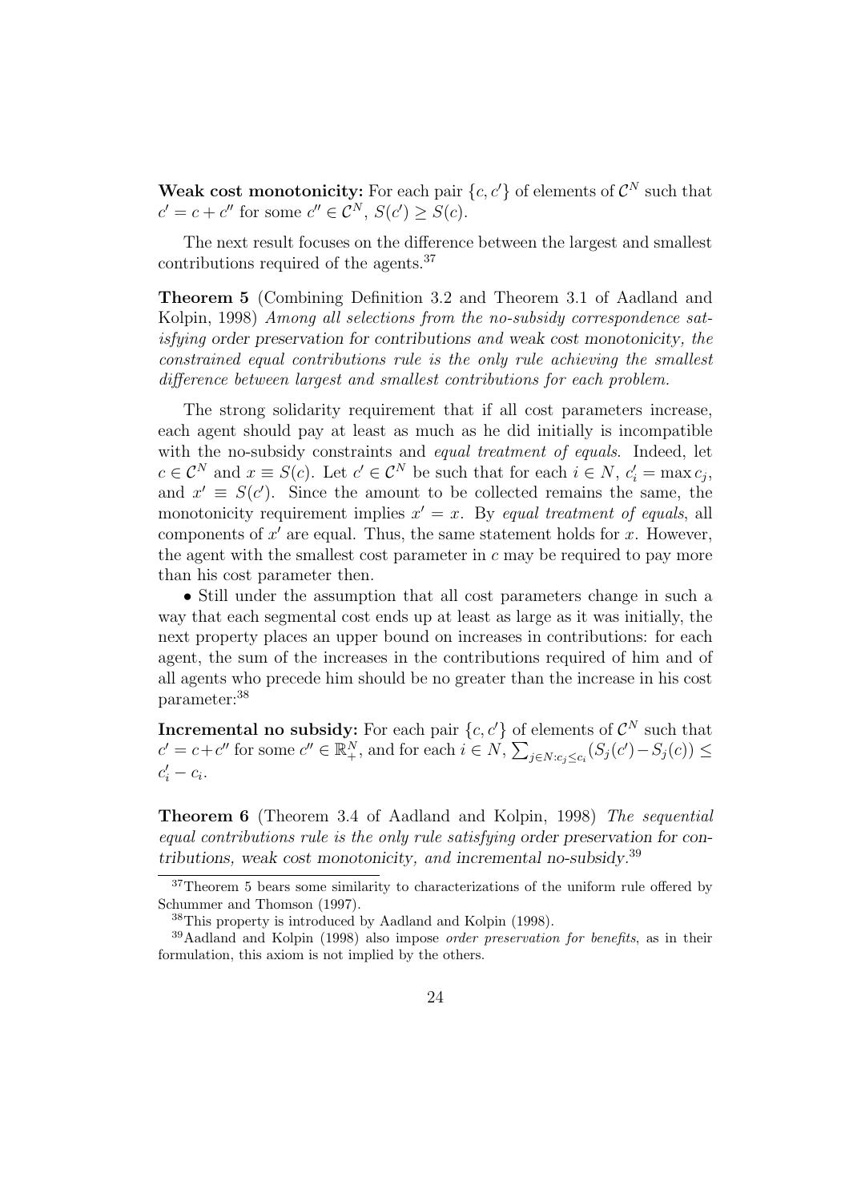**Weak cost monotonicity:** For each pair $\{c, c'\}$ of elements of $\mathcal{C}^N$ such that $c' = c + c''$ for some $c'' \in \mathcal{C}^N$, $S(c') \geq S(c)$.

The next result focuses on the difference between the largest and smallest contributions required of the agents.[37]

**Theorem 5** (Combining Definition 3.2 and Theorem 3.1 of Aadland and Kolpin, 1998) *Among all selections from the no-subsidy correspondence satisfying order preservation for contributions and weak cost monotonicity, the constrained equal contributions rule is the only rule achieving the smallest difference between largest and smallest contributions for each problem.*

The strong solidarity requirement that if all cost parameters increase, each agent should pay at least as much as he did initially is incompatible with the no-subsidy constraints and *equal treatment of equals*. Indeed, let $c \in \mathcal{C}^N$ and $x \equiv S(c)$. Let $c' \in \mathcal{C}^N$ be such that for each $i \in N$, $c'_i = \max c_j$, and $x' \equiv S(c')$. Since the amount to be collected remains the same, the monotonicity requirement implies $x' = x$. By *equal treatment of equals*, all components of $x'$ are equal. Thus, the same statement holds for $x$. However, the agent with the smallest cost parameter in $c$ may be required to pay more than his cost parameter then.

• Still under the assumption that all cost parameters change in such a way that each segmental cost ends up at least as large as it was initially, the next property places an upper bound on increases in contributions: for each agent, the sum of the increases in the contributions required of him and of all agents who precede him should be no greater than the increase in his cost parameter:[38]

**Incremental no subsidy:** For each pair $\{c, c'\}$ of elements of $\mathcal{C}^N$ such that $c' = c + c''$ for some $c'' \in \mathbb{R}^N_+$, and for each $i \in N$, $\sum_{j \in N: c_j \leq c_i} (S_j(c') - S_j(c)) \leq c'_i - c_i$.

**Theorem 6** (Theorem 3.4 of Aadland and Kolpin, 1998) *The sequential equal contributions rule is the only rule satisfying order preservation for contributions, weak cost monotonicity, and incremental no-subsidy.*[39]

---

[37] Theorem 5 bears some similarity to characterizations of the uniform rule offered by Schummer and Thomson (1997).

[38] This property is introduced by Aadland and Kolpin (1998).

[39] Aadland and Kolpin (1998) also impose *order preservation for benefits*, as in their formulation, this axiom is not implied by the others.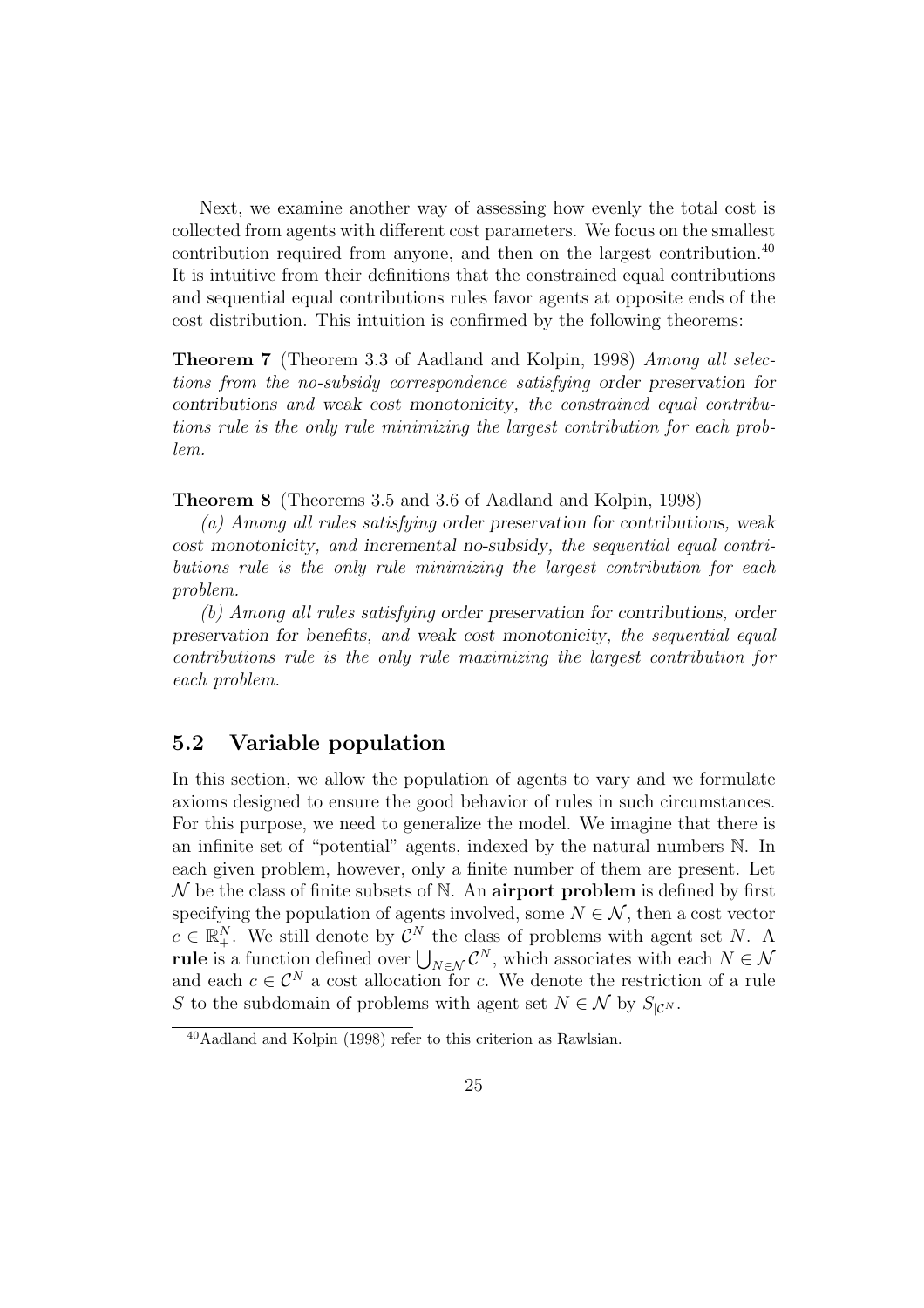Next, we examine another way of assessing how evenly the total cost is collected from agents with different cost parameters. We focus on the smallest contribution required from anyone, and then on the largest contribution.[40] It is intuitive from their definitions that the constrained equal contributions and sequential equal contributions rules favor agents at opposite ends of the cost distribution. This intuition is confirmed by the following theorems:

**Theorem 7** (Theorem 3.3 of Aadland and Kolpin, 1998) *Among all selections from the no-subsidy correspondence satisfying order preservation for contributions and weak cost monotonicity, the constrained equal contributions rule is the only rule minimizing the largest contribution for each problem.*

**Theorem 8** (Theorems 3.5 and 3.6 of Aadland and Kolpin, 1998)

*(a) Among all rules satisfying order preservation for contributions, weak cost monotonicity, and incremental no-subsidy, the sequential equal contributions rule is the only rule minimizing the largest contribution for each problem.*

*(b) Among all rules satisfying order preservation for contributions, order preservation for benefits, and weak cost monotonicity, the sequential equal contributions rule is the only rule maximizing the largest contribution for each problem.*

## 5.2 Variable population

In this section, we allow the population of agents to vary and we formulate axioms designed to ensure the good behavior of rules in such circumstances. For this purpose, we need to generalize the model. We imagine that there is an infinite set of "potential" agents, indexed by the natural numbers $\mathbb{N}$. In each given problem, however, only a finite number of them are present. Let $\mathcal{N}$ be the class of finite subsets of $\mathbb{N}$. An **airport problem** is defined by first specifying the population of agents involved, some $N \in \mathcal{N}$, then a cost vector $c \in \mathbb{R}^N_+$. We still denote by $\mathcal{C}^N$ the class of problems with agent set $N$. A **rule** is a function defined over $\bigcup_{N \in \mathcal{N}} \mathcal{C}^N$, which associates with each $N \in \mathcal{N}$ and each $c \in \mathcal{C}^N$ a cost allocation for $c$. We denote the restriction of a rule $S$ to the subdomain of problems with agent set $N \in \mathcal{N}$ by $S_{|\mathcal{C}^N}$.

[40] Aadland and Kolpin (1998) refer to this criterion as Rawlsian.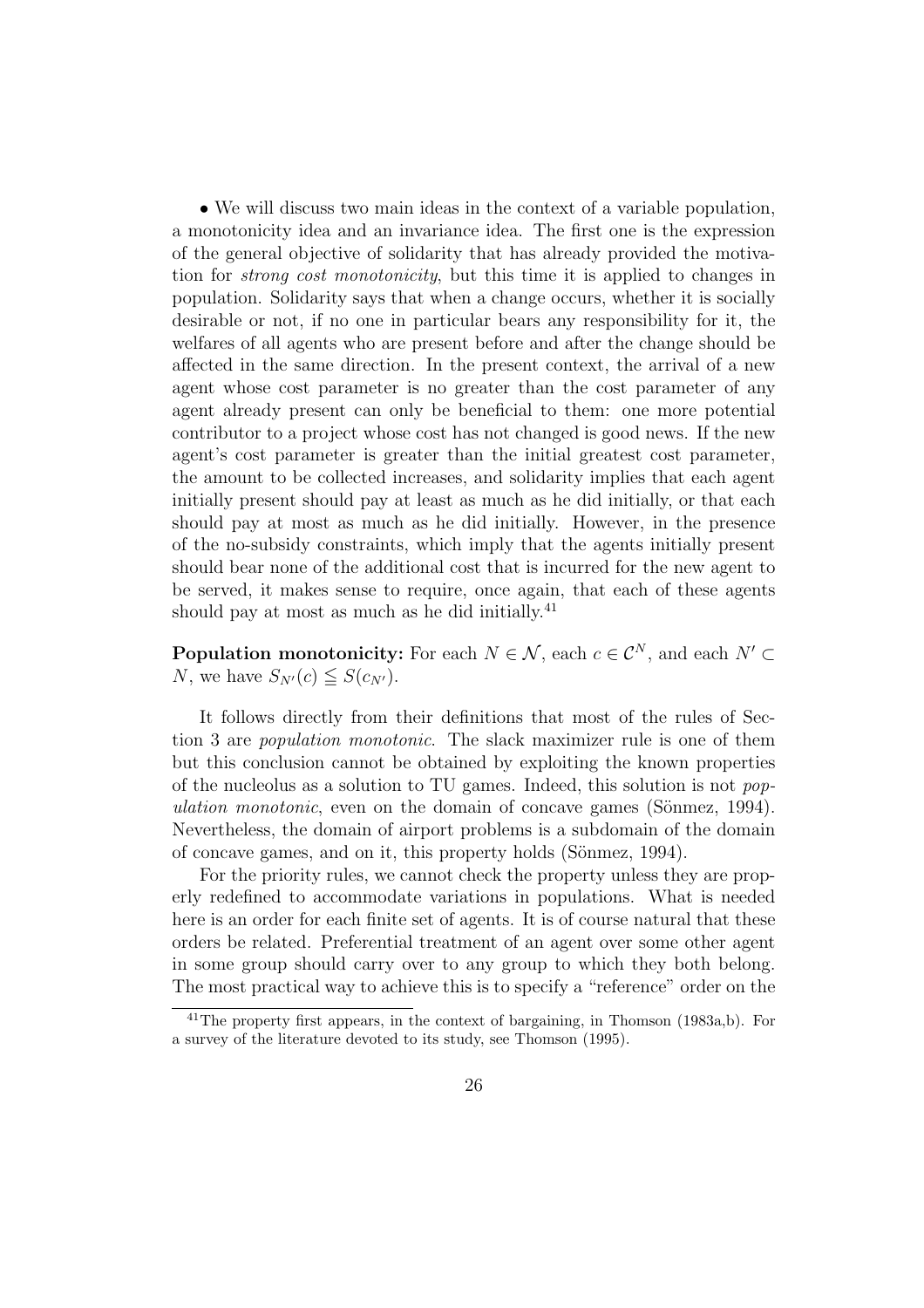• We will discuss two main ideas in the context of a variable population, a monotonicity idea and an invariance idea. The first one is the expression of the general objective of solidarity that has already provided the motivation for *strong cost monotonicity*, but this time it is applied to changes in population. Solidarity says that when a change occurs, whether it is socially desirable or not, if no one in particular bears any responsibility for it, the welfares of all agents who are present before and after the change should be affected in the same direction. In the present context, the arrival of a new agent whose cost parameter is no greater than the cost parameter of any agent already present can only be beneficial to them: one more potential contributor to a project whose cost has not changed is good news. If the new agent's cost parameter is greater than the initial greatest cost parameter, the amount to be collected increases, and solidarity implies that each agent initially present should pay at least as much as he did initially, or that each should pay at most as much as he did initially. However, in the presence of the no-subsidy constraints, which imply that the agents initially present should bear none of the additional cost that is incurred for the new agent to be served, it makes sense to require, once again, that each of these agents should pay at most as much as he did initially.[41]

**Population monotonicity:** For each $N \in \mathcal{N}$, each $c \in \mathcal{C}^N$, and each $N' \subset N$, we have $S_{N'}(c) \leqq S(c_{N'})$.

It follows directly from their definitions that most of the rules of Section 3 are *population monotonic*. The slack maximizer rule is one of them but this conclusion cannot be obtained by exploiting the known properties of the nucleolus as a solution to TU games. Indeed, this solution is not *population monotonic*, even on the domain of concave games (Sönmez, 1994). Nevertheless, the domain of airport problems is a subdomain of the domain of concave games, and on it, this property holds (Sönmez, 1994).

For the priority rules, we cannot check the property unless they are properly redefined to accommodate variations in populations. What is needed here is an order for each finite set of agents. It is of course natural that these orders be related. Preferential treatment of an agent over some other agent in some group should carry over to any group to which they both belong. The most practical way to achieve this is to specify a "reference" order on the

[41] The property first appears, in the context of bargaining, in Thomson (1983a,b). For a survey of the literature devoted to its study, see Thomson (1995).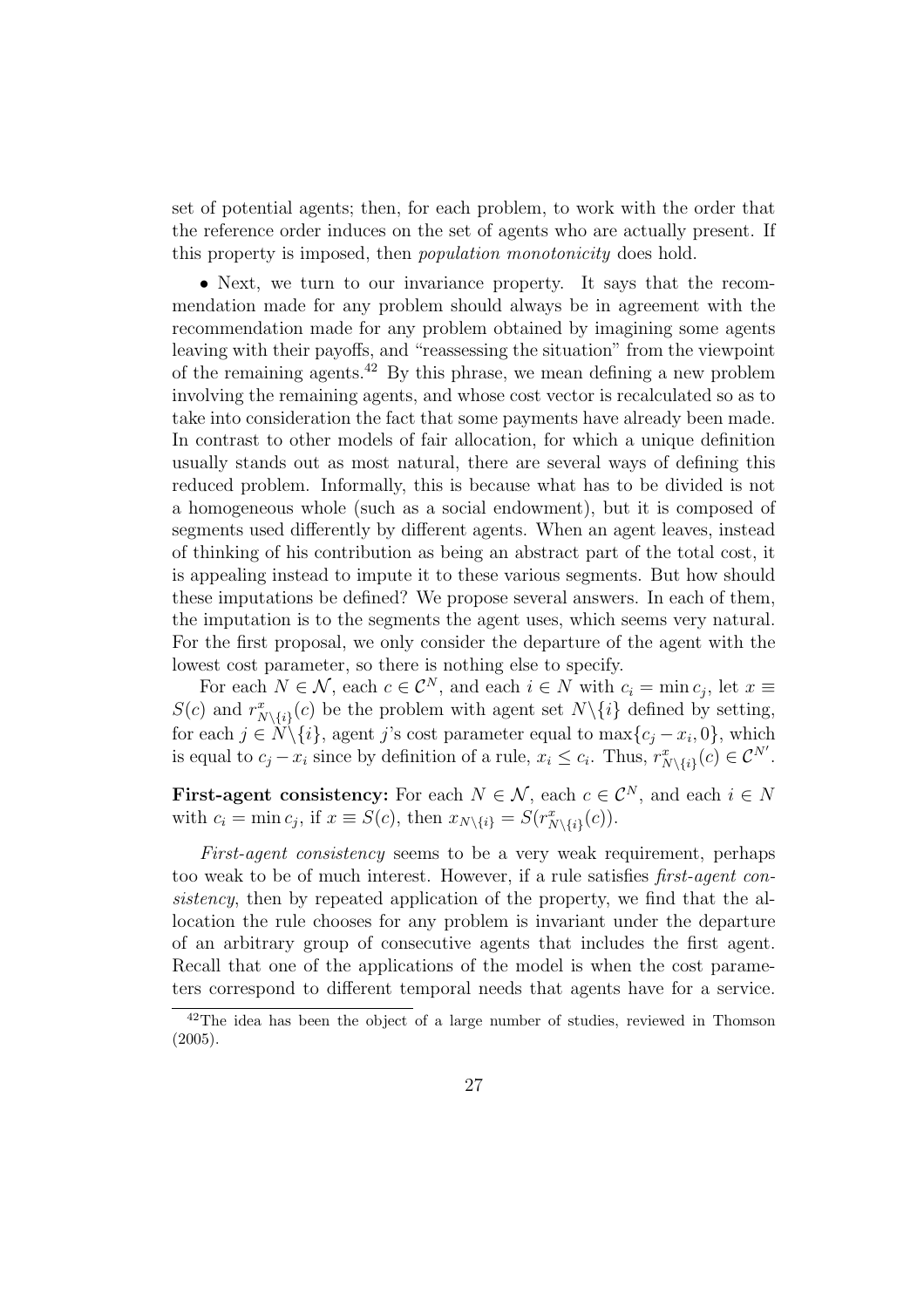set of potential agents; then, for each problem, to work with the order that the reference order induces on the set of agents who are actually present. If this property is imposed, then *population monotonicity* does hold.

• Next, we turn to our invariance property. It says that the recommendation made for any problem should always be in agreement with the recommendation made for any problem obtained by imagining some agents leaving with their payoffs, and "reassessing the situation" from the viewpoint of the remaining agents.[42] By this phrase, we mean defining a new problem involving the remaining agents, and whose cost vector is recalculated so as to take into consideration the fact that some payments have already been made. In contrast to other models of fair allocation, for which a unique definition usually stands out as most natural, there are several ways of defining this reduced problem. Informally, this is because what has to be divided is not a homogeneous whole (such as a social endowment), but it is composed of segments used differently by different agents. When an agent leaves, instead of thinking of his contribution as being an abstract part of the total cost, it is appealing instead to impute it to these various segments. But how should these imputations be defined? We propose several answers. In each of them, the imputation is to the segments the agent uses, which seems very natural. For the first proposal, we only consider the departure of the agent with the lowest cost parameter, so there is nothing else to specify.

For each $N \in \mathcal{N}$, each $c \in \mathcal{C}^N$, and each $i \in N$ with $c_i = \min c_j$, let $x \equiv S(c)$ and $r^x_{N\backslash\{i\}}(c)$ be the problem with agent set $N\backslash\{i\}$ defined by setting, for each $j \in N\backslash\{i\}$, agent $j$'s cost parameter equal to $\max\{c_j - x_i, 0\}$, which is equal to $c_j - x_i$ since by definition of a rule, $x_i \leq c_i$. Thus, $r^x_{N\backslash\{i\}}(c) \in \mathcal{C}^{N'}$.

**First-agent consistency:** For each $N \in \mathcal{N}$, each $c \in \mathcal{C}^N$, and each $i \in N$ with $c_i = \min c_j$, if $x \equiv S(c)$, then $x_{N\backslash\{i\}} = S(r^x_{N\backslash\{i\}}(c))$.

*First-agent consistency* seems to be a very weak requirement, perhaps too weak to be of much interest. However, if a rule satisfies *first-agent consistency*, then by repeated application of the property, we find that the allocation the rule chooses for any problem is invariant under the departure of an arbitrary group of consecutive agents that includes the first agent. Recall that one of the applications of the model is when the cost parameters correspond to different temporal needs that agents have for a service.

[42] The idea has been the object of a large number of studies, reviewed in Thomson (2005).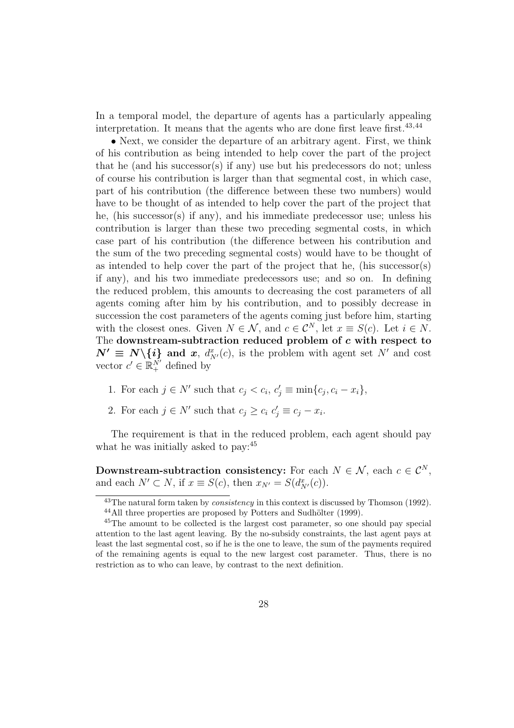In a temporal model, the departure of agents has a particularly appealing interpretation. It means that the agents who are done first leave first.[43,44]

• Next, we consider the departure of an arbitrary agent. First, we think of his contribution as being intended to help cover the part of the project that he (and his successor(s) if any) use but his predecessors do not; unless of course his contribution is larger than that segmental cost, in which case, part of his contribution (the difference between these two numbers) would have to be thought of as intended to help cover the part of the project that he, (his successor(s) if any), and his immediate predecessor use; unless his contribution is larger than these two preceding segmental costs, in which case part of his contribution (the difference between his contribution and the sum of the two preceding segmental costs) would have to be thought of as intended to help cover the part of the project that he, (his successor(s) if any), and his two immediate predecessors use; and so on. In defining the reduced problem, this amounts to decreasing the cost parameters of all agents coming after him by his contribution, and to possibly decrease in succession the cost parameters of the agents coming just before him, starting with the closest ones. Given $N \in \mathcal{N}$, and $c \in \mathcal{C}^N$, let $x \equiv S(c)$. Let $i \in N$. The **downstream-subtraction reduced problem of $c$ with respect to $N' \equiv N \backslash \{i\}$ and $x$**, $d^x_{N'}(c)$, is the problem with agent set $N'$ and cost vector $c' \in \mathbb{R}^{N'}_+$ defined by

1. For each $j \in N'$ such that $c_j < c_i$, $c'_j \equiv \min\{c_j, c_i - x_i\}$,
2. For each $j \in N'$ such that $c_j \geq c_i$ $c'_j \equiv c_j - x_i$.

The requirement is that in the reduced problem, each agent should pay what he was initially asked to pay:[45]

**Downstream-subtraction consistency:** For each $N \in \mathcal{N}$, each $c \in \mathcal{C}^N$, and each $N' \subset N$, if $x \equiv S(c)$, then $x_{N'} = S(d^x_{N'}(c))$.

---

[43] The natural form taken by *consistency* in this context is discussed by Thomson (1992).

[44] All three properties are proposed by Potters and Sudhölter (1999).

[45] The amount to be collected is the largest cost parameter, so one should pay special attention to the last agent leaving. By the no-subsidy constraints, the last agent pays at least the last segmental cost, so if he is the one to leave, the sum of the payments required of the remaining agents is equal to the new largest cost parameter. Thus, there is no restriction as to who can leave, by contrast to the next definition.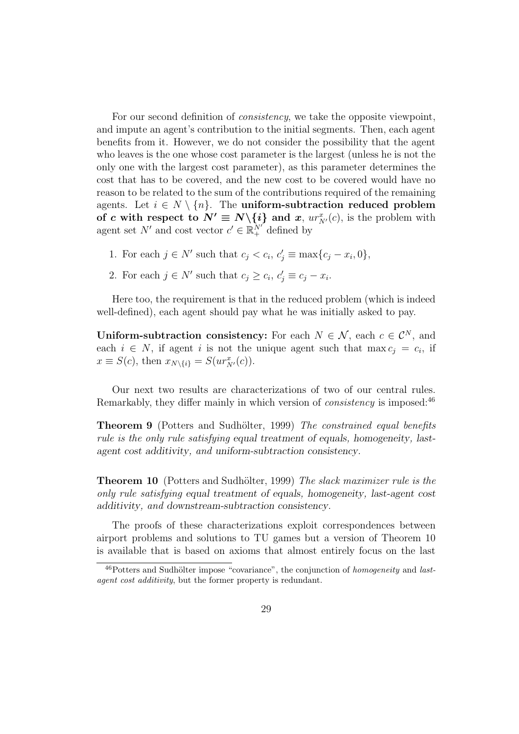For our second definition of *consistency*, we take the opposite viewpoint, and impute an agent's contribution to the initial segments. Then, each agent benefits from it. However, we do not consider the possibility that the agent who leaves is the one whose cost parameter is the largest (unless he is not the only one with the largest cost parameter), as this parameter determines the cost that has to be covered, and the new cost to be covered would have no reason to be related to the sum of the contributions required of the remaining agents. Let $i \in N \setminus \{n\}$. The **uniform-subtraction reduced problem of $c$ with respect to $N' \equiv N \setminus \{i\}$ and $x$**, $ur^x_{N'}(c)$, is the problem with agent set $N'$ and cost vector $c' \in \mathbb{R}^{N'}_+$ defined by

1. For each $j \in N'$ such that $c_j < c_i$, $c'_j \equiv \max\{c_j - x_i, 0\}$,
2. For each $j \in N'$ such that $c_j \geq c_i$, $c'_j \equiv c_j - x_i$.

Here too, the requirement is that in the reduced problem (which is indeed well-defined), each agent should pay what he was initially asked to pay.

**Uniform-subtraction consistency:** For each $N \in \mathcal{N}$, each $c \in \mathcal{C}^N$, and each $i \in N$, if agent $i$ is not the unique agent such that $\max c_j = c_i$, if $x \equiv S(c)$, then $x_{N \setminus \{i\}} = S(ur^x_{N'}(c))$.

Our next two results are characterizations of two of our central rules. Remarkably, they differ mainly in which version of *consistency* is imposed:[46]

**Theorem 9** (Potters and Sudhölter, 1999) *The constrained equal benefits rule is the only rule satisfying equal treatment of equals, homogeneity, last-agent cost additivity, and uniform-subtraction consistency.*

**Theorem 10** (Potters and Sudhölter, 1999) *The slack maximizer rule is the only rule satisfying equal treatment of equals, homogeneity, last-agent cost additivity, and downstream-subtraction consistency.*

The proofs of these characterizations exploit correspondences between airport problems and solutions to TU games but a version of Theorem 10 is available that is based on axioms that almost entirely focus on the last

[46] Potters and Sudhölter impose "covariance", the conjunction of *homogeneity* and *last-agent cost additivity*, but the former property is redundant.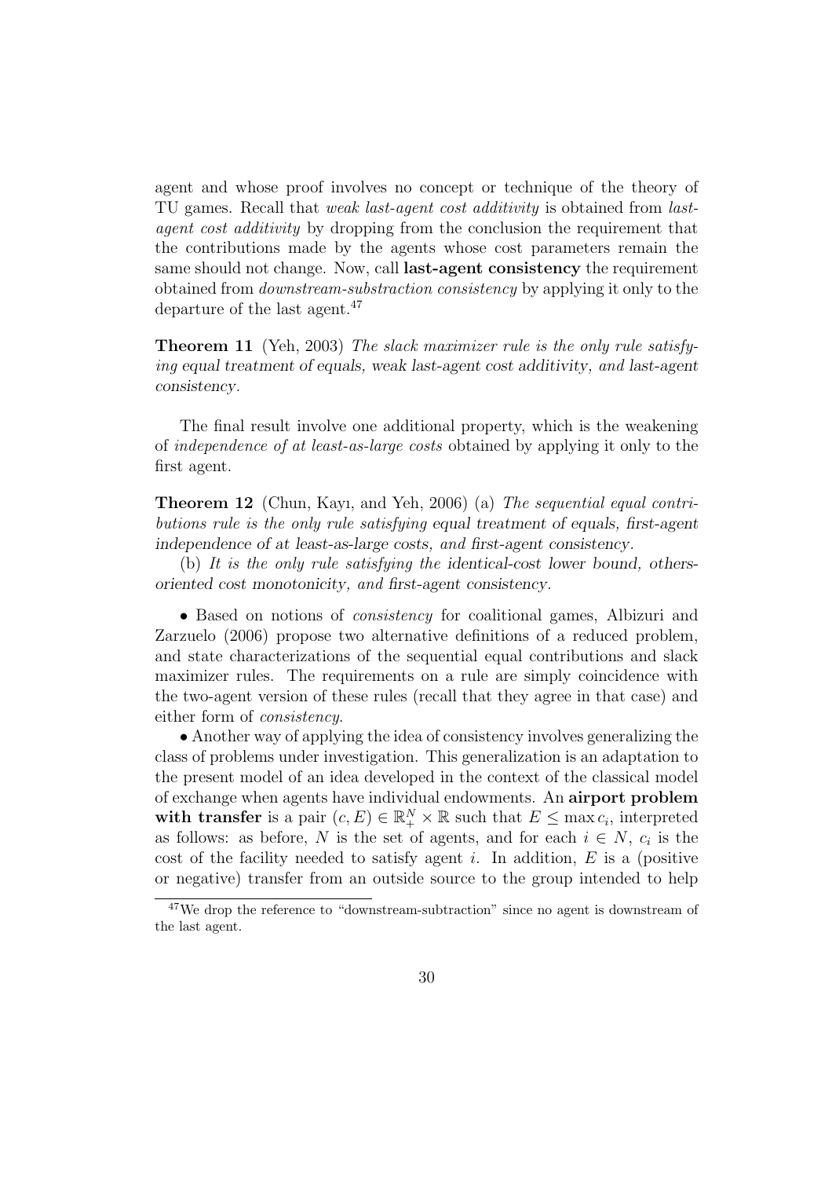agent and whose proof involves no concept or technique of the theory of TU games. Recall that *weak last-agent cost additivity* is obtained from *last-agent cost additivity* by dropping from the conclusion the requirement that the contributions made by the agents whose cost parameters remain the same should not change. Now, call **last-agent consistency** the requirement obtained from *downstream-substraction consistency* by applying it only to the departure of the last agent.[47]

**Theorem 11** (Yeh, 2003) *The slack maximizer rule is the only rule satisfying equal treatment of equals, weak last-agent cost additivity, and last-agent consistency.*

The final result involve one additional property, which is the weakening of *independence of at least-as-large costs* obtained by applying it only to the first agent.

**Theorem 12** (Chun, Kayı, and Yeh, 2006) (a) *The sequential equal contributions rule is the only rule satisfying equal treatment of equals, first-agent independence of at least-as-large costs, and first-agent consistency.*

(b) *It is the only rule satisfying the identical-cost lower bound, others-oriented cost monotonicity, and first-agent consistency.*

• Based on notions of *consistency* for coalitional games, Albizuri and Zarzuelo (2006) propose two alternative definitions of a reduced problem, and state characterizations of the sequential equal contributions and slack maximizer rules. The requirements on a rule are simply coincidence with the two-agent version of these rules (recall that they agree in that case) and either form of *consistency*.

• Another way of applying the idea of consistency involves generalizing the class of problems under investigation. This generalization is an adaptation to the present model of an idea developed in the context of the classical model of exchange when agents have individual endowments. An **airport problem with transfer** is a pair $(c, E) \in \mathbb{R}^N_+ \times \mathbb{R}$ such that $E \leq \max c_i$, interpreted as follows: as before, $N$ is the set of agents, and for each $i \in N$, $c_i$ is the cost of the facility needed to satisfy agent $i$. In addition, $E$ is a (positive or negative) transfer from an outside source to the group intended to help

[47] We drop the reference to "downstream-subtraction" since no agent is downstream of the last agent.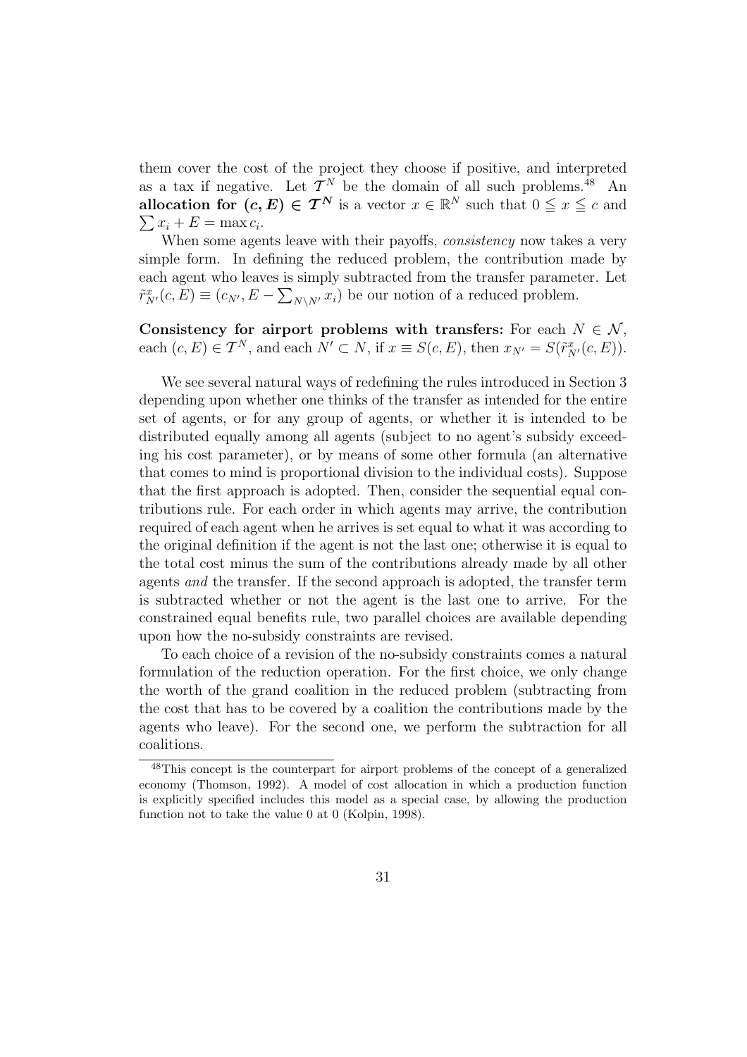them cover the cost of the project they choose if positive, and interpreted as a tax if negative. Let $\mathcal{T}^N$ be the domain of all such problems.[48] An **allocation for $(c, E) \in \mathcal{T}^N$** is a vector $x \in \mathbb{R}^N$ such that $0 \leqq x \leqq c$ and $\sum x_i + E = \max c_i$.

When some agents leave with their payoffs, *consistency* now takes a very simple form. In defining the reduced problem, the contribution made by each agent who leaves is simply subtracted from the transfer parameter. Let $\tilde{r}^x_{N'}(c, E) \equiv (c_{N'}, E - \sum_{N \setminus N'} x_i)$ be our notion of a reduced problem.

**Consistency for airport problems with transfers:** For each $N \in \mathcal{N}$, each $(c, E) \in \mathcal{T}^N$, and each $N' \subset N$, if $x \equiv S(c, E)$, then $x_{N'} = S(\tilde{r}^x_{N'}(c, E))$.

We see several natural ways of redefining the rules introduced in Section 3 depending upon whether one thinks of the transfer as intended for the entire set of agents, or for any group of agents, or whether it is intended to be distributed equally among all agents (subject to no agent's subsidy exceeding his cost parameter), or by means of some other formula (an alternative that comes to mind is proportional division to the individual costs). Suppose that the first approach is adopted. Then, consider the sequential equal contributions rule. For each order in which agents may arrive, the contribution required of each agent when he arrives is set equal to what it was according to the original definition if the agent is not the last one; otherwise it is equal to the total cost minus the sum of the contributions already made by all other agents *and* the transfer. If the second approach is adopted, the transfer term is subtracted whether or not the agent is the last one to arrive. For the constrained equal benefits rule, two parallel choices are available depending upon how the no-subsidy constraints are revised.

To each choice of a revision of the no-subsidy constraints comes a natural formulation of the reduction operation. For the first choice, we only change the worth of the grand coalition in the reduced problem (subtracting from the cost that has to be covered by a coalition the contributions made by the agents who leave). For the second one, we perform the subtraction for all coalitions.

[48] This concept is the counterpart for airport problems of the concept of a generalized economy (Thomson, 1992). A model of cost allocation in which a production function is explicitly specified includes this model as a special case, by allowing the production function not to take the value 0 at 0 (Kolpin, 1998).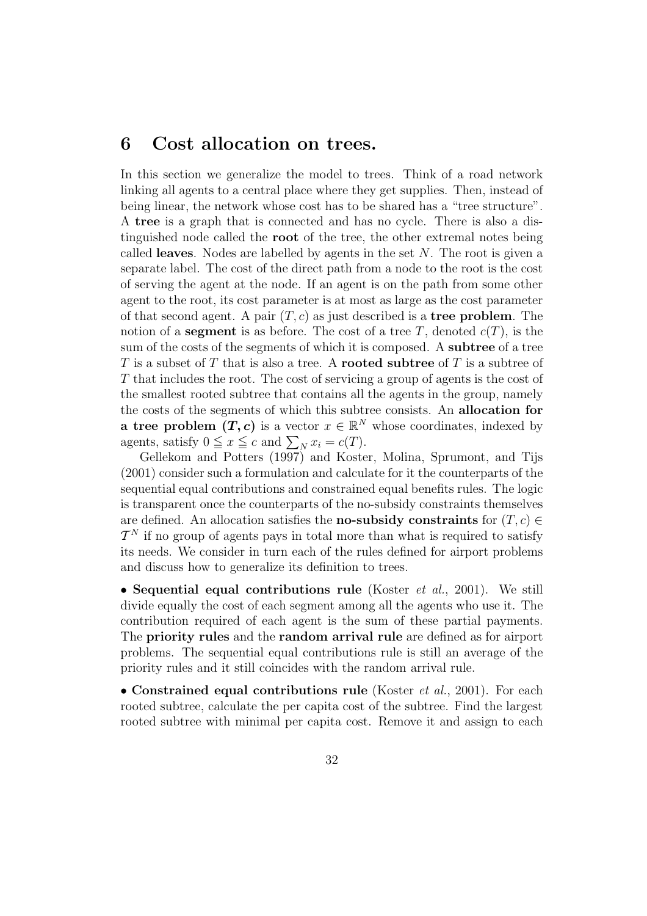# 6 Cost allocation on trees.

In this section we generalize the model to trees. Think of a road network linking all agents to a central place where they get supplies. Then, instead of being linear, the network whose cost has to be shared has a "tree structure". A **tree** is a graph that is connected and has no cycle. There is also a distinguished node called the **root** of the tree, the other extremal notes being called **leaves**. Nodes are labelled by agents in the set $N$. The root is given a separate label. The cost of the direct path from a node to the root is the cost of serving the agent at the node. If an agent is on the path from some other agent to the root, its cost parameter is at most as large as the cost parameter of that second agent. A pair $(T, c)$ as just described is a **tree problem**. The notion of a **segment** is as before. The cost of a tree $T$, denoted $c(T)$, is the sum of the costs of the segments of which it is composed. A **subtree** of a tree $T$ is a subset of $T$ that is also a tree. A **rooted subtree** of $T$ is a subtree of $T$ that includes the root. The cost of servicing a group of agents is the cost of the smallest rooted subtree that contains all the agents in the group, namely the costs of the segments of which this subtree consists. An **allocation for a tree problem $(T, c)$** is a vector $x \in \mathbb{R}^N$ whose coordinates, indexed by agents, satisfy $0 \leqq x \leqq c$ and $\sum_N x_i = c(T)$.

Gellekom and Potters (1997) and Koster, Molina, Sprumont, and Tijs (2001) consider such a formulation and calculate for it the counterparts of the sequential equal contributions and constrained equal benefits rules. The logic is transparent once the counterparts of the no-subsidy constraints themselves are defined. An allocation satisfies the **no-subsidy constraints** for $(T, c) \in \mathcal{T}^N$ if no group of agents pays in total more than what is required to satisfy its needs. We consider in turn each of the rules defined for airport problems and discuss how to generalize its definition to trees.

• **Sequential equal contributions rule** (Koster *et al.*, 2001). We still divide equally the cost of each segment among all the agents who use it. The contribution required of each agent is the sum of these partial payments. The **priority rules** and the **random arrival rule** are defined as for airport problems. The sequential equal contributions rule is still an average of the priority rules and it still coincides with the random arrival rule.

• **Constrained equal contributions rule** (Koster *et al.*, 2001). For each rooted subtree, calculate the per capita cost of the subtree. Find the largest rooted subtree with minimal per capita cost. Remove it and assign to each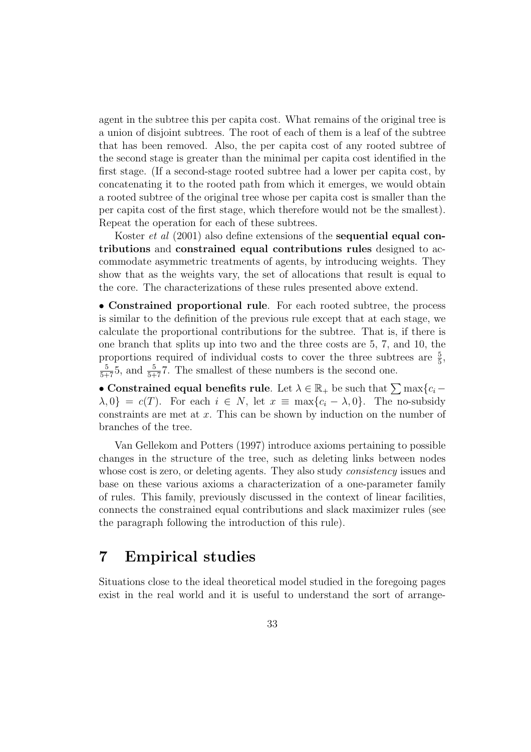agent in the subtree this per capita cost. What remains of the original tree is a union of disjoint subtrees. The root of each of them is a leaf of the subtree that has been removed. Also, the per capita cost of any rooted subtree of the second stage is greater than the minimal per capita cost identified in the first stage. (If a second-stage rooted subtree had a lower per capita cost, by concatenating it to the rooted path from which it emerges, we would obtain a rooted subtree of the original tree whose per capita cost is smaller than the per capita cost of the first stage, which therefore would not be the smallest). Repeat the operation for each of these subtrees.

Koster *et al* (2001) also define extensions of the **sequential equal contributions** and **constrained equal contributions rules** designed to accommodate asymmetric treatments of agents, by introducing weights. They show that as the weights vary, the set of allocations that result is equal to the core. The characterizations of these rules presented above extend.

• **Constrained proportional rule**. For each rooted subtree, the process is similar to the definition of the previous rule except that at each stage, we calculate the proportional contributions for the subtree. That is, if there is one branch that splits up into two and the three costs are 5, 7, and 10, the proportions required of individual costs to cover the three subtrees are $\frac{5}{5}$, $\frac{5}{5+7}5$, and $\frac{5}{5+7}7$. The smallest of these numbers is the second one.

• **Constrained equal benefits rule**. Let $\lambda \in \mathbb{R}_+$ be such that $\sum \max\{c_i - \lambda, 0\} = c(T)$. For each $i \in N$, let $x \equiv \max\{c_i - \lambda, 0\}$. The no-subsidy constraints are met at $x$. This can be shown by induction on the number of branches of the tree.

Van Gellekom and Potters (1997) introduce axioms pertaining to possible changes in the structure of the tree, such as deleting links between nodes whose cost is zero, or deleting agents. They also study *consistency* issues and base on these various axioms a characterization of a one-parameter family of rules. This family, previously discussed in the context of linear facilities, connects the constrained equal contributions and slack maximizer rules (see the paragraph following the introduction of this rule).

# 7 Empirical studies

Situations close to the ideal theoretical model studied in the foregoing pages exist in the real world and it is useful to understand the sort of arrange-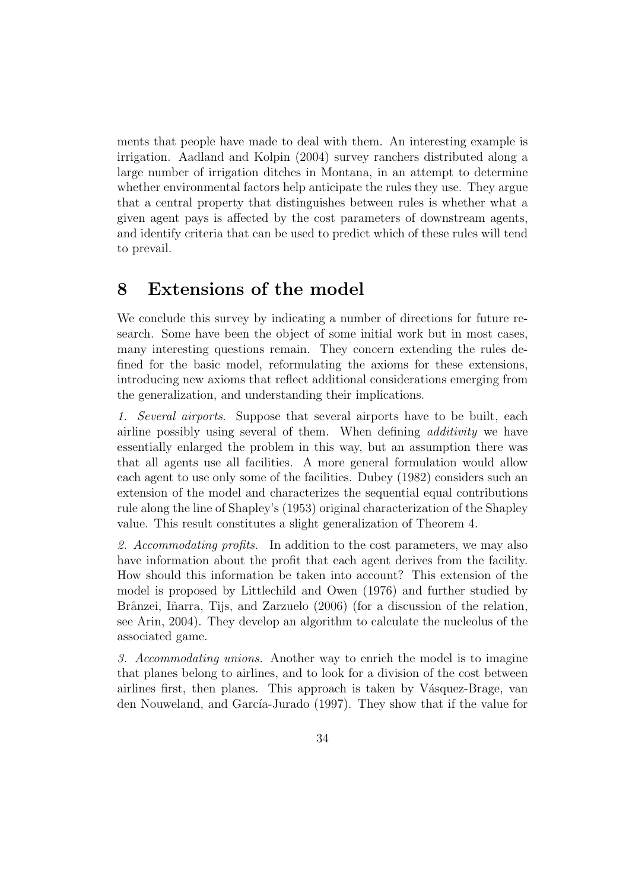ments that people have made to deal with them. An interesting example is irrigation. Aadland and Kolpin (2004) survey ranchers distributed along a large number of irrigation ditches in Montana, in an attempt to determine whether environmental factors help anticipate the rules they use. They argue that a central property that distinguishes between rules is whether what a given agent pays is affected by the cost parameters of downstream agents, and identify criteria that can be used to predict which of these rules will tend to prevail.

# 8 Extensions of the model

We conclude this survey by indicating a number of directions for future research. Some have been the object of some initial work but in most cases, many interesting questions remain. They concern extending the rules defined for the basic model, reformulating the axioms for these extensions, introducing new axioms that reflect additional considerations emerging from the generalization, and understanding their implications.

*1. Several airports.* Suppose that several airports have to be built, each airline possibly using several of them. When defining *additivity* we have essentially enlarged the problem in this way, but an assumption there was that all agents use all facilities. A more general formulation would allow each agent to use only some of the facilities. Dubey (1982) considers such an extension of the model and characterizes the sequential equal contributions rule along the line of Shapley's (1953) original characterization of the Shapley value. This result constitutes a slight generalization of Theorem 4.

*2. Accommodating profits.* In addition to the cost parameters, we may also have information about the profit that each agent derives from the facility. How should this information be taken into account? This extension of the model is proposed by Littlechild and Owen (1976) and further studied by Brânzei, Iñarra, Tijs, and Zarzuelo (2006) (for a discussion of the relation, see Arin, 2004). They develop an algorithm to calculate the nucleolus of the associated game.

*3. Accommodating unions.* Another way to enrich the model is to imagine that planes belong to airlines, and to look for a division of the cost between airlines first, then planes. This approach is taken by Vásquez-Brage, van den Nouweland, and García-Jurado (1997). They show that if the value for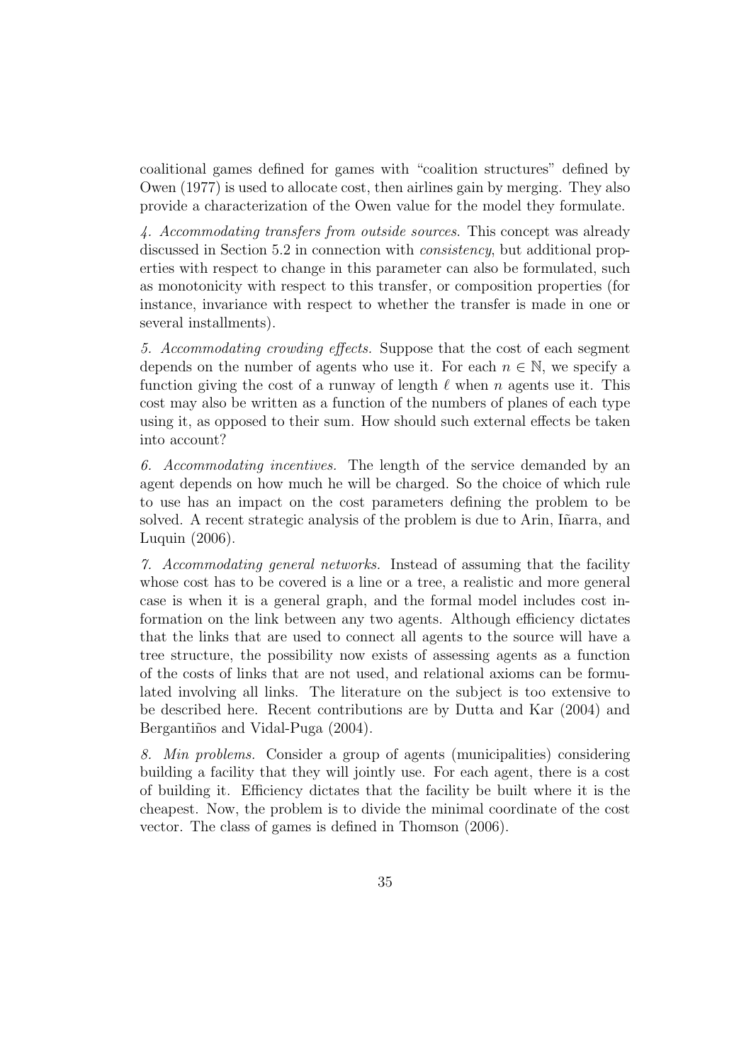coalitional games defined for games with "coalition structures" defined by Owen (1977) is used to allocate cost, then airlines gain by merging. They also provide a characterization of the Owen value for the model they formulate.

*4. Accommodating transfers from outside sources.* This concept was already discussed in Section 5.2 in connection with *consistency*, but additional properties with respect to change in this parameter can also be formulated, such as monotonicity with respect to this transfer, or composition properties (for instance, invariance with respect to whether the transfer is made in one or several installments).

*5. Accommodating crowding effects.* Suppose that the cost of each segment depends on the number of agents who use it. For each $n \in \mathbb{N}$, we specify a function giving the cost of a runway of length $\ell$ when $n$ agents use it. This cost may also be written as a function of the numbers of planes of each type using it, as opposed to their sum. How should such external effects be taken into account?

*6. Accommodating incentives.* The length of the service demanded by an agent depends on how much he will be charged. So the choice of which rule to use has an impact on the cost parameters defining the problem to be solved. A recent strategic analysis of the problem is due to Arin, Iñarra, and Luquin (2006).

*7. Accommodating general networks.* Instead of assuming that the facility whose cost has to be covered is a line or a tree, a realistic and more general case is when it is a general graph, and the formal model includes cost information on the link between any two agents. Although efficiency dictates that the links that are used to connect all agents to the source will have a tree structure, the possibility now exists of assessing agents as a function of the costs of links that are not used, and relational axioms can be formulated involving all links. The literature on the subject is too extensive to be described here. Recent contributions are by Dutta and Kar (2004) and Bergantiños and Vidal-Puga (2004).

*8. Min problems.* Consider a group of agents (municipalities) considering building a facility that they will jointly use. For each agent, there is a cost of building it. Efficiency dictates that the facility be built where it is the cheapest. Now, the problem is to divide the minimal coordinate of the cost vector. The class of games is defined in Thomson (2006).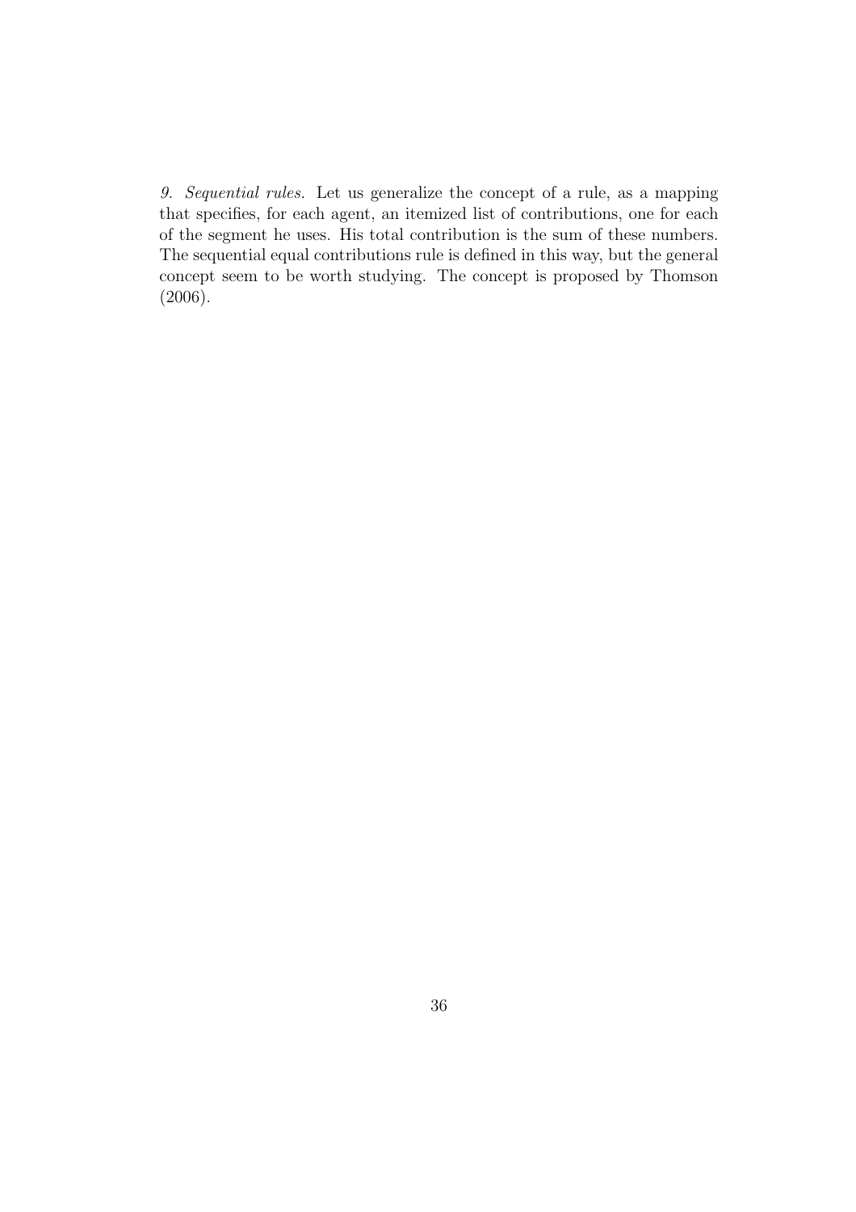*9. Sequential rules.* Let us generalize the concept of a rule, as a mapping that specifies, for each agent, an itemized list of contributions, one for each of the segment he uses. His total contribution is the sum of these numbers. The sequential equal contributions rule is defined in this way, but the general concept seem to be worth studying. The concept is proposed by Thomson (2006).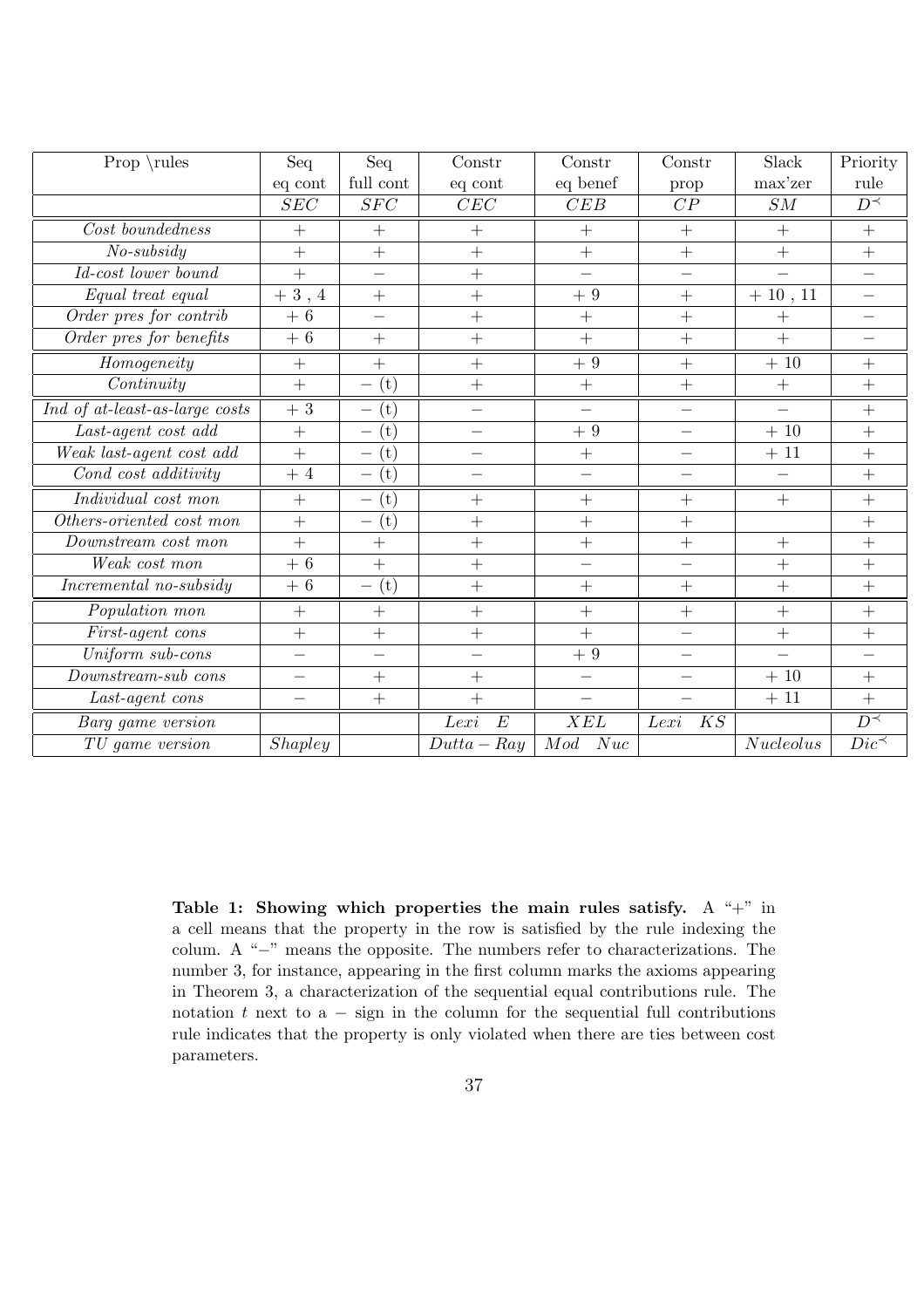| Prop \rules | Seq eq cont | Seq full cont | Constr eq cont | Constr eq benef | Constr prop | Slack max'zer | Priority rule |
|---|---|---|---|---|---|---|---|
| | $SEC$ | $SFC$ | $CEC$ | $CEB$ | $CP$ | $SM$ | $D^{\prec}$ |
| *Cost boundedness* | $+$ | $+$ | $+$ | $+$ | $+$ | $+$ | $+$ |
| *No-subsidy* | $+$ | $+$ | $+$ | $+$ | $+$ | $+$ | $+$ |
| *Id-cost lower bound* | $+$ | $-$ | $+$ | $-$ | $-$ | $-$ | $-$ |
| *Equal treat equal* | $+$ 3 , 4 | $+$ | $+$ | $+$ 9 | $+$ | $+$ 10 , 11 | $-$ |
| *Order pres for contrib* | $+$ 6 | $-$ | $+$ | $+$ | $+$ | $+$ | $-$ |
| *Order pres for benefits* | $+$ 6 | $+$ | $+$ | $+$ | $+$ | $+$ | $-$ |
| *Homogeneity* | $+$ | $+$ | $+$ | $+$ 9 | $+$ | $+$ 10 | $+$ |
| *Continuity* | $+$ | $-$ (t) | $+$ | $+$ | $+$ | $+$ | $+$ |
| *Ind of at-least-as-large costs* | $+$ 3 | $-$ (t) | $-$ | $-$ | $-$ | $-$ | $+$ |
| *Last-agent cost add* | $+$ | $-$ (t) | $-$ | $+$ 9 | $-$ | $+$ 10 | $+$ |
| *Weak last-agent cost add* | $+$ | $-$ (t) | $-$ | $+$ | $-$ | $+$ 11 | $+$ |
| *Cond cost additivity* | $+$ 4 | $-$ (t) | $-$ | $-$ | $-$ | $-$ | $+$ |
| *Individual cost mon* | $+$ | $-$ (t) | $+$ | $+$ | $+$ | $+$ | $+$ |
| *Others-oriented cost mon* | $+$ | $-$ (t) | $+$ | $+$ | $+$ | | $+$ |
| *Downstream cost mon* | $+$ | $+$ | $+$ | $+$ | $+$ | $+$ | $+$ |
| *Weak cost mon* | $+$ 6 | $+$ | $+$ | $-$ | $-$ | $+$ | $+$ |
| *Incremental no-subsidy* | $+$ 6 | $-$ (t) | $+$ | $+$ | $+$ | $+$ | $+$ |
| *Population mon* | $+$ | $+$ | $+$ | $+$ | $+$ | $+$ | $+$ |
| *First-agent cons* | $+$ | $+$ | $+$ | $+$ | $-$ | $+$ | $+$ |
| *Uniform sub-cons* | $-$ | $-$ | $-$ | $+$ 9 | $-$ | $-$ | $-$ |
| *Downstream-sub cons* | $-$ | $+$ | $+$ | $-$ | $-$ | $+$ 10 | $+$ |
| *Last-agent cons* | $-$ | $+$ | $+$ | $-$ | $-$ | $+$ 11 | $+$ |
| *Barg game version* | | | *Lexi* $E$ | $XEL$ | *Lexi* $KS$ | | $D^{\prec}$ |
| *TU game version* | *Shapley* | | $Dutta-Ray$ | *Mod Nuc* | | *Nucleolus* | $Dic^{\prec}$ |

**Table 1: Showing which properties the main rules satisfy.** A "+" in a cell means that the property in the row is satisfied by the rule indexing the colum. A "$-$" means the opposite. The numbers refer to characterizations. The number 3, for instance, appearing in the first column marks the axioms appearing in Theorem 3, a characterization of the sequential equal contributions rule. The notation $t$ next to a $-$ sign in the column for the sequential full contributions rule indicates that the property is only violated when there are ties between cost parameters.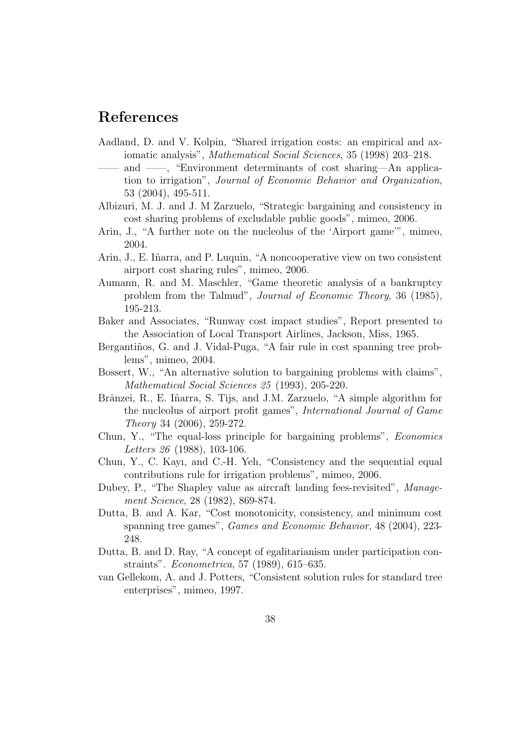## References

Aadland, D. and V. Kolpin, "Shared irrigation costs: an empirical and axiomatic analysis", *Mathematical Social Sciences*, 35 (1998) 203–218.

—— and ——, "Environment determinants of cost sharing—An application to irrigation", *Journal of Economic Behavior and Organization*, 53 (2004), 495-511.

Albizuri, M. J. and J. M Zarzuelo, "Strategic bargaining and consistency in cost sharing problems of excludable public goods", mimeo, 2006.

Arin, J., "A further note on the nucleolus of the 'Airport game'", mimeo, 2004.

Arin, J., E. Iñarra, and P. Luquin, "A noncooperative view on two consistent airport cost sharing rules", mimeo, 2006.

Aumann, R. and M. Maschler, "Game theoretic analysis of a bankruptcy problem from the Talmud", *Journal of Economic Theory*, 36 (1985), 195-213.

Baker and Associates, "Runway cost impact studies", Report presented to the Association of Local Transport Airlines, Jackson, Miss, 1965.

Bergantiños, G. and J. Vidal-Puga, "A fair rule in cost spanning tree problems", mimeo, 2004.

Bossert, W., "An alternative solution to bargaining problems with claims", *Mathematical Social Sciences 25* (1993), 205-220.

Brânzei, R., E. Iñarra, S. Tijs, and J.M. Zarzuelo, "A simple algorithm for the nucleolus of airport profit games", *International Journal of Game Theory* 34 (2006), 259-272.

Chun, Y., "The equal-loss principle for bargaining problems", *Economics Letters 26* (1988), 103-106.

Chun, Y., C. Kayı, and C.-H. Yeh, "Consistency and the sequential equal contributions rule for irrigation problems", mimeo, 2006.

Dubey, P., "The Shapley value as aircraft landing fees-revisited", *Management Science*, 28 (1982), 869-874.

Dutta, B. and A. Kar, "Cost monotonicity, consistency, and minimum cost spanning tree games", *Games and Economic Behavior*, 48 (2004), 223-248.

Dutta, B. and D. Ray, "A concept of egalitarianism under participation constraints". *Econometrica*, 57 (1989), 615–635.

van Gellekom, A. and J. Potters, "Consistent solution rules for standard tree enterprises", mimeo, 1997.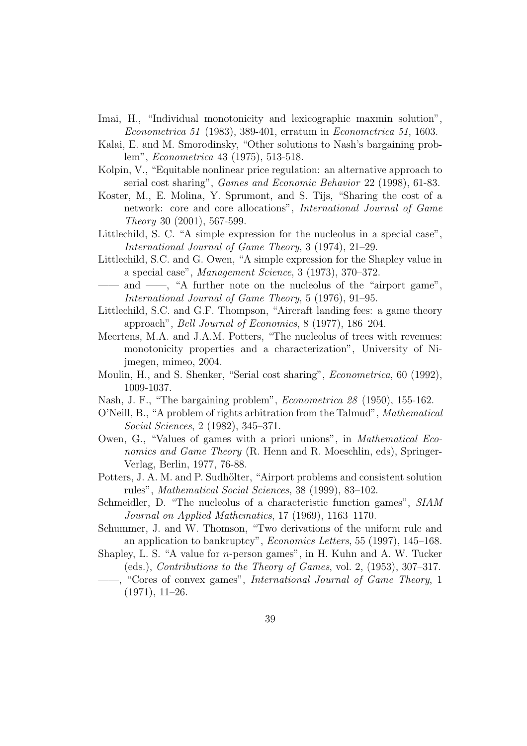Imai, H., "Individual monotonicity and lexicographic maxmin solution", *Econometrica 51* (1983), 389-401, erratum in *Econometrica 51*, 1603.

Kalai, E. and M. Smorodinsky, "Other solutions to Nash's bargaining problem", *Econometrica* 43 (1975), 513-518.

Kolpin, V., "Equitable nonlinear price regulation: an alternative approach to serial cost sharing", *Games and Economic Behavior* 22 (1998), 61-83.

Koster, M., E. Molina, Y. Sprumont, and S. Tijs, "Sharing the cost of a network: core and core allocations", *International Journal of Game Theory* 30 (2001), 567-599.

Littlechild, S. C. "A simple expression for the nucleolus in a special case", *International Journal of Game Theory*, 3 (1974), 21–29.

Littlechild, S.C. and G. Owen, "A simple expression for the Shapley value in a special case", *Management Science*, 3 (1973), 370–372.

—— and ——, "A further note on the nucleolus of the "airport game", *International Journal of Game Theory*, 5 (1976), 91–95.

Littlechild, S.C. and G.F. Thompson, "Aircraft landing fees: a game theory approach", *Bell Journal of Economics*, 8 (1977), 186–204.

Meertens, M.A. and J.A.M. Potters, "The nucleolus of trees with revenues: monotonicity properties and a characterization", University of Nijmegen, mimeo, 2004.

Moulin, H., and S. Shenker, "Serial cost sharing", *Econometrica*, 60 (1992), 1009-1037.

Nash, J. F., "The bargaining problem", *Econometrica 28* (1950), 155-162.

O'Neill, B., "A problem of rights arbitration from the Talmud", *Mathematical Social Sciences*, 2 (1982), 345–371.

Owen, G., "Values of games with a priori unions", in *Mathematical Economics and Game Theory* (R. Henn and R. Moeschlin, eds), Springer-Verlag, Berlin, 1977, 76-88.

Potters, J. A. M. and P. Sudhölter, "Airport problems and consistent solution rules", *Mathematical Social Sciences*, 38 (1999), 83–102.

Schmeidler, D. "The nucleolus of a characteristic function games", *SIAM Journal on Applied Mathematics*, 17 (1969), 1163–1170.

Schummer, J. and W. Thomson, "Two derivations of the uniform rule and an application to bankruptcy", *Economics Letters*, 55 (1997), 145–168.

Shapley, L. S. "A value for $n$-person games", in H. Kuhn and A. W. Tucker (eds.), *Contributions to the Theory of Games*, vol. 2, (1953), 307–317.

——, "Cores of convex games", *International Journal of Game Theory*, 1 (1971), 11–26.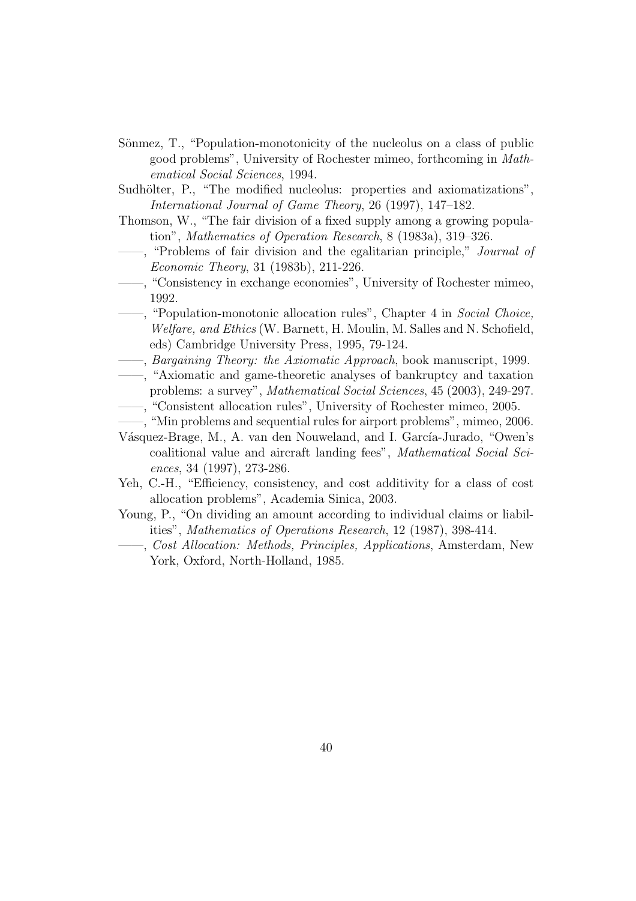Sönmez, T., "Population-monotonicity of the nucleolus on a class of public good problems", University of Rochester mimeo, forthcoming in *Mathematical Social Sciences*, 1994.

Sudhölter, P., "The modified nucleolus: properties and axiomatizations", *International Journal of Game Theory*, 26 (1997), 147–182.

Thomson, W., "The fair division of a fixed supply among a growing population", *Mathematics of Operation Research*, 8 (1983a), 319–326.

——, "Problems of fair division and the egalitarian principle," *Journal of Economic Theory*, 31 (1983b), 211-226.

——, "Consistency in exchange economies", University of Rochester mimeo, 1992.

——, "Population-monotonic allocation rules", Chapter 4 in *Social Choice, Welfare, and Ethics* (W. Barnett, H. Moulin, M. Salles and N. Schofield, eds) Cambridge University Press, 1995, 79-124.

——, *Bargaining Theory: the Axiomatic Approach*, book manuscript, 1999.

——, "Axiomatic and game-theoretic analyses of bankruptcy and taxation problems: a survey", *Mathematical Social Sciences*, 45 (2003), 249-297.

——, "Consistent allocation rules", University of Rochester mimeo, 2005.

——, "Min problems and sequential rules for airport problems", mimeo, 2006.

Vásquez-Brage, M., A. van den Nouweland, and I. García-Jurado, "Owen's coalitional value and aircraft landing fees", *Mathematical Social Sciences*, 34 (1997), 273-286.

Yeh, C.-H., "Efficiency, consistency, and cost additivity for a class of cost allocation problems", Academia Sinica, 2003.

Young, P., "On dividing an amount according to individual claims or liabilities", *Mathematics of Operations Research*, 12 (1987), 398-414.

——, *Cost Allocation: Methods, Principles, Applications*, Amsterdam, New York, Oxford, North-Holland, 1985.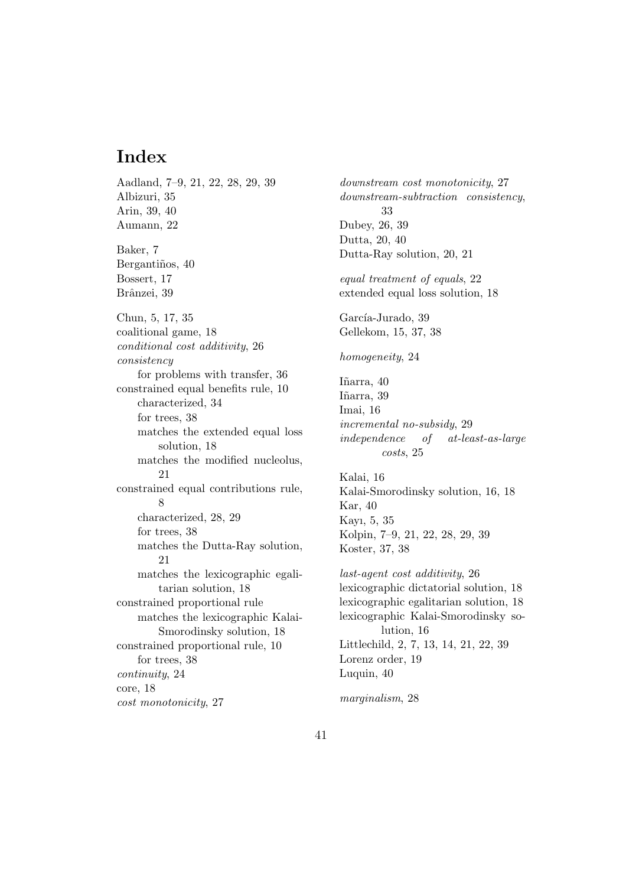# Index

Aadland, 7–9, 21, 22, 28, 29, 39
Albizuri, 35
Arin, 39, 40
Aumann, 22

Baker, 7
Bergantiños, 40
Bossert, 17
Brânzei, 39

Chun, 5, 17, 35
coalitional game, 18
*conditional cost additivity*, 26
*consistency*
 for problems with transfer, 36
constrained equal benefits rule, 10
 characterized, 34
 for trees, 38
 matches the extended equal loss solution, 18
 matches the modified nucleolus, 21
constrained equal contributions rule, 8
 characterized, 28, 29
 for trees, 38
 matches the Dutta-Ray solution, 21
 matches the lexicographic egalitarian solution, 18
constrained proportional rule
 matches the lexicographic Kalai-Smorodinsky solution, 18
constrained proportional rule, 10
 for trees, 38
*continuity*, 24
core, 18
*cost monotonicity*, 27

*downstream cost monotonicity*, 27
*downstream-subtraction consistency*, 33
Dubey, 26, 39
Dutta, 20, 40
Dutta-Ray solution, 20, 21

*equal treatment of equals*, 22
extended equal loss solution, 18

García-Jurado, 39
Gellekom, 15, 37, 38

*homogeneity*, 24

Iñarra, 40
Iñarra, 39
Imai, 16
*incremental no-subsidy*, 29
*independence of at-least-as-large costs*, 25

Kalai, 16
Kalai-Smorodinsky solution, 16, 18
Kar, 40
Kayı, 5, 35
Kolpin, 7–9, 21, 22, 28, 29, 39
Koster, 37, 38

*last-agent cost additivity*, 26
lexicographic dictatorial solution, 18
lexicographic egalitarian solution, 18
lexicographic Kalai-Smorodinsky solution, 16
Littlechild, 2, 7, 13, 14, 21, 22, 39
Lorenz order, 19
Luquin, 40

*marginalism*, 28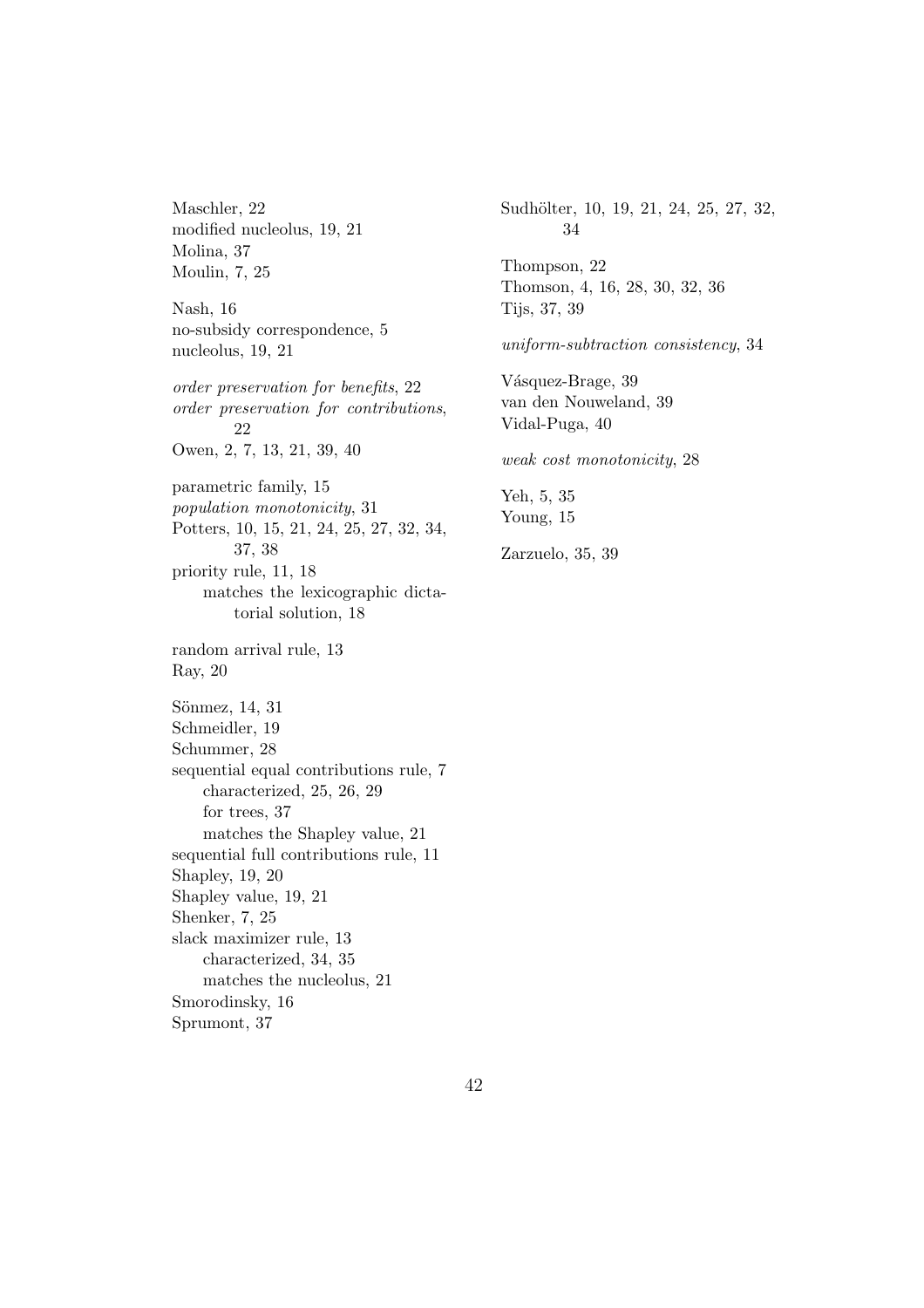Maschler, 22
modified nucleolus, 19, 21
Molina, 37
Moulin, 7, 25

Nash, 16
no-subsidy correspondence, 5
nucleolus, 19, 21

*order preservation for benefits*, 22
*order preservation for contributions*, 22
Owen, 2, 7, 13, 21, 39, 40

parametric family, 15
*population monotonicity*, 31
Potters, 10, 15, 21, 24, 25, 27, 32, 34, 37, 38
priority rule, 11, 18
  matches the lexicographic dictatorial solution, 18

random arrival rule, 13
Ray, 20

Sönmez, 14, 31
Schmeidler, 19
Schummer, 28
sequential equal contributions rule, 7
  characterized, 25, 26, 29
  for trees, 37
  matches the Shapley value, 21
sequential full contributions rule, 11
Shapley, 19, 20
Shapley value, 19, 21
Shenker, 7, 25
slack maximizer rule, 13
  characterized, 34, 35
  matches the nucleolus, 21
Smorodinsky, 16
Sprumont, 37

Sudhölter, 10, 19, 21, 24, 25, 27, 32, 34

Thompson, 22
Thomson, 4, 16, 28, 30, 32, 36
Tijs, 37, 39

*uniform-subtraction consistency*, 34

Vásquez-Brage, 39
van den Nouweland, 39
Vidal-Puga, 40

*weak cost monotonicity*, 28

Yeh, 5, 35
Young, 15

Zarzuelo, 35, 39